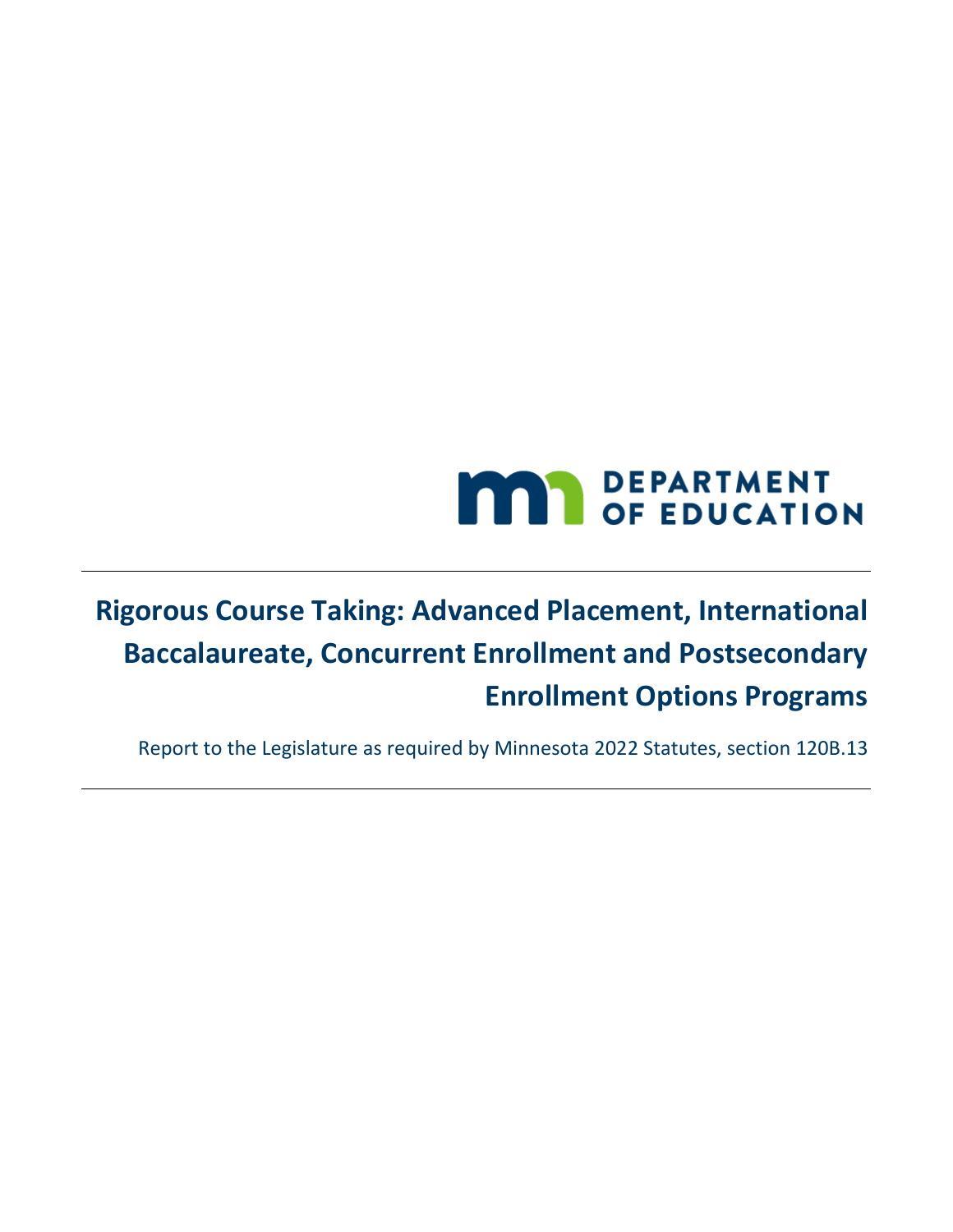DEPARTMENT OF EDUCATION

# Rigorous Course Taking: Advanced Placement, International Baccalaureate, Concurrent Enrollment and Postsecondary Enrollment Options Programs

Report to the Legislature as required by Minnesota 2022 Statutes, section 120B.13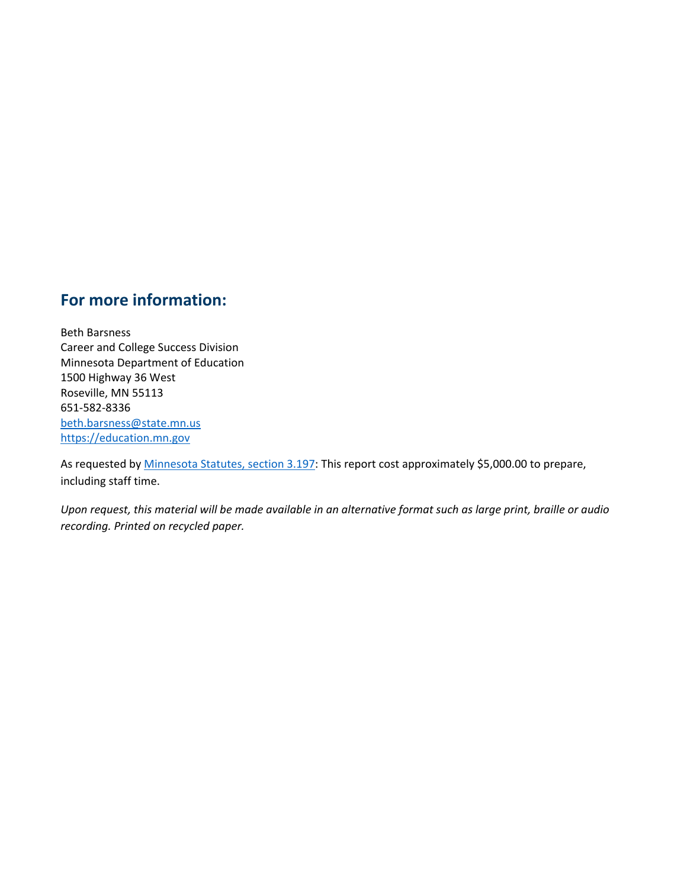## For more information:

Beth Barsness
Career and College Success Division
Minnesota Department of Education
1500 Highway 36 West
Roseville, MN 55113
651-582-8336
[beth.barsness@state.mn.us](mailto:beth.barsness@state.mn.us)
[https://education.mn.gov](https://education.mn.gov)

As requested by [Minnesota Statutes, section 3.197](https://www.revisor.mn.gov/statutes/cite/3.197): This report cost approximately $5,000.00 to prepare, including staff time.

*Upon request, this material will be made available in an alternative format such as large print, braille or audio recording. Printed on recycled paper.*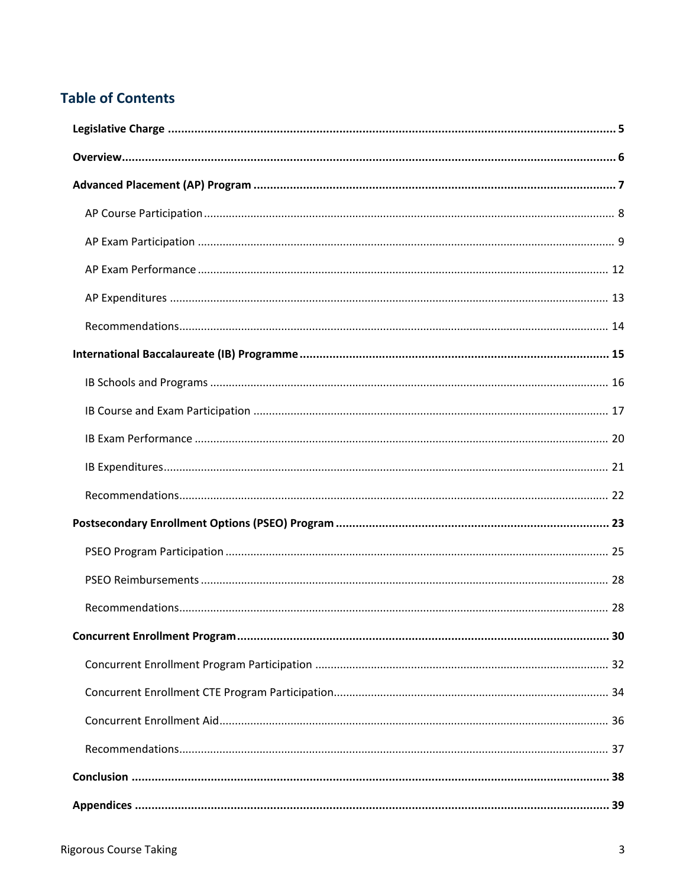## Table of Contents

**Legislative Charge** ........................................................................ **5**

**Overview** ........................................................................ **6**

**Advanced Placement (AP) Program** ........................................................................ **7**

- AP Course Participation ........................................................................ 8
- AP Exam Participation ........................................................................ 9
- AP Exam Performance ........................................................................ 12
- AP Expenditures ........................................................................ 13
- Recommendations ........................................................................ 14

**International Baccalaureate (IB) Programme** ........................................................................ **15**

- IB Schools and Programs ........................................................................ 16
- IB Course and Exam Participation ........................................................................ 17
- IB Exam Performance ........................................................................ 20
- IB Expenditures ........................................................................ 21
- Recommendations ........................................................................ 22

**Postsecondary Enrollment Options (PSEO) Program** ........................................................................ **23**

- PSEO Program Participation ........................................................................ 25
- PSEO Reimbursements ........................................................................ 28
- Recommendations ........................................................................ 28

**Concurrent Enrollment Program** ........................................................................ **30**

- Concurrent Enrollment Program Participation ........................................................................ 32
- Concurrent Enrollment CTE Program Participation ........................................................................ 34
- Concurrent Enrollment Aid ........................................................................ 36
- Recommendations ........................................................................ 37

**Conclusion** ........................................................................ **38**

**Appendices** ........................................................................ **39**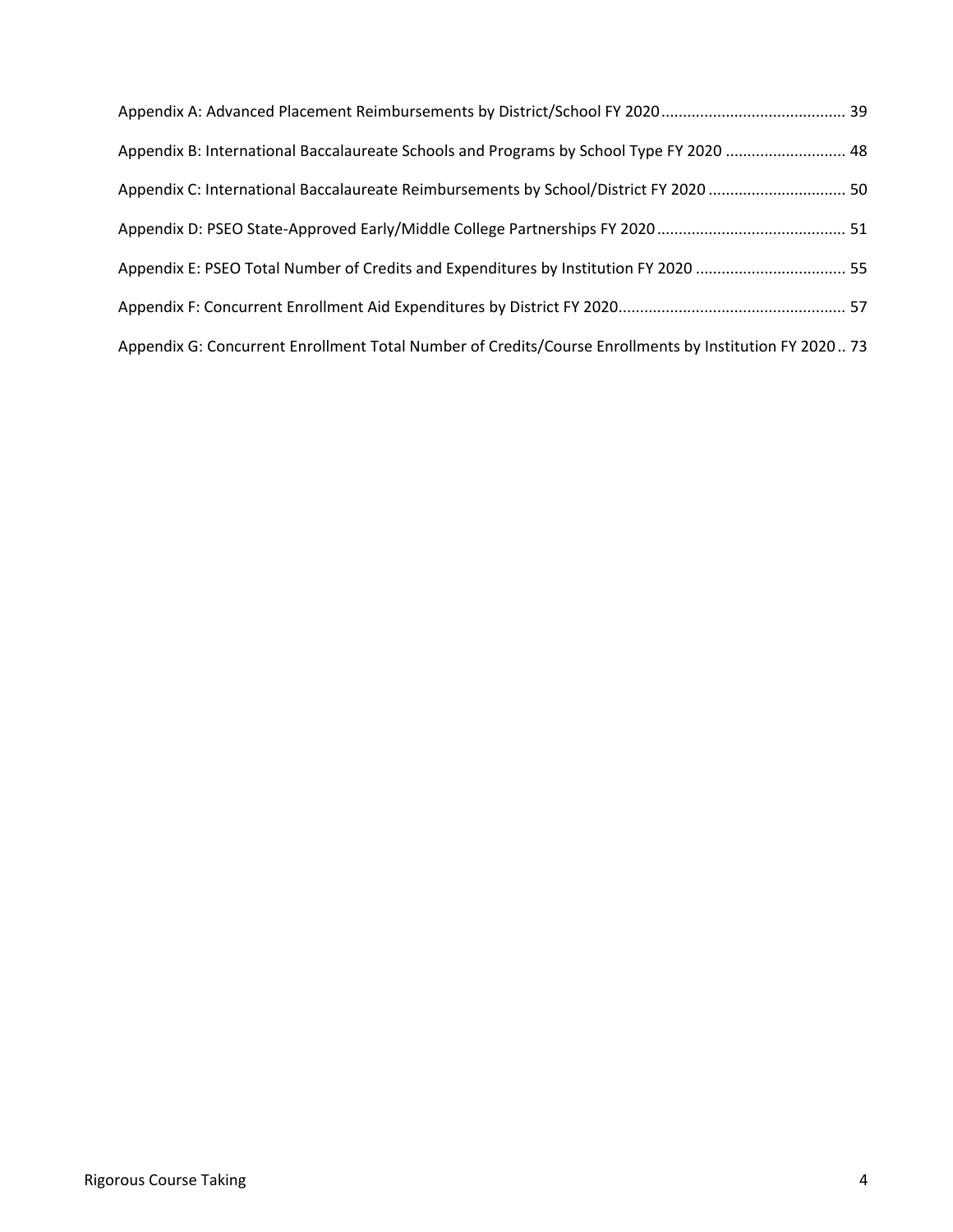Appendix A: Advanced Placement Reimbursements by District/School FY 2020 .......................................... 39

Appendix B: International Baccalaureate Schools and Programs by School Type FY 2020 ........................... 48

Appendix C: International Baccalaureate Reimbursements by School/District FY 2020 ............................... 50

Appendix D: PSEO State-Approved Early/Middle College Partnerships FY 2020 ........................................... 51

Appendix E: PSEO Total Number of Credits and Expenditures by Institution FY 2020 .................................. 55

Appendix F: Concurrent Enrollment Aid Expenditures by District FY 2020.................................................... 57

Appendix G: Concurrent Enrollment Total Number of Credits/Course Enrollments by Institution FY 2020 .. 73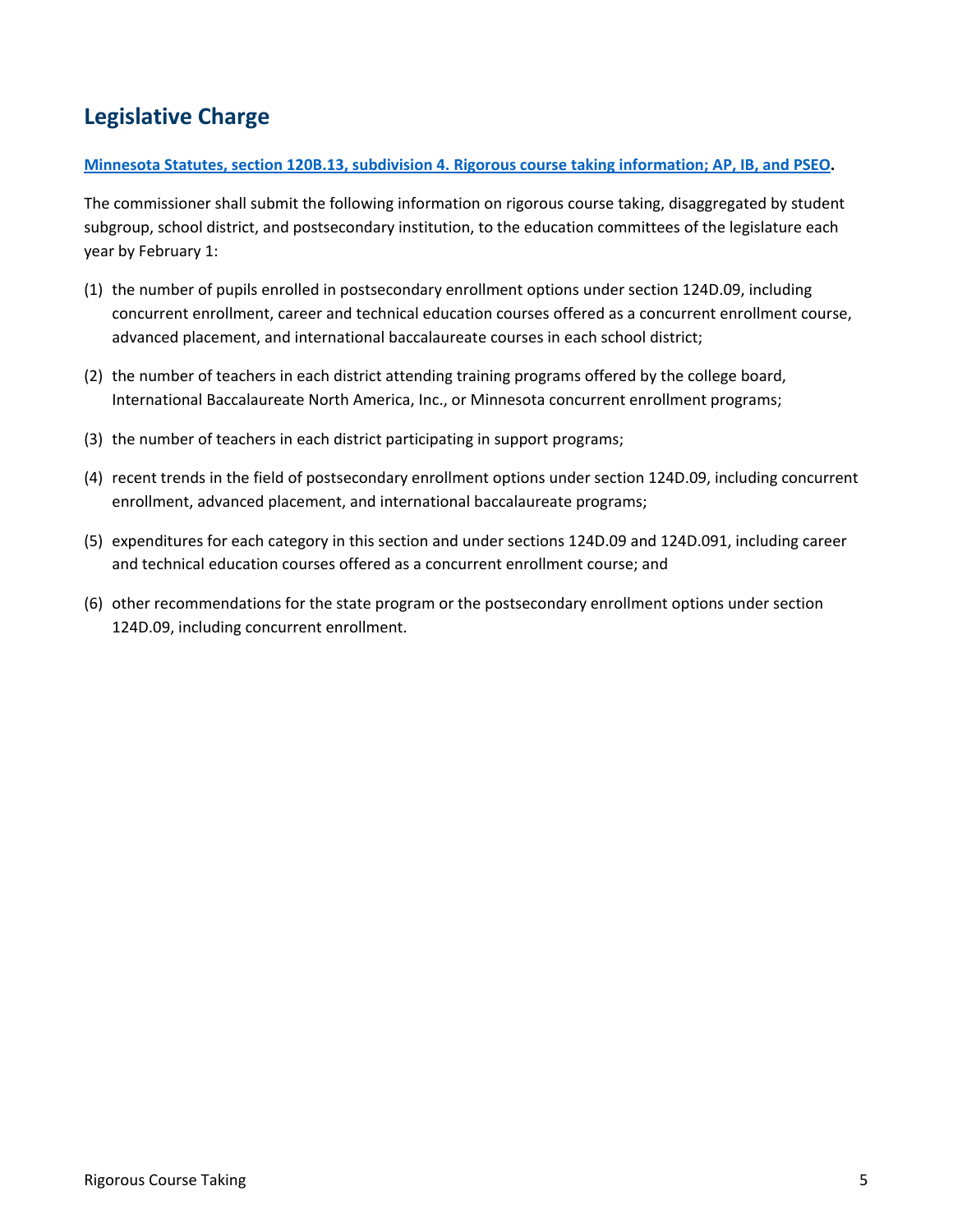## Legislative Charge

**Minnesota Statutes, section 120B.13, subdivision 4. Rigorous course taking information; AP, IB, and PSEO.**

The commissioner shall submit the following information on rigorous course taking, disaggregated by student subgroup, school district, and postsecondary institution, to the education committees of the legislature each year by February 1:

(1) the number of pupils enrolled in postsecondary enrollment options under section 124D.09, including concurrent enrollment, career and technical education courses offered as a concurrent enrollment course, advanced placement, and international baccalaureate courses in each school district;

(2) the number of teachers in each district attending training programs offered by the college board, International Baccalaureate North America, Inc., or Minnesota concurrent enrollment programs;

(3) the number of teachers in each district participating in support programs;

(4) recent trends in the field of postsecondary enrollment options under section 124D.09, including concurrent enrollment, advanced placement, and international baccalaureate programs;

(5) expenditures for each category in this section and under sections 124D.09 and 124D.091, including career and technical education courses offered as a concurrent enrollment course; and

(6) other recommendations for the state program or the postsecondary enrollment options under section 124D.09, including concurrent enrollment.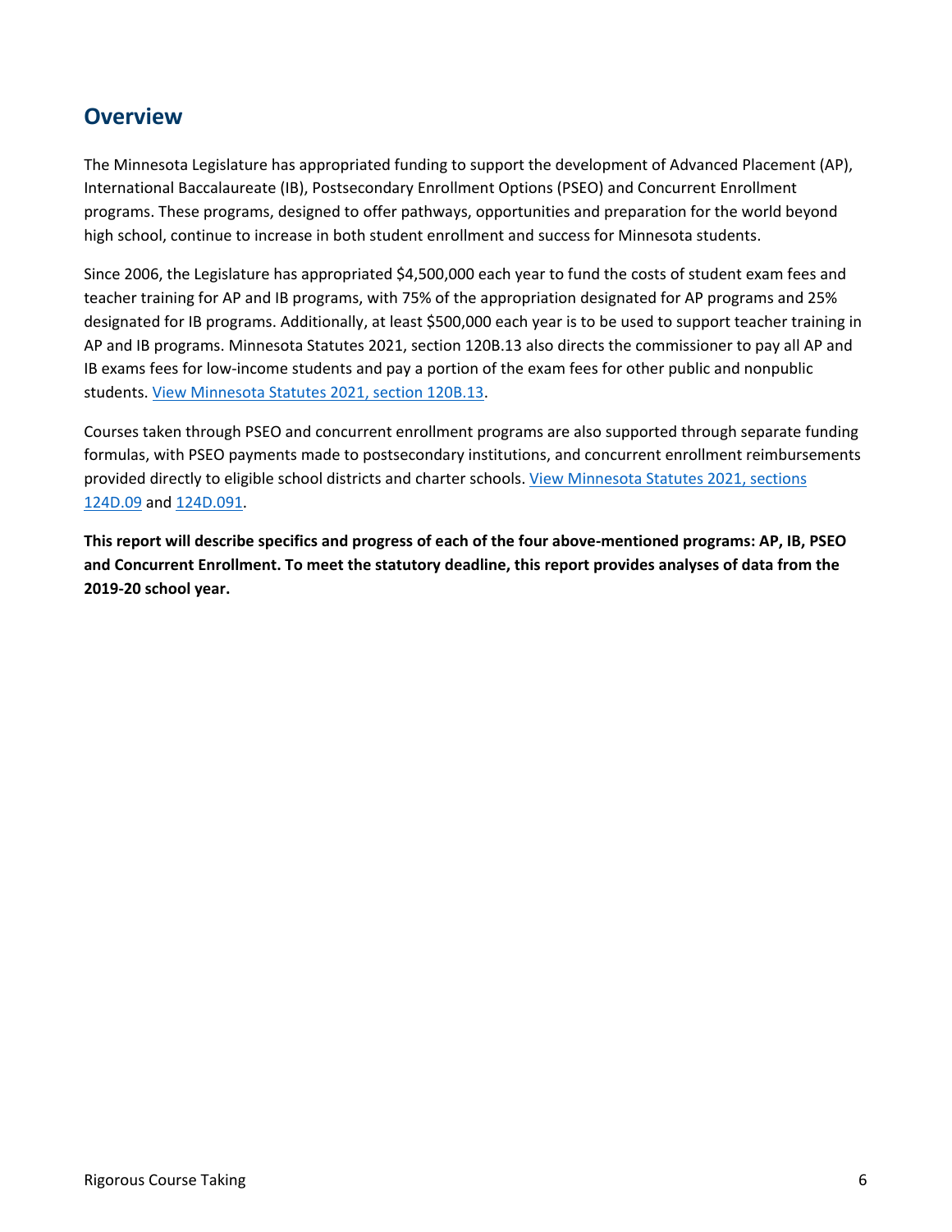## Overview

The Minnesota Legislature has appropriated funding to support the development of Advanced Placement (AP), International Baccalaureate (IB), Postsecondary Enrollment Options (PSEO) and Concurrent Enrollment programs. These programs, designed to offer pathways, opportunities and preparation for the world beyond high school, continue to increase in both student enrollment and success for Minnesota students.

Since 2006, the Legislature has appropriated $4,500,000 each year to fund the costs of student exam fees and teacher training for AP and IB programs, with 75% of the appropriation designated for AP programs and 25% designated for IB programs. Additionally, at least $500,000 each year is to be used to support teacher training in AP and IB programs. Minnesota Statutes 2021, section 120B.13 also directs the commissioner to pay all AP and IB exams fees for low-income students and pay a portion of the exam fees for other public and nonpublic students. View Minnesota Statutes 2021, section 120B.13.

Courses taken through PSEO and concurrent enrollment programs are also supported through separate funding formulas, with PSEO payments made to postsecondary institutions, and concurrent enrollment reimbursements provided directly to eligible school districts and charter schools. View Minnesota Statutes 2021, sections 124D.09 and 124D.091.

**This report will describe specifics and progress of each of the four above-mentioned programs: AP, IB, PSEO and Concurrent Enrollment. To meet the statutory deadline, this report provides analyses of data from the 2019-20 school year.**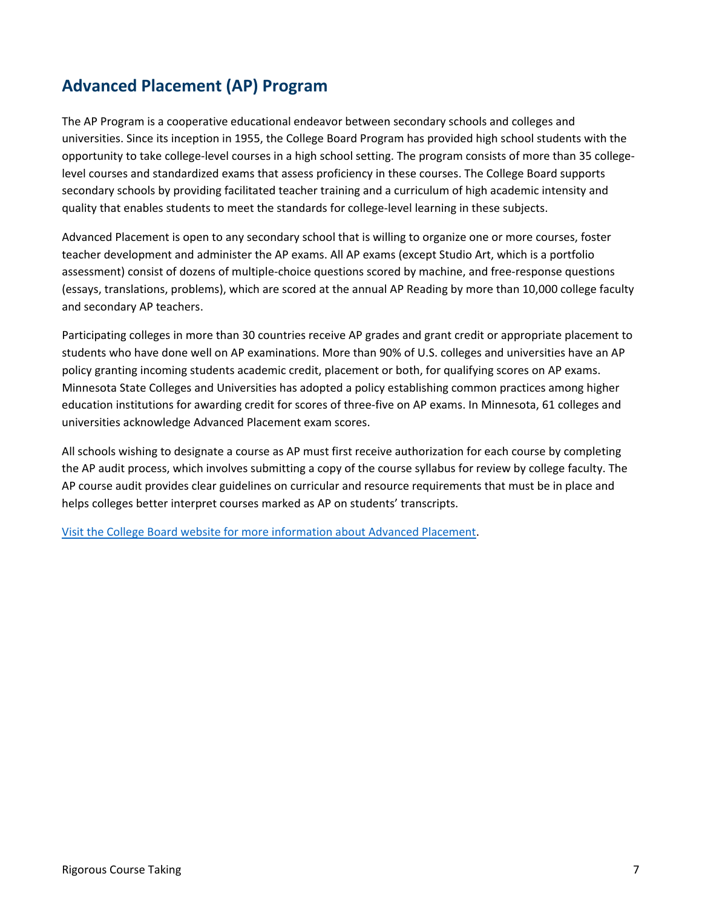## Advanced Placement (AP) Program

The AP Program is a cooperative educational endeavor between secondary schools and colleges and universities. Since its inception in 1955, the College Board Program has provided high school students with the opportunity to take college-level courses in a high school setting. The program consists of more than 35 college-level courses and standardized exams that assess proficiency in these courses. The College Board supports secondary schools by providing facilitated teacher training and a curriculum of high academic intensity and quality that enables students to meet the standards for college-level learning in these subjects.

Advanced Placement is open to any secondary school that is willing to organize one or more courses, foster teacher development and administer the AP exams. All AP exams (except Studio Art, which is a portfolio assessment) consist of dozens of multiple-choice questions scored by machine, and free-response questions (essays, translations, problems), which are scored at the annual AP Reading by more than 10,000 college faculty and secondary AP teachers.

Participating colleges in more than 30 countries receive AP grades and grant credit or appropriate placement to students who have done well on AP examinations. More than 90% of U.S. colleges and universities have an AP policy granting incoming students academic credit, placement or both, for qualifying scores on AP exams. Minnesota State Colleges and Universities has adopted a policy establishing common practices among higher education institutions for awarding credit for scores of three-five on AP exams. In Minnesota, 61 colleges and universities acknowledge Advanced Placement exam scores.

All schools wishing to designate a course as AP must first receive authorization for each course by completing the AP audit process, which involves submitting a copy of the course syllabus for review by college faculty. The AP course audit provides clear guidelines on curricular and resource requirements that must be in place and helps colleges better interpret courses marked as AP on students' transcripts.

Visit the College Board website for more information about Advanced Placement.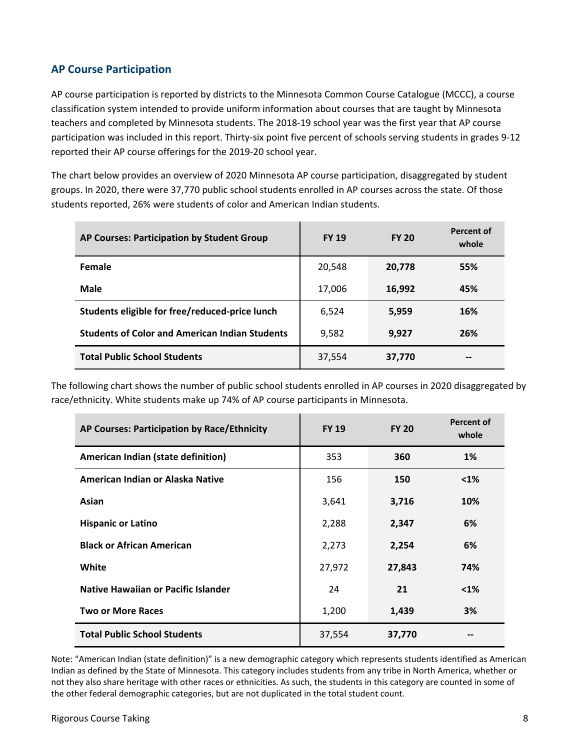## AP Course Participation

AP course participation is reported by districts to the Minnesota Common Course Catalogue (MCCC), a course classification system intended to provide uniform information about courses that are taught by Minnesota teachers and completed by Minnesota students. The 2018-19 school year was the first year that AP course participation was included in this report. Thirty-six point five percent of schools serving students in grades 9-12 reported their AP course offerings for the 2019-20 school year.

The chart below provides an overview of 2020 Minnesota AP course participation, disaggregated by student groups. In 2020, there were 37,770 public school students enrolled in AP courses across the state. Of those students reported, 26% were students of color and American Indian students.

| AP Courses: Participation by Student Group | FY 19 | FY 20 | Percent of whole |
|---|---|---|---|
| **Female** | 20,548 | **20,778** | **55%** |
| **Male** | 17,006 | **16,992** | **45%** |
| **Students eligible for free/reduced-price lunch** | 6,524 | **5,959** | **16%** |
| **Students of Color and American Indian Students** | 9,582 | **9,927** | **26%** |
| **Total Public School Students** | 37,554 | **37,770** | **--** |

The following chart shows the number of public school students enrolled in AP courses in 2020 disaggregated by race/ethnicity. White students make up 74% of AP course participants in Minnesota.

| AP Courses: Participation by Race/Ethnicity | FY 19 | FY 20 | Percent of whole |
|---|---|---|---|
| **American Indian (state definition)** | 353 | **360** | **1%** |
| **American Indian or Alaska Native** | 156 | **150** | **<1%** |
| **Asian** | 3,641 | **3,716** | **10%** |
| **Hispanic or Latino** | 2,288 | **2,347** | **6%** |
| **Black or African American** | 2,273 | **2,254** | **6%** |
| **White** | 27,972 | **27,843** | **74%** |
| **Native Hawaiian or Pacific Islander** | 24 | **21** | **<1%** |
| **Two or More Races** | 1,200 | **1,439** | **3%** |
| **Total Public School Students** | 37,554 | **37,770** | **--** |

Note: "American Indian (state definition)" is a new demographic category which represents students identified as American Indian as defined by the State of Minnesota. This category includes students from any tribe in North America, whether or not they also share heritage with other races or ethnicities. As such, the students in this category are counted in some of the other federal demographic categories, but are not duplicated in the total student count.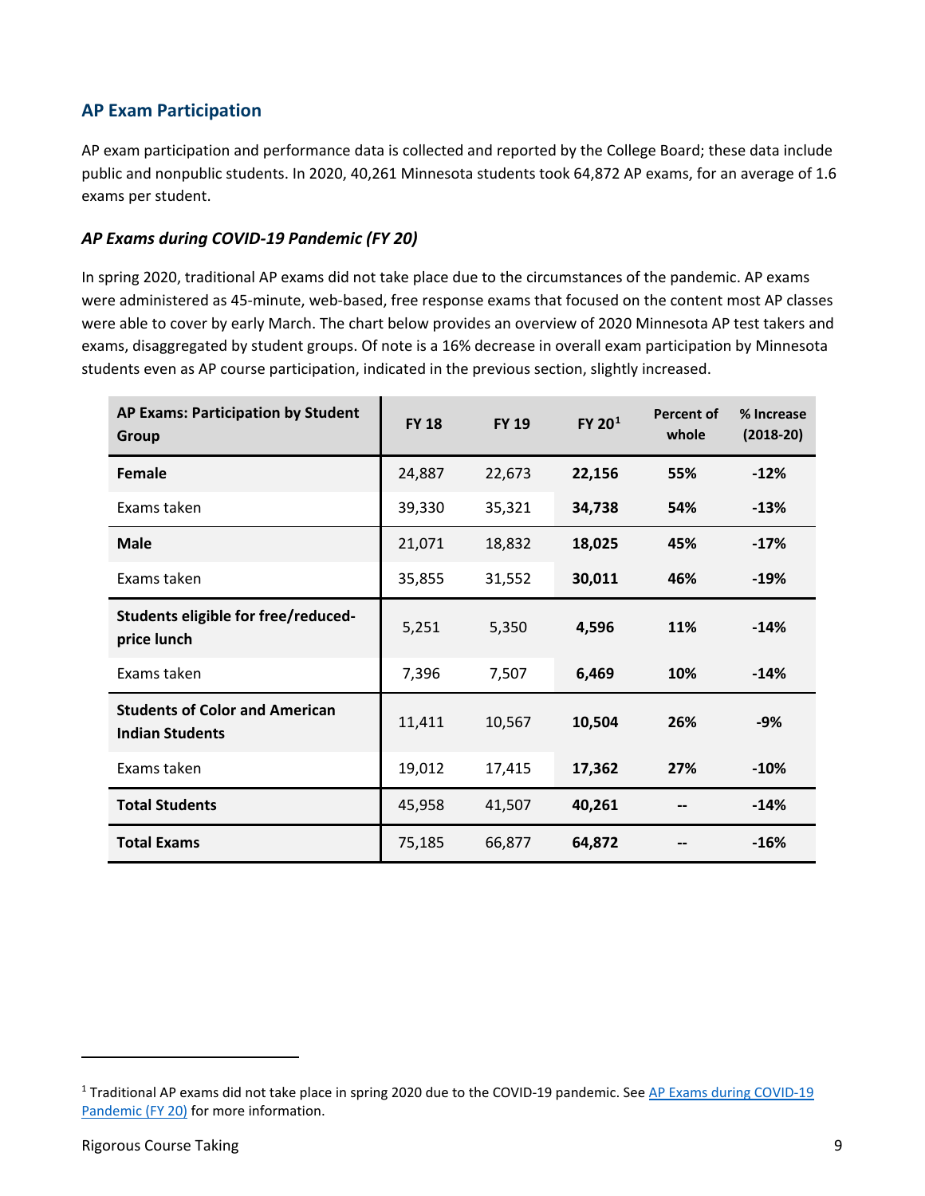## AP Exam Participation

AP exam participation and performance data is collected and reported by the College Board; these data include public and nonpublic students. In 2020, 40,261 Minnesota students took 64,872 AP exams, for an average of 1.6 exams per student.

### *AP Exams during COVID-19 Pandemic (FY 20)*

In spring 2020, traditional AP exams did not take place due to the circumstances of the pandemic. AP exams were administered as 45-minute, web-based, free response exams that focused on the content most AP classes were able to cover by early March. The chart below provides an overview of 2020 Minnesota AP test takers and exams, disaggregated by student groups. Of note is a 16% decrease in overall exam participation by Minnesota students even as AP course participation, indicated in the previous section, slightly increased.

| AP Exams: Participation by Student Group | FY 18 | FY 19 | FY 20[1] | Percent of whole | % Increase (2018-20) |
|---|---|---|---|---|---|
| **Female** | 24,887 | 22,673 | **22,156** | **55%** | **-12%** |
| Exams taken | 39,330 | 35,321 | **34,738** | **54%** | **-13%** |
| **Male** | 21,071 | 18,832 | **18,025** | **45%** | **-17%** |
| Exams taken | 35,855 | 31,552 | **30,011** | **46%** | **-19%** |
| **Students eligible for free/reduced-price lunch** | 5,251 | 5,350 | **4,596** | **11%** | **-14%** |
| Exams taken | 7,396 | 7,507 | **6,469** | **10%** | **-14%** |
| **Students of Color and American Indian Students** | 11,411 | 10,567 | **10,504** | **26%** | **-9%** |
| Exams taken | 19,012 | 17,415 | **17,362** | **27%** | **-10%** |
| **Total Students** | 45,958 | 41,507 | **40,261** | **--** | **-14%** |
| **Total Exams** | 75,185 | 66,877 | **64,872** | **--** | **-16%** |

[1] Traditional AP exams did not take place in spring 2020 due to the COVID-19 pandemic. See AP Exams during COVID-19 Pandemic (FY 20) for more information.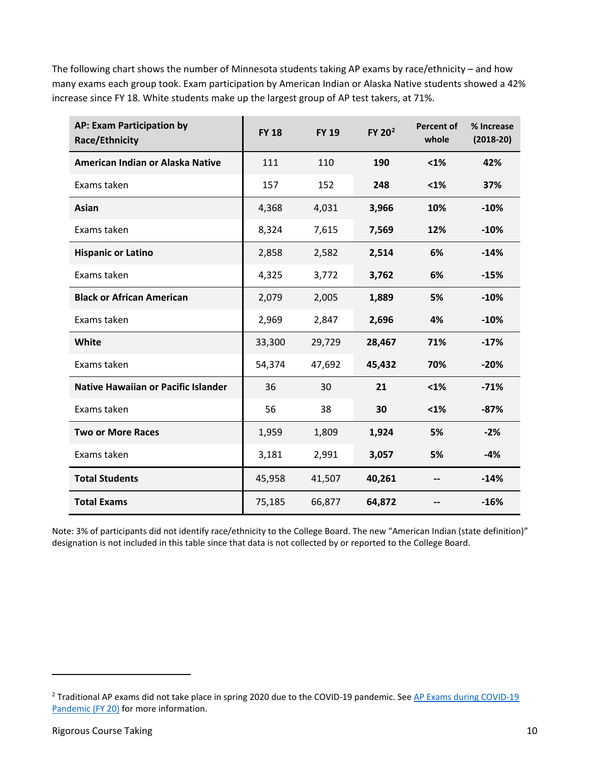The following chart shows the number of Minnesota students taking AP exams by race/ethnicity – and how many exams each group took. Exam participation by American Indian or Alaska Native students showed a 42% increase since FY 18. White students make up the largest group of AP test takers, at 71%.

| AP: Exam Participation by Race/Ethnicity | FY 18 | FY 19 | FY 20[2] | Percent of whole | % Increase (2018-20) |
|---|---|---|---|---|---|
| **American Indian or Alaska Native** | 111 | 110 | **190** | **<1%** | **42%** |
| Exams taken | 157 | 152 | **248** | **<1%** | **37%** |
| **Asian** | 4,368 | 4,031 | **3,966** | **10%** | **-10%** |
| Exams taken | 8,324 | 7,615 | **7,569** | **12%** | **-10%** |
| **Hispanic or Latino** | 2,858 | 2,582 | **2,514** | **6%** | **-14%** |
| Exams taken | 4,325 | 3,772 | **3,762** | **6%** | **-15%** |
| **Black or African American** | 2,079 | 2,005 | **1,889** | **5%** | **-10%** |
| Exams taken | 2,969 | 2,847 | **2,696** | **4%** | **-10%** |
| **White** | 33,300 | 29,729 | **28,467** | **71%** | **-17%** |
| Exams taken | 54,374 | 47,692 | **45,432** | **70%** | **-20%** |
| **Native Hawaiian or Pacific Islander** | 36 | 30 | **21** | **<1%** | **-71%** |
| Exams taken | 56 | 38 | **30** | **<1%** | **-87%** |
| **Two or More Races** | 1,959 | 1,809 | **1,924** | **5%** | **-2%** |
| Exams taken | 3,181 | 2,991 | **3,057** | **5%** | **-4%** |
| **Total Students** | 45,958 | 41,507 | **40,261** | **--** | **-14%** |
| **Total Exams** | 75,185 | 66,877 | **64,872** | **--** | **-16%** |

Note: 3% of participants did not identify race/ethnicity to the College Board. The new "American Indian (state definition)" designation is not included in this table since that data is not collected by or reported to the College Board.

[2] Traditional AP exams did not take place in spring 2020 due to the COVID-19 pandemic. See AP Exams during COVID-19 Pandemic (FY 20) for more information.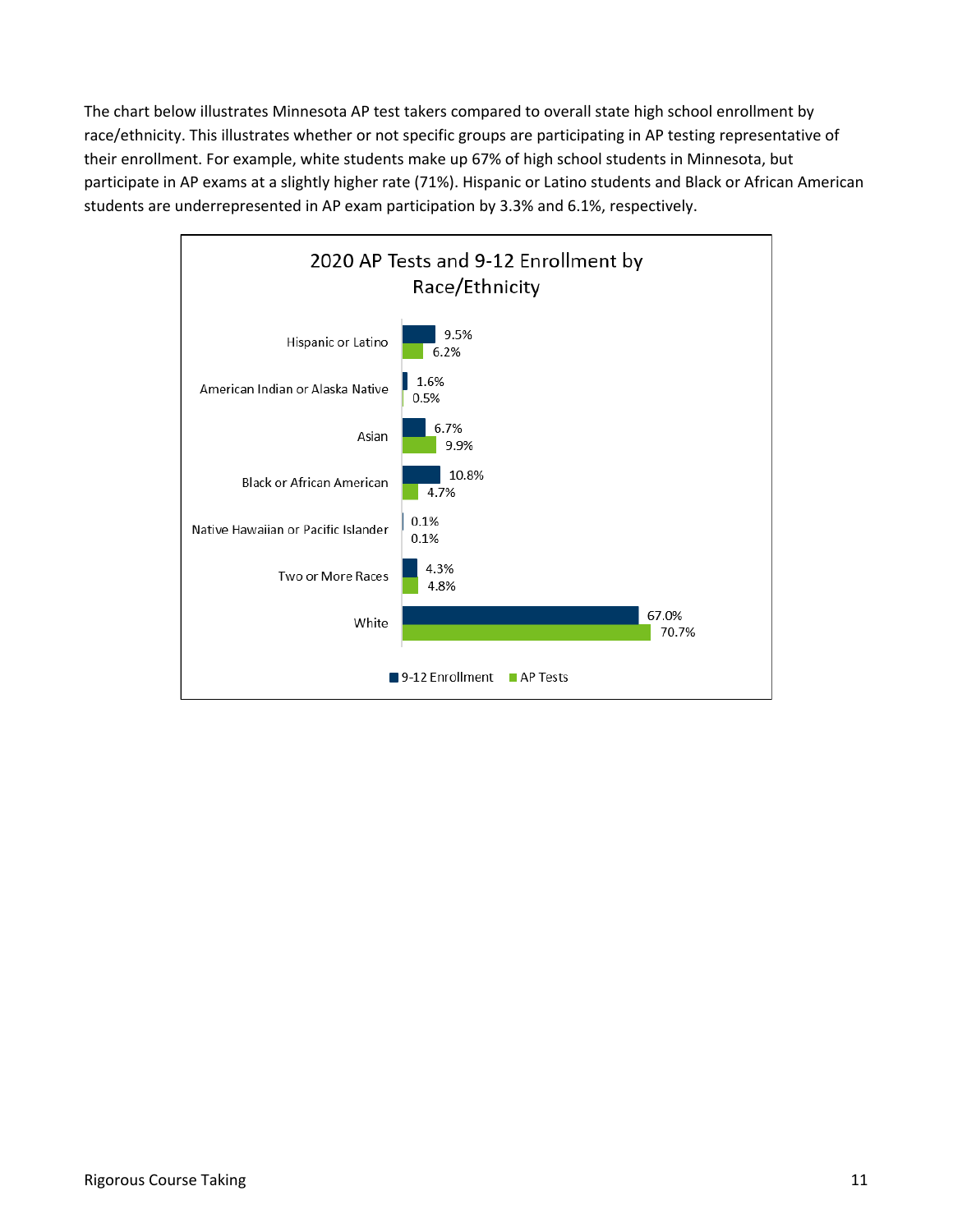The chart below illustrates Minnesota AP test takers compared to overall state high school enrollment by race/ethnicity. This illustrates whether or not specific groups are participating in AP testing representative of their enrollment. For example, white students make up 67% of high school students in Minnesota, but participate in AP exams at a slightly higher rate (71%). Hispanic or Latino students and Black or African American students are underrepresented in AP exam participation by 3.3% and 6.1%, respectively.

**2020 AP Tests and 9-12 Enrollment by Race/Ethnicity**

| Race/Ethnicity | 9-12 Enrollment | AP Tests |
|---|---|---|
| Hispanic or Latino | 9.5% | 6.2% |
| American Indian or Alaska Native | 1.6% | 0.5% |
| Asian | 6.7% | 9.9% |
| Black or African American | 10.8% | 4.7% |
| Native Hawaiian or Pacific Islander | 0.1% | 0.1% |
| Two or More Races | 4.3% | 4.8% |
| White | 67.0% | 70.7% |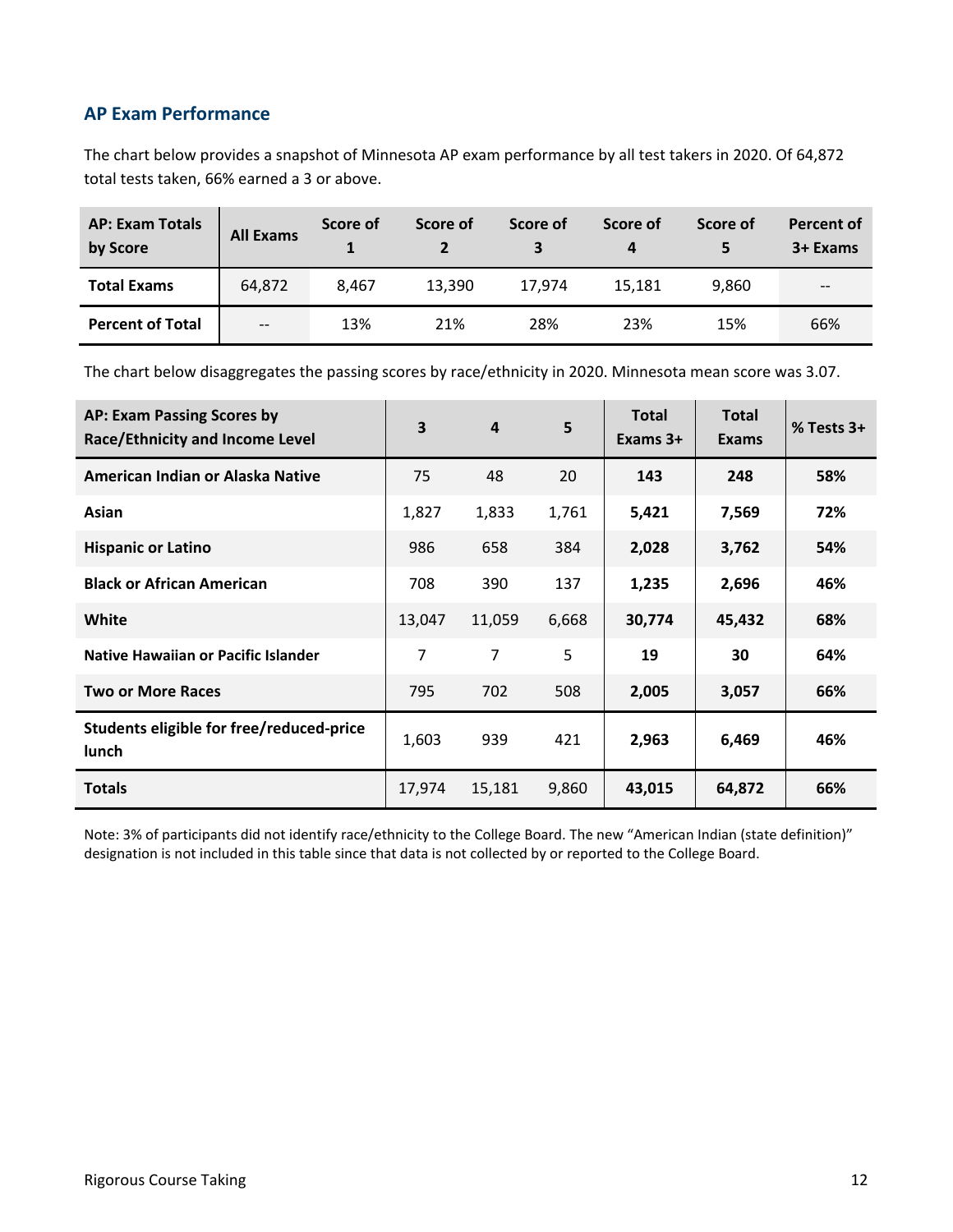## AP Exam Performance

The chart below provides a snapshot of Minnesota AP exam performance by all test takers in 2020. Of 64,872 total tests taken, 66% earned a 3 or above.

| AP: Exam Totals by Score | All Exams | Score of 1 | Score of 2 | Score of 3 | Score of 4 | Score of 5 | Percent of 3+ Exams |
|---|---|---|---|---|---|---|---|
| **Total Exams** | 64,872 | 8,467 | 13,390 | 17,974 | 15,181 | 9,860 | -- |
| **Percent of Total** | -- | 13% | 21% | 28% | 23% | 15% | 66% |

The chart below disaggregates the passing scores by race/ethnicity in 2020. Minnesota mean score was 3.07.

| AP: Exam Passing Scores by Race/Ethnicity and Income Level | 3 | 4 | 5 | Total Exams 3+ | Total Exams | % Tests 3+ |
|---|---|---|---|---|---|---|
| **American Indian or Alaska Native** | 75 | 48 | 20 | **143** | **248** | **58%** |
| **Asian** | 1,827 | 1,833 | 1,761 | **5,421** | **7,569** | **72%** |
| **Hispanic or Latino** | 986 | 658 | 384 | **2,028** | **3,762** | **54%** |
| **Black or African American** | 708 | 390 | 137 | **1,235** | **2,696** | **46%** |
| **White** | 13,047 | 11,059 | 6,668 | **30,774** | **45,432** | **68%** |
| **Native Hawaiian or Pacific Islander** | 7 | 7 | 5 | **19** | **30** | **64%** |
| **Two or More Races** | 795 | 702 | 508 | **2,005** | **3,057** | **66%** |
| **Students eligible for free/reduced-price lunch** | 1,603 | 939 | 421 | **2,963** | **6,469** | **46%** |
| **Totals** | 17,974 | 15,181 | 9,860 | **43,015** | **64,872** | **66%** |

Note: 3% of participants did not identify race/ethnicity to the College Board. The new "American Indian (state definition)" designation is not included in this table since that data is not collected by or reported to the College Board.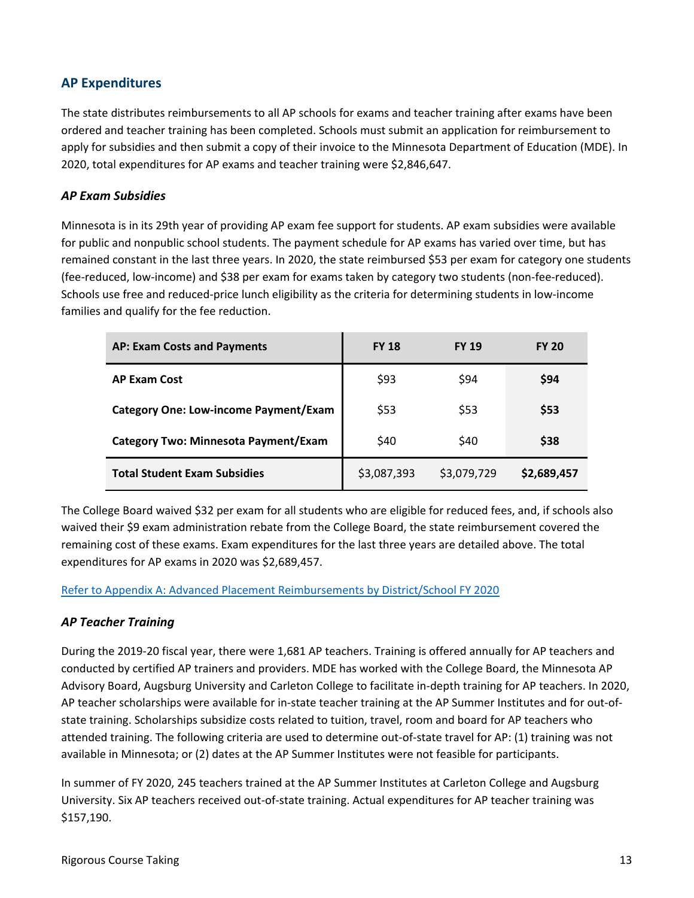## AP Expenditures

The state distributes reimbursements to all AP schools for exams and teacher training after exams have been ordered and teacher training has been completed. Schools must submit an application for reimbursement to apply for subsidies and then submit a copy of their invoice to the Minnesota Department of Education (MDE). In 2020, total expenditures for AP exams and teacher training were $2,846,647.

### *AP Exam Subsidies*

Minnesota is in its 29th year of providing AP exam fee support for students. AP exam subsidies were available for public and nonpublic school students. The payment schedule for AP exams has varied over time, but has remained constant in the last three years. In 2020, the state reimbursed $53 per exam for category one students (fee-reduced, low-income) and $38 per exam for exams taken by category two students (non-fee-reduced). Schools use free and reduced-price lunch eligibility as the criteria for determining students in low-income families and qualify for the fee reduction.

| AP: Exam Costs and Payments | FY 18 | FY 19 | FY 20 |
|---|---|---|---|
| **AP Exam Cost** | $93 | $94 | **$94** |
| **Category One: Low-income Payment/Exam** | $53 | $53 | **$53** |
| **Category Two: Minnesota Payment/Exam** | $40 | $40 | **$38** |
| **Total Student Exam Subsidies** | $3,087,393 | $3,079,729 | **$2,689,457** |

The College Board waived $32 per exam for all students who are eligible for reduced fees, and, if schools also waived their $9 exam administration rebate from the College Board, the state reimbursement covered the remaining cost of these exams. Exam expenditures for the last three years are detailed above. The total expenditures for AP exams in 2020 was $2,689,457.

Refer to Appendix A: Advanced Placement Reimbursements by District/School FY 2020

### *AP Teacher Training*

During the 2019-20 fiscal year, there were 1,681 AP teachers. Training is offered annually for AP teachers and conducted by certified AP trainers and providers. MDE has worked with the College Board, the Minnesota AP Advisory Board, Augsburg University and Carleton College to facilitate in-depth training for AP teachers. In 2020, AP teacher scholarships were available for in-state teacher training at the AP Summer Institutes and for out-of-state training. Scholarships subsidize costs related to tuition, travel, room and board for AP teachers who attended training. The following criteria are used to determine out-of-state travel for AP: (1) training was not available in Minnesota; or (2) dates at the AP Summer Institutes were not feasible for participants.

In summer of FY 2020, 245 teachers trained at the AP Summer Institutes at Carleton College and Augsburg University. Six AP teachers received out-of-state training. Actual expenditures for AP teacher training was $157,190.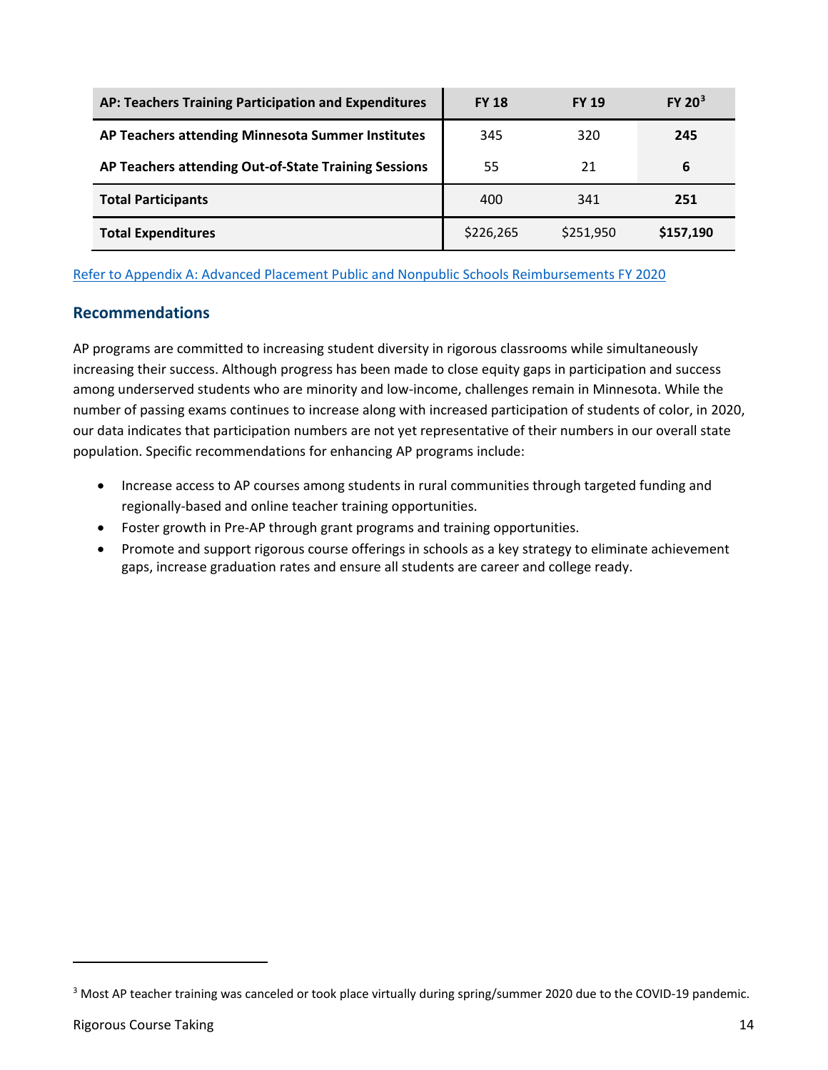| AP: Teachers Training Participation and Expenditures | FY 18 | FY 19 | FY 20[3] |
|---|---|---|---|
| AP Teachers attending Minnesota Summer Institutes | 345 | 320 | **245** |
| AP Teachers attending Out-of-State Training Sessions | 55 | 21 | **6** |
| **Total Participants** | 400 | 341 | **251** |
| **Total Expenditures** | $226,265 | $251,950 | **$157,190** |

Refer to Appendix A: Advanced Placement Public and Nonpublic Schools Reimbursements FY 2020

## Recommendations

AP programs are committed to increasing student diversity in rigorous classrooms while simultaneously increasing their success. Although progress has been made to close equity gaps in participation and success among underserved students who are minority and low-income, challenges remain in Minnesota. While the number of passing exams continues to increase along with increased participation of students of color, in 2020, our data indicates that participation numbers are not yet representative of their numbers in our overall state population. Specific recommendations for enhancing AP programs include:

- Increase access to AP courses among students in rural communities through targeted funding and regionally-based and online teacher training opportunities.
- Foster growth in Pre-AP through grant programs and training opportunities.
- Promote and support rigorous course offerings in schools as a key strategy to eliminate achievement gaps, increase graduation rates and ensure all students are career and college ready.

[3] Most AP teacher training was canceled or took place virtually during spring/summer 2020 due to the COVID-19 pandemic.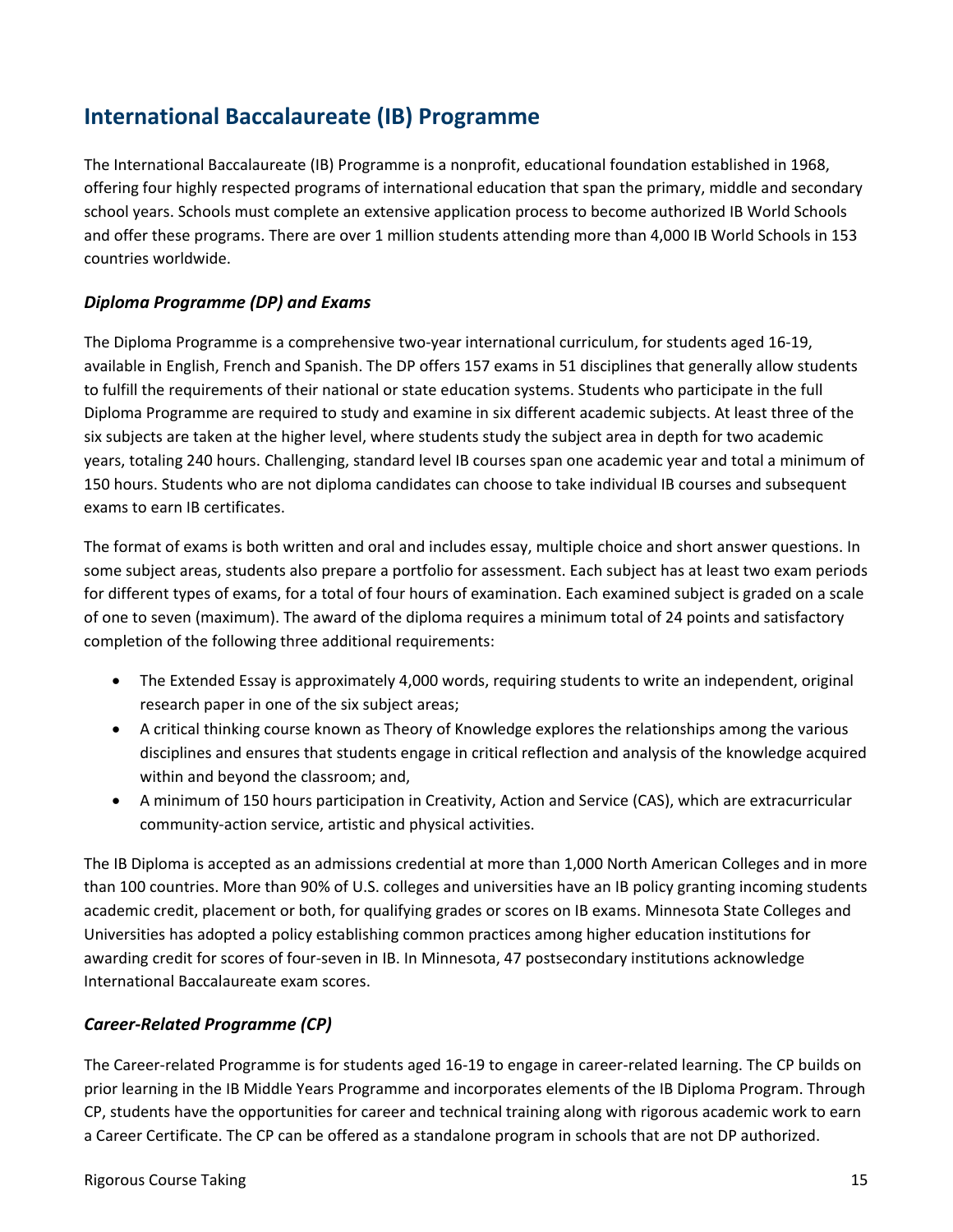## International Baccalaureate (IB) Programme

The International Baccalaureate (IB) Programme is a nonprofit, educational foundation established in 1968, offering four highly respected programs of international education that span the primary, middle and secondary school years. Schools must complete an extensive application process to become authorized IB World Schools and offer these programs. There are over 1 million students attending more than 4,000 IB World Schools in 153 countries worldwide.

### *Diploma Programme (DP) and Exams*

The Diploma Programme is a comprehensive two-year international curriculum, for students aged 16-19, available in English, French and Spanish. The DP offers 157 exams in 51 disciplines that generally allow students to fulfill the requirements of their national or state education systems. Students who participate in the full Diploma Programme are required to study and examine in six different academic subjects. At least three of the six subjects are taken at the higher level, where students study the subject area in depth for two academic years, totaling 240 hours. Challenging, standard level IB courses span one academic year and total a minimum of 150 hours. Students who are not diploma candidates can choose to take individual IB courses and subsequent exams to earn IB certificates.

The format of exams is both written and oral and includes essay, multiple choice and short answer questions. In some subject areas, students also prepare a portfolio for assessment. Each subject has at least two exam periods for different types of exams, for a total of four hours of examination. Each examined subject is graded on a scale of one to seven (maximum). The award of the diploma requires a minimum total of 24 points and satisfactory completion of the following three additional requirements:

- The Extended Essay is approximately 4,000 words, requiring students to write an independent, original research paper in one of the six subject areas;
- A critical thinking course known as Theory of Knowledge explores the relationships among the various disciplines and ensures that students engage in critical reflection and analysis of the knowledge acquired within and beyond the classroom; and,
- A minimum of 150 hours participation in Creativity, Action and Service (CAS), which are extracurricular community-action service, artistic and physical activities.

The IB Diploma is accepted as an admissions credential at more than 1,000 North American Colleges and in more than 100 countries. More than 90% of U.S. colleges and universities have an IB policy granting incoming students academic credit, placement or both, for qualifying grades or scores on IB exams. Minnesota State Colleges and Universities has adopted a policy establishing common practices among higher education institutions for awarding credit for scores of four-seven in IB. In Minnesota, 47 postsecondary institutions acknowledge International Baccalaureate exam scores.

### *Career-Related Programme (CP)*

The Career-related Programme is for students aged 16-19 to engage in career-related learning. The CP builds on prior learning in the IB Middle Years Programme and incorporates elements of the IB Diploma Program. Through CP, students have the opportunities for career and technical training along with rigorous academic work to earn a Career Certificate. The CP can be offered as a standalone program in schools that are not DP authorized.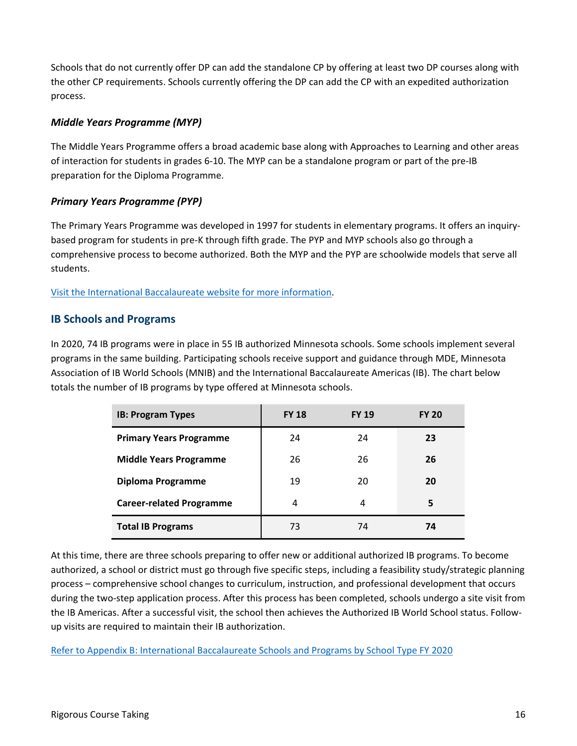Schools that do not currently offer DP can add the standalone CP by offering at least two DP courses along with the other CP requirements. Schools currently offering the DP can add the CP with an expedited authorization process.

### *Middle Years Programme (MYP)*

The Middle Years Programme offers a broad academic base along with Approaches to Learning and other areas of interaction for students in grades 6-10. The MYP can be a standalone program or part of the pre-IB preparation for the Diploma Programme.

### *Primary Years Programme (PYP)*

The Primary Years Programme was developed in 1997 for students in elementary programs. It offers an inquiry-based program for students in pre-K through fifth grade. The PYP and MYP schools also go through a comprehensive process to become authorized. Both the MYP and the PYP are schoolwide models that serve all students.

[Visit the International Baccalaureate website for more information](#).

## IB Schools and Programs

In 2020, 74 IB programs were in place in 55 IB authorized Minnesota schools. Some schools implement several programs in the same building. Participating schools receive support and guidance through MDE, Minnesota Association of IB World Schools (MNIB) and the International Baccalaureate Americas (IB). The chart below totals the number of IB programs by type offered at Minnesota schools.

| IB: Program Types | FY 18 | FY 19 | FY 20 |
|---|---|---|---|
| **Primary Years Programme** | 24 | 24 | **23** |
| **Middle Years Programme** | 26 | 26 | **26** |
| **Diploma Programme** | 19 | 20 | **20** |
| **Career-related Programme** | 4 | 4 | **5** |
| **Total IB Programs** | 73 | 74 | **74** |

At this time, there are three schools preparing to offer new or additional authorized IB programs. To become authorized, a school or district must go through five specific steps, including a feasibility study/strategic planning process – comprehensive school changes to curriculum, instruction, and professional development that occurs during the two-step application process. After this process has been completed, schools undergo a site visit from the IB Americas. After a successful visit, the school then achieves the Authorized IB World School status. Follow-up visits are required to maintain their IB authorization.

[Refer to Appendix B: International Baccalaureate Schools and Programs by School Type FY 2020](#)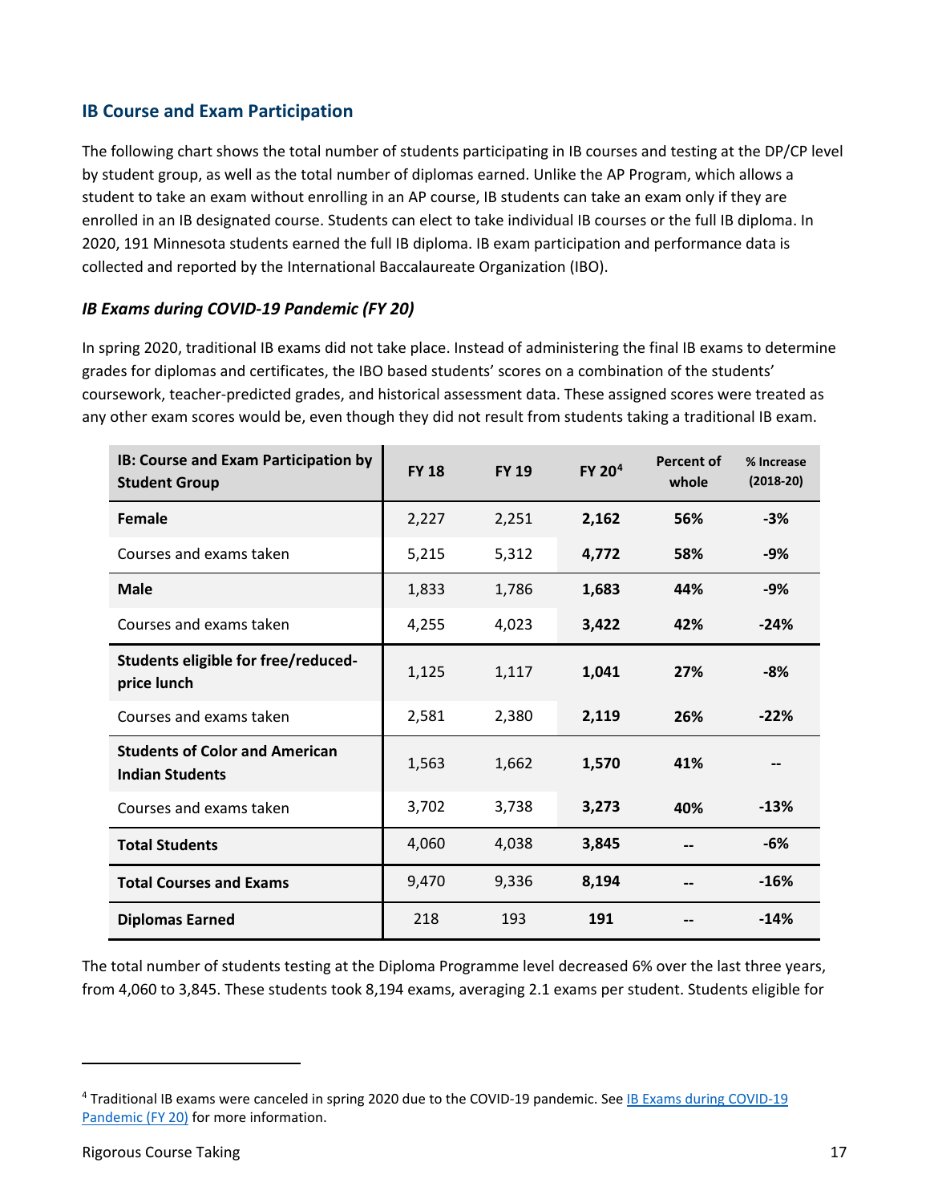## IB Course and Exam Participation

The following chart shows the total number of students participating in IB courses and testing at the DP/CP level by student group, as well as the total number of diplomas earned. Unlike the AP Program, which allows a student to take an exam without enrolling in an AP course, IB students can take an exam only if they are enrolled in an IB designated course. Students can elect to take individual IB courses or the full IB diploma. In 2020, 191 Minnesota students earned the full IB diploma. IB exam participation and performance data is collected and reported by the International Baccalaureate Organization (IBO).

### *IB Exams during COVID-19 Pandemic (FY 20)*

In spring 2020, traditional IB exams did not take place. Instead of administering the final IB exams to determine grades for diplomas and certificates, the IBO based students' scores on a combination of the students' coursework, teacher-predicted grades, and historical assessment data. These assigned scores were treated as any other exam scores would be, even though they did not result from students taking a traditional IB exam.

| IB: Course and Exam Participation by Student Group | FY 18 | FY 19 | FY 20[4] | Percent of whole | % Increase (2018-20) |
|---|---|---|---|---|---|
| **Female** | 2,227 | 2,251 | **2,162** | **56%** | **-3%** |
| Courses and exams taken | 5,215 | 5,312 | **4,772** | **58%** | **-9%** |
| **Male** | 1,833 | 1,786 | **1,683** | **44%** | **-9%** |
| Courses and exams taken | 4,255 | 4,023 | **3,422** | **42%** | **-24%** |
| **Students eligible for free/reduced-price lunch** | 1,125 | 1,117 | **1,041** | **27%** | **-8%** |
| Courses and exams taken | 2,581 | 2,380 | **2,119** | **26%** | **-22%** |
| **Students of Color and American Indian Students** | 1,563 | 1,662 | **1,570** | **41%** | **--** |
| Courses and exams taken | 3,702 | 3,738 | **3,273** | **40%** | **-13%** |
| **Total Students** | 4,060 | 4,038 | **3,845** | **--** | **-6%** |
| **Total Courses and Exams** | 9,470 | 9,336 | **8,194** | **--** | **-16%** |
| **Diplomas Earned** | 218 | 193 | **191** | **--** | **-14%** |

The total number of students testing at the Diploma Programme level decreased 6% over the last three years, from 4,060 to 3,845. These students took 8,194 exams, averaging 2.1 exams per student. Students eligible for

[4] Traditional IB exams were canceled in spring 2020 due to the COVID-19 pandemic. See IB Exams during COVID-19 Pandemic (FY 20) for more information.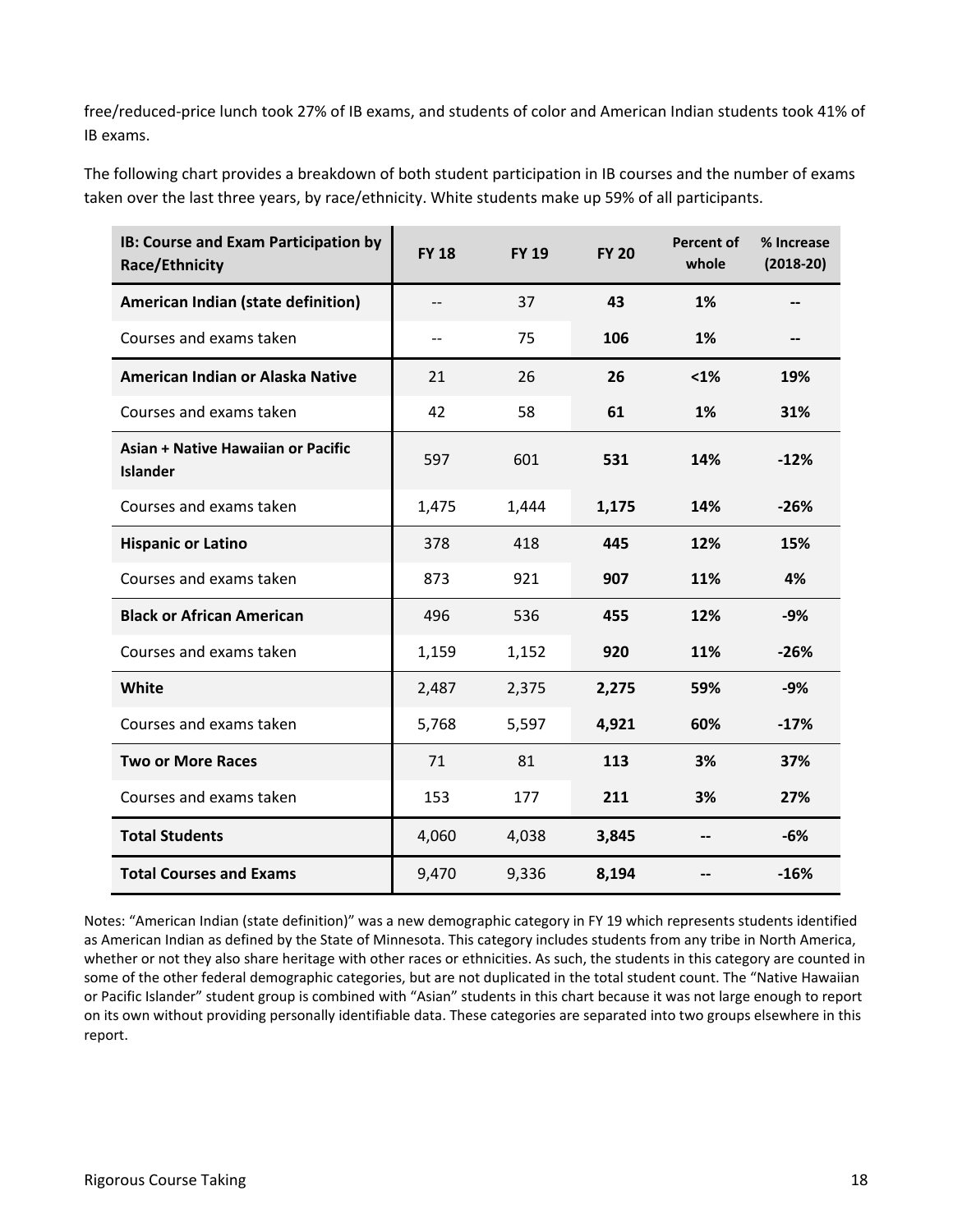free/reduced-price lunch took 27% of IB exams, and students of color and American Indian students took 41% of IB exams.

The following chart provides a breakdown of both student participation in IB courses and the number of exams taken over the last three years, by race/ethnicity. White students make up 59% of all participants.

| IB: Course and Exam Participation by Race/Ethnicity | FY 18 | FY 19 | FY 20 | Percent of whole | % Increase (2018-20) |
|---|---|---|---|---|---|
| **American Indian (state definition)** | -- | 37 | **43** | **1%** | **--** |
| Courses and exams taken | -- | 75 | **106** | **1%** | **--** |
| **American Indian or Alaska Native** | 21 | 26 | **26** | **<1%** | **19%** |
| Courses and exams taken | 42 | 58 | **61** | **1%** | **31%** |
| **Asian + Native Hawaiian or Pacific Islander** | 597 | 601 | **531** | **14%** | **-12%** |
| Courses and exams taken | 1,475 | 1,444 | **1,175** | **14%** | **-26%** |
| **Hispanic or Latino** | 378 | 418 | **445** | **12%** | **15%** |
| Courses and exams taken | 873 | 921 | **907** | **11%** | **4%** |
| **Black or African American** | 496 | 536 | **455** | **12%** | **-9%** |
| Courses and exams taken | 1,159 | 1,152 | **920** | **11%** | **-26%** |
| **White** | 2,487 | 2,375 | **2,275** | **59%** | **-9%** |
| Courses and exams taken | 5,768 | 5,597 | **4,921** | **60%** | **-17%** |
| **Two or More Races** | 71 | 81 | **113** | **3%** | **37%** |
| Courses and exams taken | 153 | 177 | **211** | **3%** | **27%** |
| **Total Students** | 4,060 | 4,038 | **3,845** | **--** | **-6%** |
| **Total Courses and Exams** | 9,470 | 9,336 | **8,194** | **--** | **-16%** |

Notes: "American Indian (state definition)" was a new demographic category in FY 19 which represents students identified as American Indian as defined by the State of Minnesota. This category includes students from any tribe in North America, whether or not they also share heritage with other races or ethnicities. As such, the students in this category are counted in some of the other federal demographic categories, but are not duplicated in the total student count. The "Native Hawaiian or Pacific Islander" student group is combined with "Asian" students in this chart because it was not large enough to report on its own without providing personally identifiable data. These categories are separated into two groups elsewhere in this report.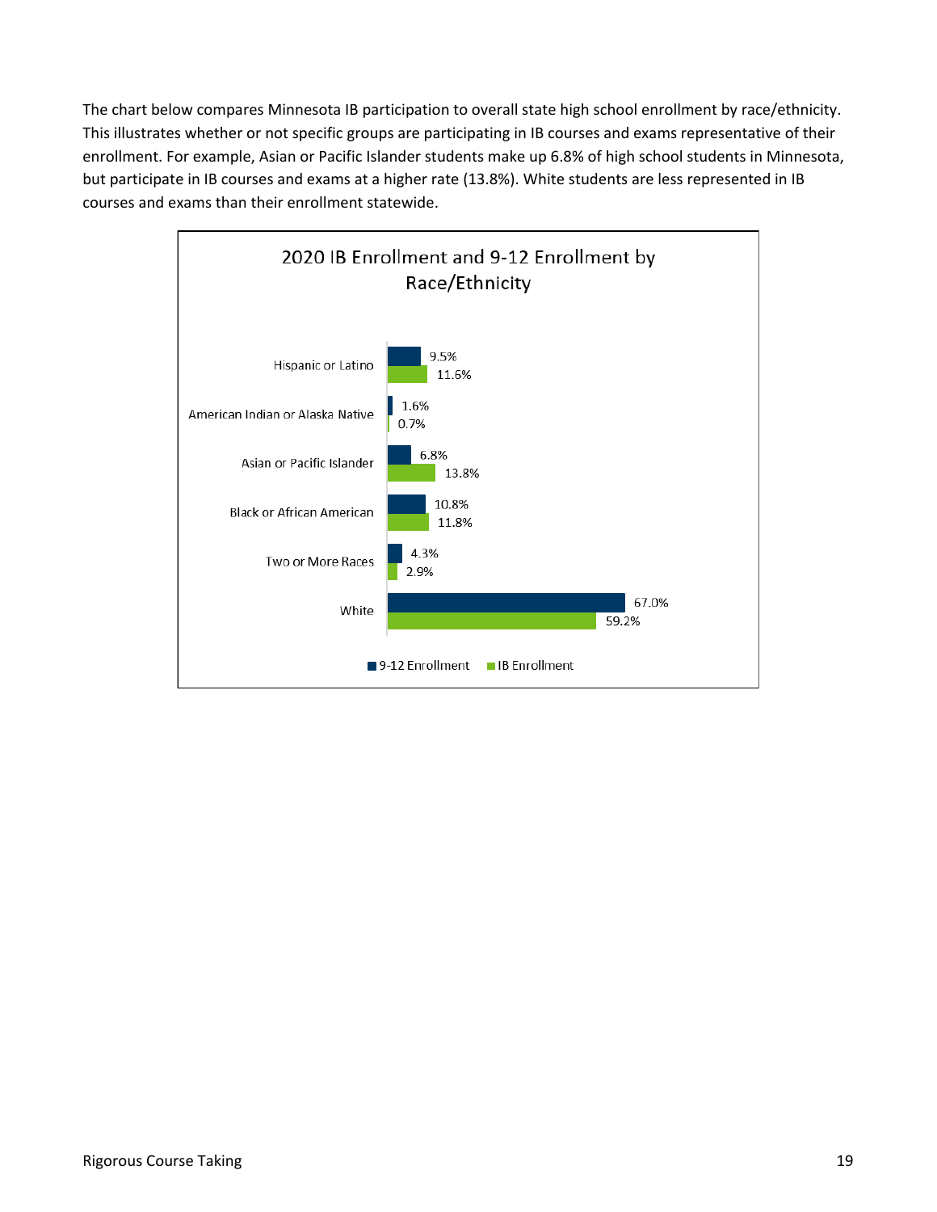The chart below compares Minnesota IB participation to overall state high school enrollment by race/ethnicity. This illustrates whether or not specific groups are participating in IB courses and exams representative of their enrollment. For example, Asian or Pacific Islander students make up 6.8% of high school students in Minnesota, but participate in IB courses and exams at a higher rate (13.8%). White students are less represented in IB courses and exams than their enrollment statewide.

**2020 IB Enrollment and 9-12 Enrollment by Race/Ethnicity**

| Race/Ethnicity | 9-12 Enrollment | IB Enrollment |
| --- | --- | --- |
| Hispanic or Latino | 9.5% | 11.6% |
| American Indian or Alaska Native | 1.6% | 0.7% |
| Asian or Pacific Islander | 6.8% | 13.8% |
| Black or African American | 10.8% | 11.8% |
| Two or More Races | 4.3% | 2.9% |
| White | 67.0% | 59.2% |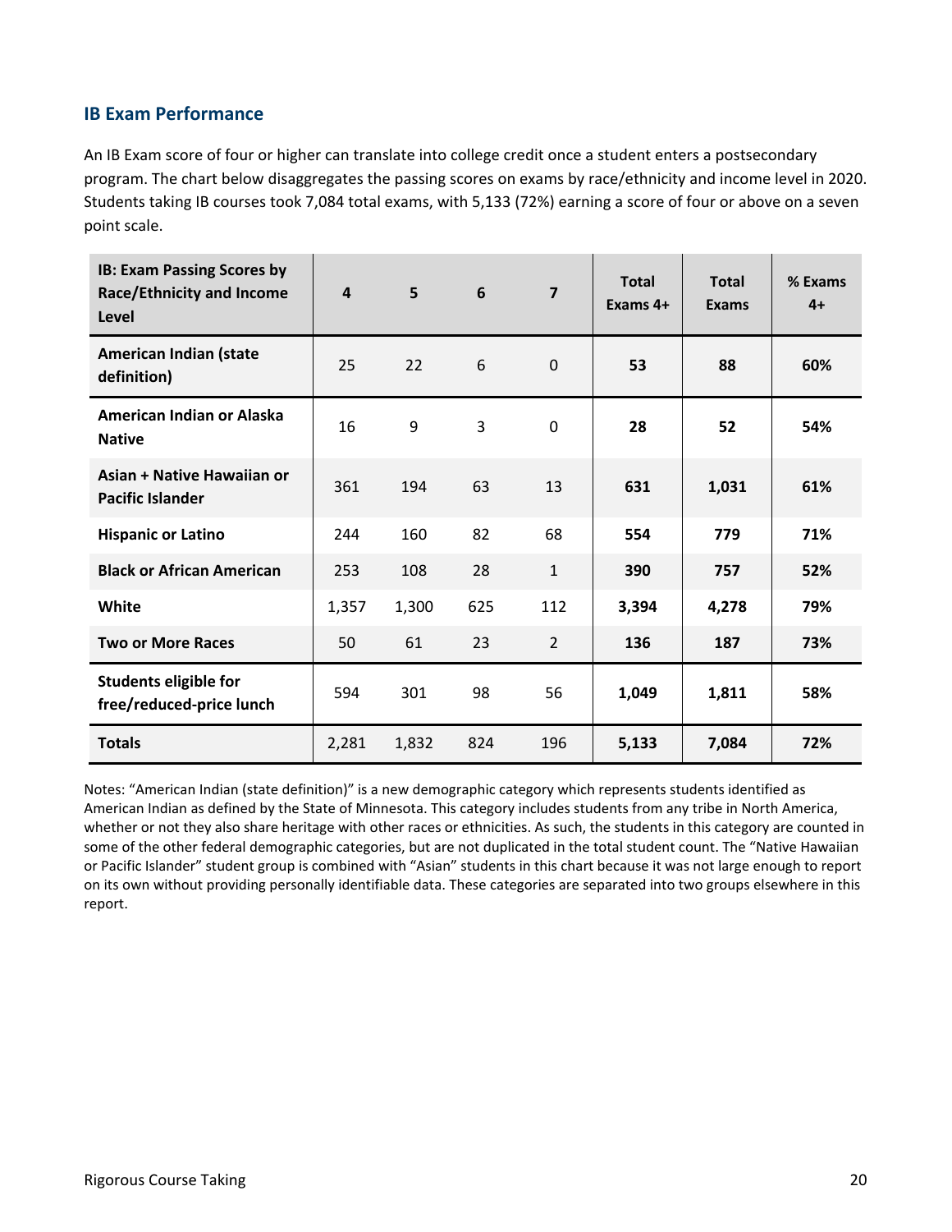## IB Exam Performance

An IB Exam score of four or higher can translate into college credit once a student enters a postsecondary program. The chart below disaggregates the passing scores on exams by race/ethnicity and income level in 2020. Students taking IB courses took 7,084 total exams, with 5,133 (72%) earning a score of four or above on a seven point scale.

| IB: Exam Passing Scores by Race/Ethnicity and Income Level | 4 | 5 | 6 | 7 | Total Exams 4+ | Total Exams | % Exams 4+ |
|---|---|---|---|---|---|---|---|
| **American Indian (state definition)** | 25 | 22 | 6 | 0 | **53** | **88** | **60%** |
| **American Indian or Alaska Native** | 16 | 9 | 3 | 0 | **28** | **52** | **54%** |
| **Asian + Native Hawaiian or Pacific Islander** | 361 | 194 | 63 | 13 | **631** | **1,031** | **61%** |
| **Hispanic or Latino** | 244 | 160 | 82 | 68 | **554** | **779** | **71%** |
| **Black or African American** | 253 | 108 | 28 | 1 | **390** | **757** | **52%** |
| **White** | 1,357 | 1,300 | 625 | 112 | **3,394** | **4,278** | **79%** |
| **Two or More Races** | 50 | 61 | 23 | 2 | **136** | **187** | **73%** |
| **Students eligible for free/reduced-price lunch** | 594 | 301 | 98 | 56 | **1,049** | **1,811** | **58%** |
| **Totals** | 2,281 | 1,832 | 824 | 196 | **5,133** | **7,084** | **72%** |

Notes: "American Indian (state definition)" is a new demographic category which represents students identified as American Indian as defined by the State of Minnesota. This category includes students from any tribe in North America, whether or not they also share heritage with other races or ethnicities. As such, the students in this category are counted in some of the other federal demographic categories, but are not duplicated in the total student count. The "Native Hawaiian or Pacific Islander" student group is combined with "Asian" students in this chart because it was not large enough to report on its own without providing personally identifiable data. These categories are separated into two groups elsewhere in this report.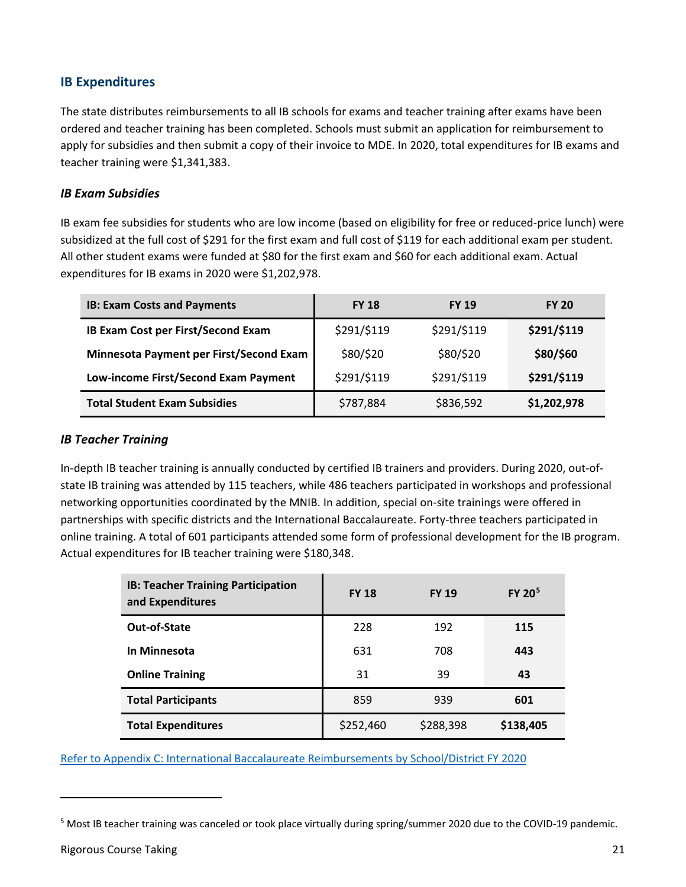## IB Expenditures

The state distributes reimbursements to all IB schools for exams and teacher training after exams have been ordered and teacher training has been completed. Schools must submit an application for reimbursement to apply for subsidies and then submit a copy of their invoice to MDE. In 2020, total expenditures for IB exams and teacher training were $1,341,383.

### *IB Exam Subsidies*

IB exam fee subsidies for students who are low income (based on eligibility for free or reduced-price lunch) were subsidized at the full cost of $291 for the first exam and full cost of $119 for each additional exam per student. All other student exams were funded at $80 for the first exam and $60 for each additional exam. Actual expenditures for IB exams in 2020 were $1,202,978.

| IB: Exam Costs and Payments | FY 18 | FY 19 | FY 20 |
|---|---|---|---|
| **IB Exam Cost per First/Second Exam** | $291/$119 | $291/$119 | **$291/$119** |
| **Minnesota Payment per First/Second Exam** | $80/$20 | $80/$20 | **$80/$60** |
| **Low-income First/Second Exam Payment** | $291/$119 | $291/$119 | **$291/$119** |
| **Total Student Exam Subsidies** | $787,884 | $836,592 | **$1,202,978** |

### *IB Teacher Training*

In-depth IB teacher training is annually conducted by certified IB trainers and providers. During 2020, out-of-state IB training was attended by 115 teachers, while 486 teachers participated in workshops and professional networking opportunities coordinated by the MNIB. In addition, special on-site trainings were offered in partnerships with specific districts and the International Baccalaureate. Forty-three teachers participated in online training. A total of 601 participants attended some form of professional development for the IB program. Actual expenditures for IB teacher training were $180,348.

| IB: Teacher Training Participation and Expenditures | FY 18 | FY 19 | FY 20[5] |
|---|---|---|---|
| **Out-of-State** | 228 | 192 | **115** |
| **In Minnesota** | 631 | 708 | **443** |
| **Online Training** | 31 | 39 | **43** |
| **Total Participants** | 859 | 939 | **601** |
| **Total Expenditures** | $252,460 | $288,398 | **$138,405** |

Refer to Appendix C: International Baccalaureate Reimbursements by School/District FY 2020

[5] Most IB teacher training was canceled or took place virtually during spring/summer 2020 due to the COVID-19 pandemic.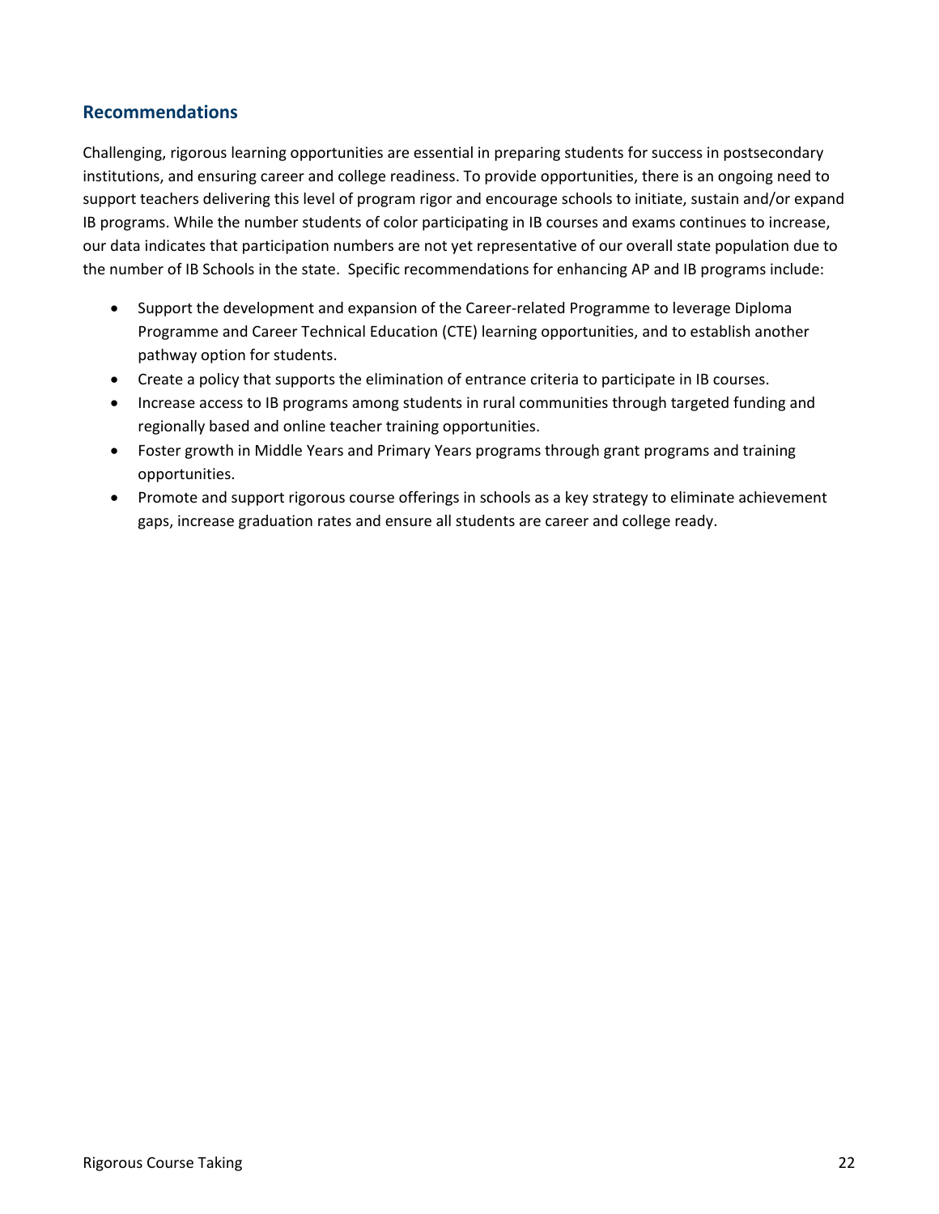## Recommendations

Challenging, rigorous learning opportunities are essential in preparing students for success in postsecondary institutions, and ensuring career and college readiness. To provide opportunities, there is an ongoing need to support teachers delivering this level of program rigor and encourage schools to initiate, sustain and/or expand IB programs. While the number students of color participating in IB courses and exams continues to increase, our data indicates that participation numbers are not yet representative of our overall state population due to the number of IB Schools in the state. Specific recommendations for enhancing AP and IB programs include:

- Support the development and expansion of the Career-related Programme to leverage Diploma Programme and Career Technical Education (CTE) learning opportunities, and to establish another pathway option for students.
- Create a policy that supports the elimination of entrance criteria to participate in IB courses.
- Increase access to IB programs among students in rural communities through targeted funding and regionally based and online teacher training opportunities.
- Foster growth in Middle Years and Primary Years programs through grant programs and training opportunities.
- Promote and support rigorous course offerings in schools as a key strategy to eliminate achievement gaps, increase graduation rates and ensure all students are career and college ready.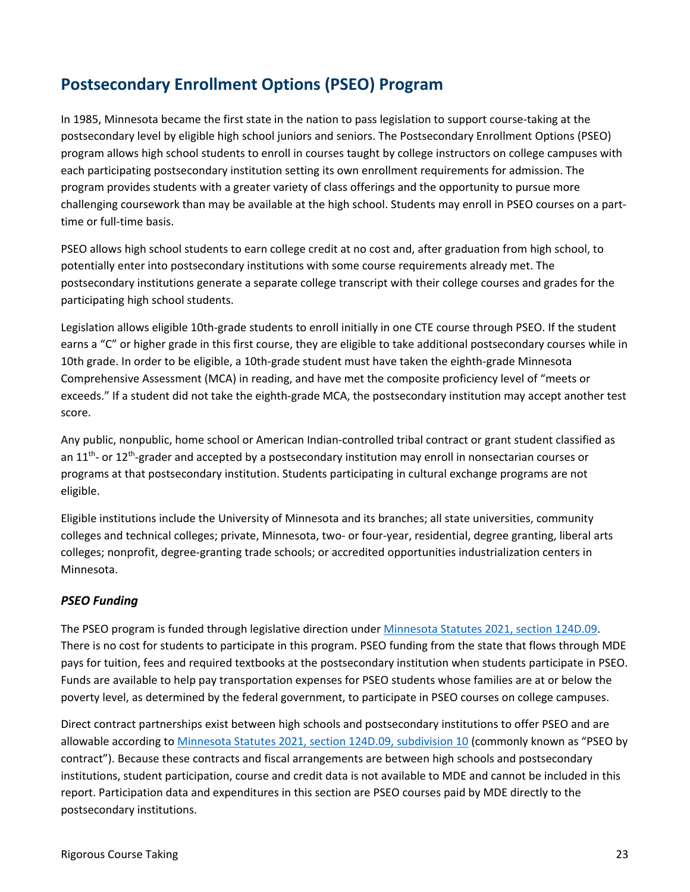## Postsecondary Enrollment Options (PSEO) Program

In 1985, Minnesota became the first state in the nation to pass legislation to support course-taking at the postsecondary level by eligible high school juniors and seniors. The Postsecondary Enrollment Options (PSEO) program allows high school students to enroll in courses taught by college instructors on college campuses with each participating postsecondary institution setting its own enrollment requirements for admission. The program provides students with a greater variety of class offerings and the opportunity to pursue more challenging coursework than may be available at the high school. Students may enroll in PSEO courses on a part-time or full-time basis.

PSEO allows high school students to earn college credit at no cost and, after graduation from high school, to potentially enter into postsecondary institutions with some course requirements already met. The postsecondary institutions generate a separate college transcript with their college courses and grades for the participating high school students.

Legislation allows eligible 10th-grade students to enroll initially in one CTE course through PSEO. If the student earns a "C" or higher grade in this first course, they are eligible to take additional postsecondary courses while in 10th grade. In order to be eligible, a 10th-grade student must have taken the eighth-grade Minnesota Comprehensive Assessment (MCA) in reading, and have met the composite proficiency level of "meets or exceeds." If a student did not take the eighth-grade MCA, the postsecondary institution may accept another test score.

Any public, nonpublic, home school or American Indian-controlled tribal contract or grant student classified as an 11th- or 12th-grader and accepted by a postsecondary institution may enroll in nonsectarian courses or programs at that postsecondary institution. Students participating in cultural exchange programs are not eligible.

Eligible institutions include the University of Minnesota and its branches; all state universities, community colleges and technical colleges; private, Minnesota, two- or four-year, residential, degree granting, liberal arts colleges; nonprofit, degree-granting trade schools; or accredited opportunities industrialization centers in Minnesota.

### *PSEO Funding*

The PSEO program is funded through legislative direction under Minnesota Statutes 2021, section 124D.09. There is no cost for students to participate in this program. PSEO funding from the state that flows through MDE pays for tuition, fees and required textbooks at the postsecondary institution when students participate in PSEO. Funds are available to help pay transportation expenses for PSEO students whose families are at or below the poverty level, as determined by the federal government, to participate in PSEO courses on college campuses.

Direct contract partnerships exist between high schools and postsecondary institutions to offer PSEO and are allowable according to Minnesota Statutes 2021, section 124D.09, subdivision 10 (commonly known as "PSEO by contract"). Because these contracts and fiscal arrangements are between high schools and postsecondary institutions, student participation, course and credit data is not available to MDE and cannot be included in this report. Participation data and expenditures in this section are PSEO courses paid by MDE directly to the postsecondary institutions.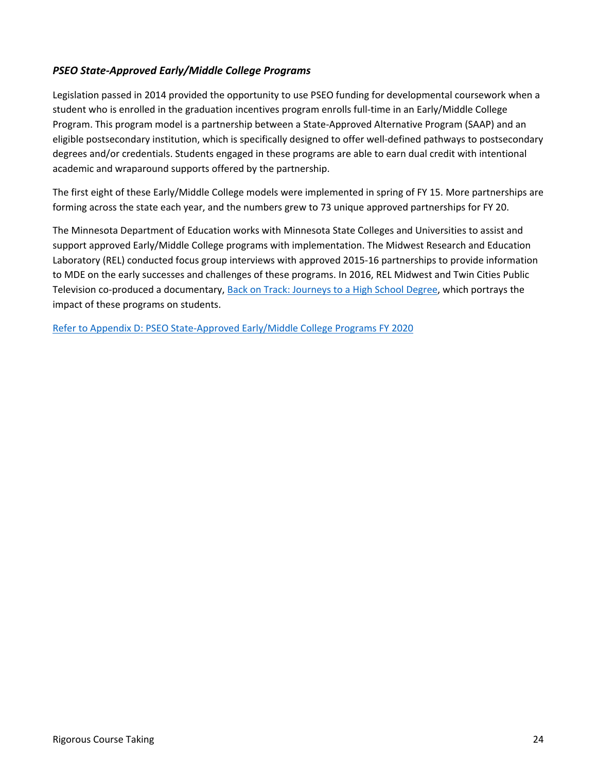### *PSEO State-Approved Early/Middle College Programs*

Legislation passed in 2014 provided the opportunity to use PSEO funding for developmental coursework when a student who is enrolled in the graduation incentives program enrolls full-time in an Early/Middle College Program. This program model is a partnership between a State-Approved Alternative Program (SAAP) and an eligible postsecondary institution, which is specifically designed to offer well-defined pathways to postsecondary degrees and/or credentials. Students engaged in these programs are able to earn dual credit with intentional academic and wraparound supports offered by the partnership.

The first eight of these Early/Middle College models were implemented in spring of FY 15. More partnerships are forming across the state each year, and the numbers grew to 73 unique approved partnerships for FY 20.

The Minnesota Department of Education works with Minnesota State Colleges and Universities to assist and support approved Early/Middle College programs with implementation. The Midwest Research and Education Laboratory (REL) conducted focus group interviews with approved 2015-16 partnerships to provide information to MDE on the early successes and challenges of these programs. In 2016, REL Midwest and Twin Cities Public Television co-produced a documentary, Back on Track: Journeys to a High School Degree, which portrays the impact of these programs on students.

Refer to Appendix D: PSEO State-Approved Early/Middle College Programs FY 2020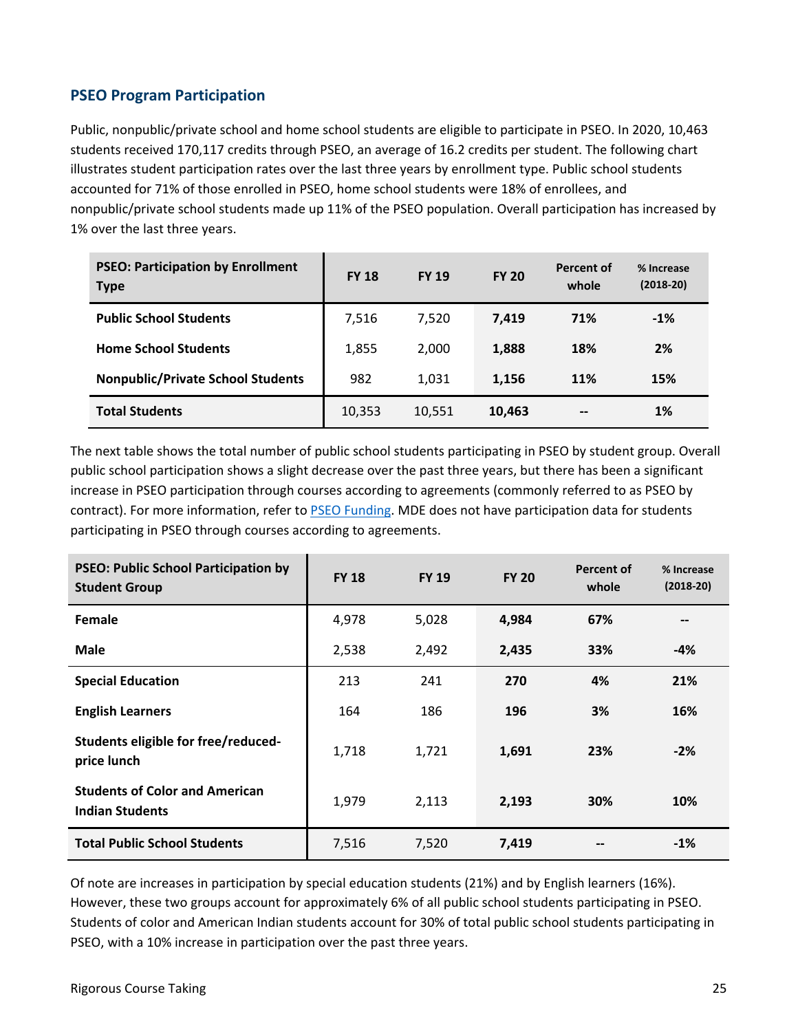## PSEO Program Participation

Public, nonpublic/private school and home school students are eligible to participate in PSEO. In 2020, 10,463 students received 170,117 credits through PSEO, an average of 16.2 credits per student. The following chart illustrates student participation rates over the last three years by enrollment type. Public school students accounted for 71% of those enrolled in PSEO, home school students were 18% of enrollees, and nonpublic/private school students made up 11% of the PSEO population. Overall participation has increased by 1% over the last three years.

| PSEO: Participation by Enrollment Type | FY 18 | FY 19 | FY 20 | Percent of whole | % Increase (2018-20) |
|---|---|---|---|---|---|
| **Public School Students** | 7,516 | 7,520 | **7,419** | **71%** | **-1%** |
| **Home School Students** | 1,855 | 2,000 | **1,888** | **18%** | **2%** |
| **Nonpublic/Private School Students** | 982 | 1,031 | **1,156** | **11%** | **15%** |
| **Total Students** | 10,353 | 10,551 | **10,463** | **--** | **1%** |

The next table shows the total number of public school students participating in PSEO by student group. Overall public school participation shows a slight decrease over the past three years, but there has been a significant increase in PSEO participation through courses according to agreements (commonly referred to as PSEO by contract). For more information, refer to PSEO Funding. MDE does not have participation data for students participating in PSEO through courses according to agreements.

| PSEO: Public School Participation by Student Group | FY 18 | FY 19 | FY 20 | Percent of whole | % Increase (2018-20) |
|---|---|---|---|---|---|
| **Female** | 4,978 | 5,028 | **4,984** | **67%** | **--** |
| **Male** | 2,538 | 2,492 | **2,435** | **33%** | **-4%** |
| **Special Education** | 213 | 241 | **270** | **4%** | **21%** |
| **English Learners** | 164 | 186 | **196** | **3%** | **16%** |
| **Students eligible for free/reduced-price lunch** | 1,718 | 1,721 | **1,691** | **23%** | **-2%** |
| **Students of Color and American Indian Students** | 1,979 | 2,113 | **2,193** | **30%** | **10%** |
| **Total Public School Students** | 7,516 | 7,520 | **7,419** | **--** | **-1%** |

Of note are increases in participation by special education students (21%) and by English learners (16%). However, these two groups account for approximately 6% of all public school students participating in PSEO. Students of color and American Indian students account for 30% of total public school students participating in PSEO, with a 10% increase in participation over the past three years.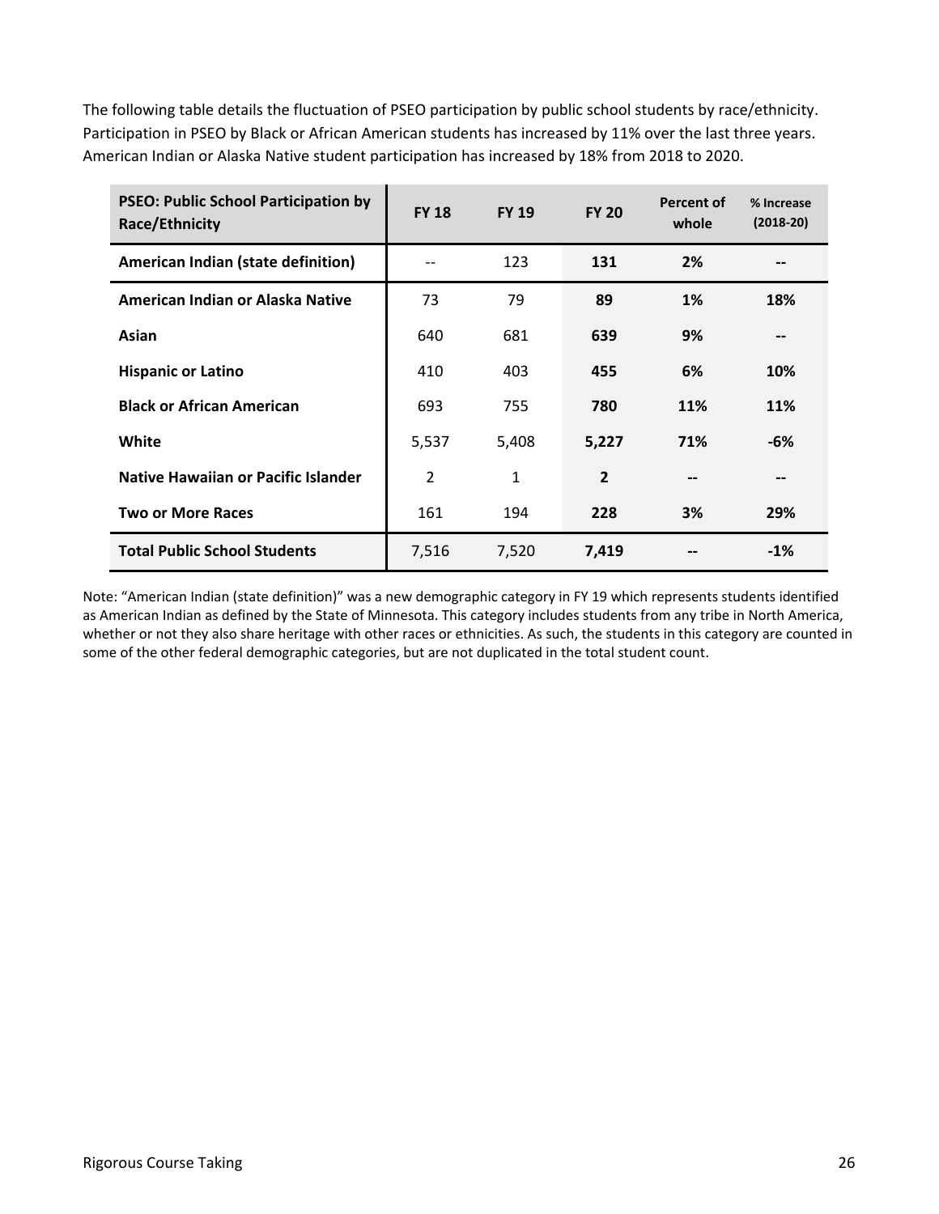The following table details the fluctuation of PSEO participation by public school students by race/ethnicity. Participation in PSEO by Black or African American students has increased by 11% over the last three years. American Indian or Alaska Native student participation has increased by 18% from 2018 to 2020.

| PSEO: Public School Participation by Race/Ethnicity | FY 18 | FY 19 | FY 20 | Percent of whole | % Increase (2018-20) |
|---|---|---|---|---|---|
| **American Indian (state definition)** | -- | 123 | **131** | **2%** | **--** |
| **American Indian or Alaska Native** | 73 | 79 | **89** | **1%** | **18%** |
| **Asian** | 640 | 681 | **639** | **9%** | **--** |
| **Hispanic or Latino** | 410 | 403 | **455** | **6%** | **10%** |
| **Black or African American** | 693 | 755 | **780** | **11%** | **11%** |
| **White** | 5,537 | 5,408 | **5,227** | **71%** | **-6%** |
| **Native Hawaiian or Pacific Islander** | 2 | 1 | **2** | **--** | **--** |
| **Two or More Races** | 161 | 194 | **228** | **3%** | **29%** |
| **Total Public School Students** | 7,516 | 7,520 | **7,419** | **--** | **-1%** |

Note: "American Indian (state definition)" was a new demographic category in FY 19 which represents students identified as American Indian as defined by the State of Minnesota. This category includes students from any tribe in North America, whether or not they also share heritage with other races or ethnicities. As such, the students in this category are counted in some of the other federal demographic categories, but are not duplicated in the total student count.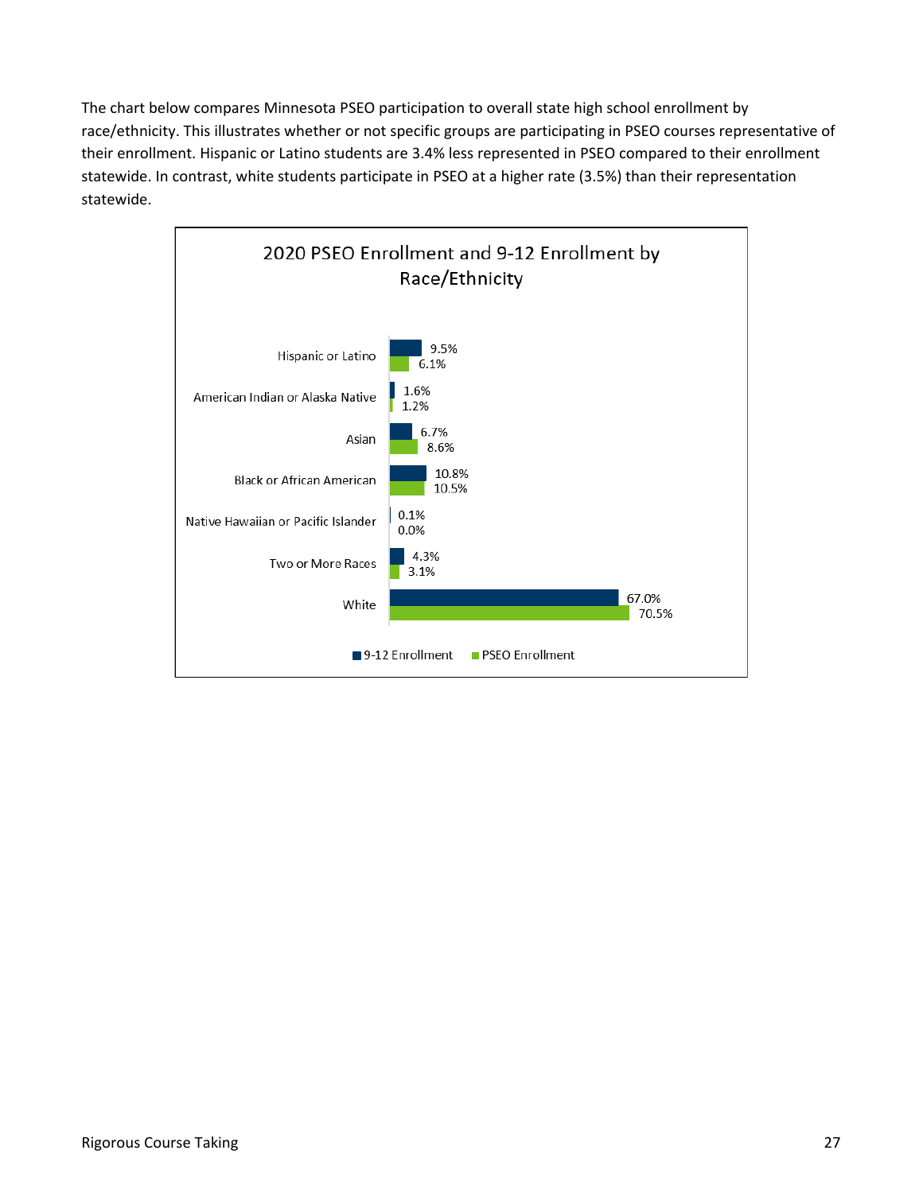The chart below compares Minnesota PSEO participation to overall state high school enrollment by race/ethnicity. This illustrates whether or not specific groups are participating in PSEO courses representative of their enrollment. Hispanic or Latino students are 3.4% less represented in PSEO compared to their enrollment statewide. In contrast, white students participate in PSEO at a higher rate (3.5%) than their representation statewide.

**2020 PSEO Enrollment and 9-12 Enrollment by Race/Ethnicity**

| Race/Ethnicity | 9-12 Enrollment | PSEO Enrollment |
|---|---|---|
| Hispanic or Latino | 9.5% | 6.1% |
| American Indian or Alaska Native | 1.6% | 1.2% |
| Asian | 6.7% | 8.6% |
| Black or African American | 10.8% | 10.5% |
| Native Hawaiian or Pacific Islander | 0.1% | 0.0% |
| Two or More Races | 4.3% | 3.1% |
| White | 67.0% | 70.5% |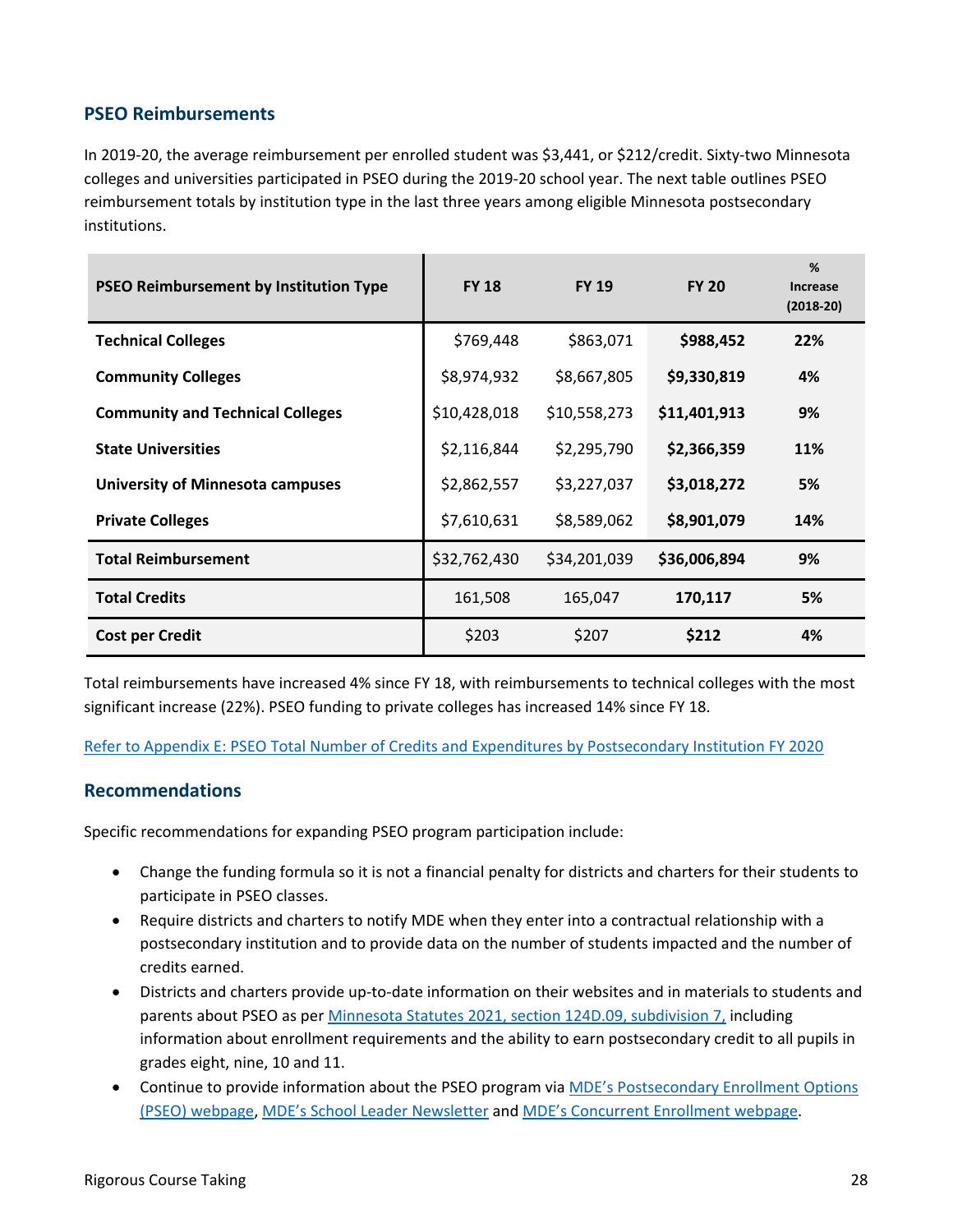## PSEO Reimbursements

In 2019-20, the average reimbursement per enrolled student was $3,441, or $212/credit. Sixty-two Minnesota colleges and universities participated in PSEO during the 2019-20 school year. The next table outlines PSEO reimbursement totals by institution type in the last three years among eligible Minnesota postsecondary institutions.

| PSEO Reimbursement by Institution Type | FY 18 | FY 19 | FY 20 | % Increase (2018-20) |
|---|---|---|---|---|
| **Technical Colleges** | $769,448 | $863,071 | **$988,452** | **22%** |
| **Community Colleges** | $8,974,932 | $8,667,805 | **$9,330,819** | **4%** |
| **Community and Technical Colleges** | $10,428,018 | $10,558,273 | **$11,401,913** | **9%** |
| **State Universities** | $2,116,844 | $2,295,790 | **$2,366,359** | **11%** |
| **University of Minnesota campuses** | $2,862,557 | $3,227,037 | **$3,018,272** | **5%** |
| **Private Colleges** | $7,610,631 | $8,589,062 | **$8,901,079** | **14%** |
| **Total Reimbursement** | $32,762,430 | $34,201,039 | **$36,006,894** | **9%** |
| **Total Credits** | 161,508 | 165,047 | **170,117** | **5%** |
| **Cost per Credit** | $203 | $207 | **$212** | **4%** |

Total reimbursements have increased 4% since FY 18, with reimbursements to technical colleges with the most significant increase (22%). PSEO funding to private colleges has increased 14% since FY 18.

Refer to Appendix E: PSEO Total Number of Credits and Expenditures by Postsecondary Institution FY 2020

## Recommendations

Specific recommendations for expanding PSEO program participation include:

- Change the funding formula so it is not a financial penalty for districts and charters for their students to participate in PSEO classes.
- Require districts and charters to notify MDE when they enter into a contractual relationship with a postsecondary institution and to provide data on the number of students impacted and the number of credits earned.
- Districts and charters provide up-to-date information on their websites and in materials to students and parents about PSEO as per Minnesota Statutes 2021, section 124D.09, subdivision 7, including information about enrollment requirements and the ability to earn postsecondary credit to all pupils in grades eight, nine, 10 and 11.
- Continue to provide information about the PSEO program via MDE's Postsecondary Enrollment Options (PSEO) webpage, MDE's School Leader Newsletter and MDE's Concurrent Enrollment webpage.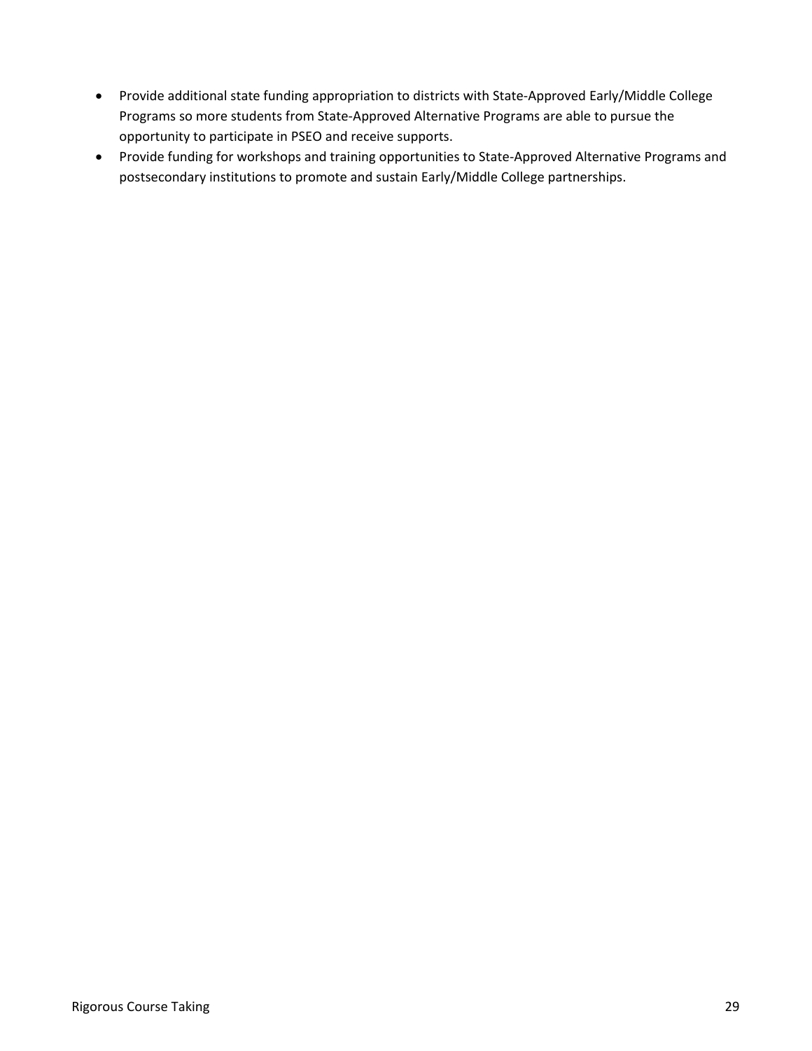- Provide additional state funding appropriation to districts with State-Approved Early/Middle College Programs so more students from State-Approved Alternative Programs are able to pursue the opportunity to participate in PSEO and receive supports.
- Provide funding for workshops and training opportunities to State-Approved Alternative Programs and postsecondary institutions to promote and sustain Early/Middle College partnerships.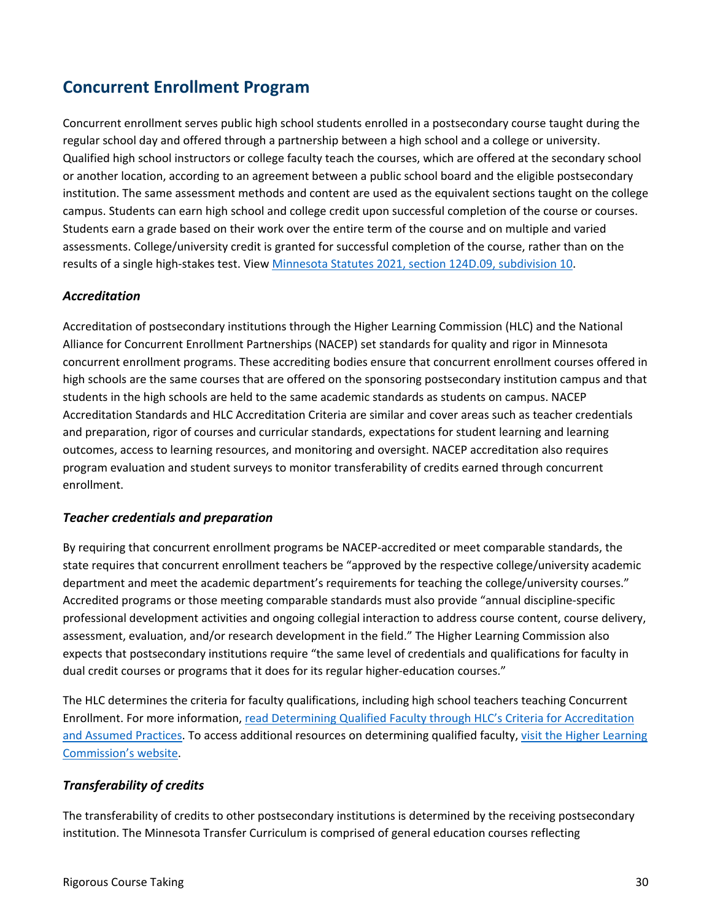## Concurrent Enrollment Program

Concurrent enrollment serves public high school students enrolled in a postsecondary course taught during the regular school day and offered through a partnership between a high school and a college or university. Qualified high school instructors or college faculty teach the courses, which are offered at the secondary school or another location, according to an agreement between a public school board and the eligible postsecondary institution. The same assessment methods and content are used as the equivalent sections taught on the college campus. Students can earn high school and college credit upon successful completion of the course or courses. Students earn a grade based on their work over the entire term of the course and on multiple and varied assessments. College/university credit is granted for successful completion of the course, rather than on the results of a single high-stakes test. View [Minnesota Statutes 2021, section 124D.09, subdivision 10](https://www.revisor.mn.gov/statutes/cite/124D.09).

### *Accreditation*

Accreditation of postsecondary institutions through the Higher Learning Commission (HLC) and the National Alliance for Concurrent Enrollment Partnerships (NACEP) set standards for quality and rigor in Minnesota concurrent enrollment programs. These accrediting bodies ensure that concurrent enrollment courses offered in high schools are the same courses that are offered on the sponsoring postsecondary institution campus and that students in the high schools are held to the same academic standards as students on campus. NACEP Accreditation Standards and HLC Accreditation Criteria are similar and cover areas such as teacher credentials and preparation, rigor of courses and curricular standards, expectations for student learning and learning outcomes, access to learning resources, and monitoring and oversight. NACEP accreditation also requires program evaluation and student surveys to monitor transferability of credits earned through concurrent enrollment.

### *Teacher credentials and preparation*

By requiring that concurrent enrollment programs be NACEP-accredited or meet comparable standards, the state requires that concurrent enrollment teachers be "approved by the respective college/university academic department and meet the academic department's requirements for teaching the college/university courses." Accredited programs or those meeting comparable standards must also provide "annual discipline-specific professional development activities and ongoing collegial interaction to address course content, course delivery, assessment, evaluation, and/or research development in the field." The Higher Learning Commission also expects that postsecondary institutions require "the same level of credentials and qualifications for faculty in dual credit courses or programs that it does for its regular higher-education courses."

The HLC determines the criteria for faculty qualifications, including high school teachers teaching Concurrent Enrollment. For more information, read Determining Qualified Faculty through HLC's Criteria for Accreditation and Assumed Practices. To access additional resources on determining qualified faculty, visit the Higher Learning Commission's website.

### *Transferability of credits*

The transferability of credits to other postsecondary institutions is determined by the receiving postsecondary institution. The Minnesota Transfer Curriculum is comprised of general education courses reflecting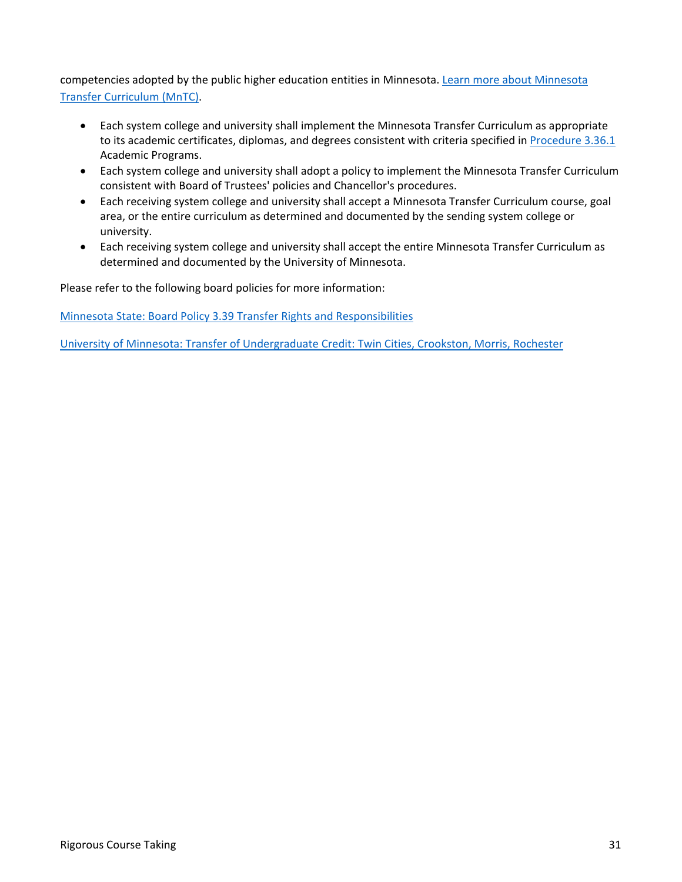competencies adopted by the public higher education entities in Minnesota. [Learn more about Minnesota Transfer Curriculum (MnTC)].

- Each system college and university shall implement the Minnesota Transfer Curriculum as appropriate to its academic certificates, diplomas, and degrees consistent with criteria specified in [Procedure 3.36.1] Academic Programs.
- Each system college and university shall adopt a policy to implement the Minnesota Transfer Curriculum consistent with Board of Trustees' policies and Chancellor's procedures.
- Each receiving system college and university shall accept a Minnesota Transfer Curriculum course, goal area, or the entire curriculum as determined and documented by the sending system college or university.
- Each receiving system college and university shall accept the entire Minnesota Transfer Curriculum as determined and documented by the University of Minnesota.

Please refer to the following board policies for more information:

[Minnesota State: Board Policy 3.39 Transfer Rights and Responsibilities]

[University of Minnesota: Transfer of Undergraduate Credit: Twin Cities, Crookston, Morris, Rochester]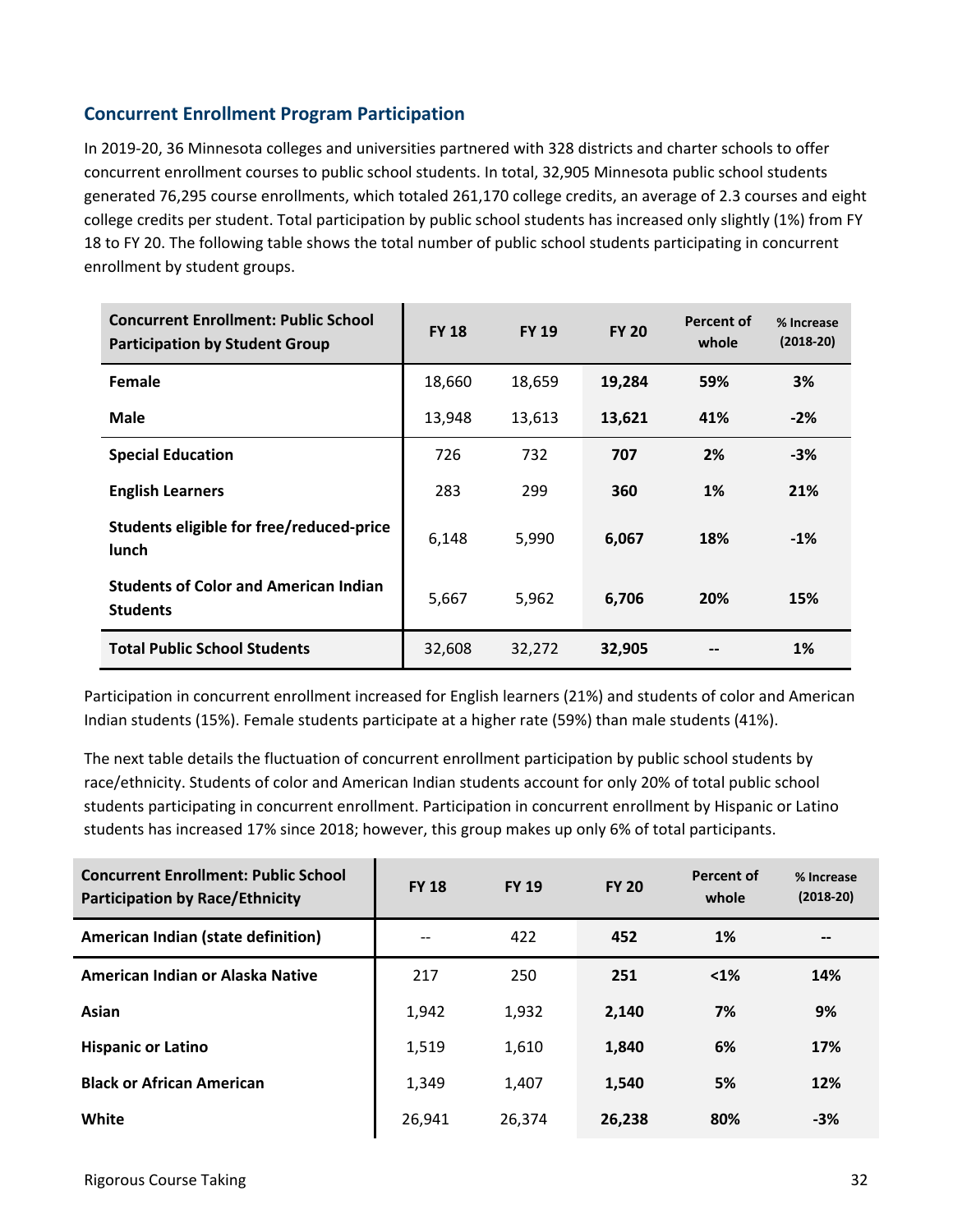## Concurrent Enrollment Program Participation

In 2019-20, 36 Minnesota colleges and universities partnered with 328 districts and charter schools to offer concurrent enrollment courses to public school students. In total, 32,905 Minnesota public school students generated 76,295 course enrollments, which totaled 261,170 college credits, an average of 2.3 courses and eight college credits per student. Total participation by public school students has increased only slightly (1%) from FY 18 to FY 20. The following table shows the total number of public school students participating in concurrent enrollment by student groups.

| Concurrent Enrollment: Public School Participation by Student Group | FY 18 | FY 19 | FY 20 | Percent of whole | % Increase (2018-20) |
|---|---|---|---|---|---|
| **Female** | 18,660 | 18,659 | **19,284** | **59%** | **3%** |
| **Male** | 13,948 | 13,613 | **13,621** | **41%** | **-2%** |
| **Special Education** | 726 | 732 | **707** | **2%** | **-3%** |
| **English Learners** | 283 | 299 | **360** | **1%** | **21%** |
| **Students eligible for free/reduced-price lunch** | 6,148 | 5,990 | **6,067** | **18%** | **-1%** |
| **Students of Color and American Indian Students** | 5,667 | 5,962 | **6,706** | **20%** | **15%** |
| **Total Public School Students** | 32,608 | 32,272 | **32,905** | **--** | **1%** |

Participation in concurrent enrollment increased for English learners (21%) and students of color and American Indian students (15%). Female students participate at a higher rate (59%) than male students (41%).

The next table details the fluctuation of concurrent enrollment participation by public school students by race/ethnicity. Students of color and American Indian students account for only 20% of total public school students participating in concurrent enrollment. Participation in concurrent enrollment by Hispanic or Latino students has increased 17% since 2018; however, this group makes up only 6% of total participants.

| Concurrent Enrollment: Public School Participation by Race/Ethnicity | FY 18 | FY 19 | FY 20 | Percent of whole | % Increase (2018-20) |
|---|---|---|---|---|---|
| **American Indian (state definition)** | -- | 422 | **452** | **1%** | **--** |
| **American Indian or Alaska Native** | 217 | 250 | **251** | **<1%** | **14%** |
| **Asian** | 1,942 | 1,932 | **2,140** | **7%** | **9%** |
| **Hispanic or Latino** | 1,519 | 1,610 | **1,840** | **6%** | **17%** |
| **Black or African American** | 1,349 | 1,407 | **1,540** | **5%** | **12%** |
| **White** | 26,941 | 26,374 | **26,238** | **80%** | **-3%** |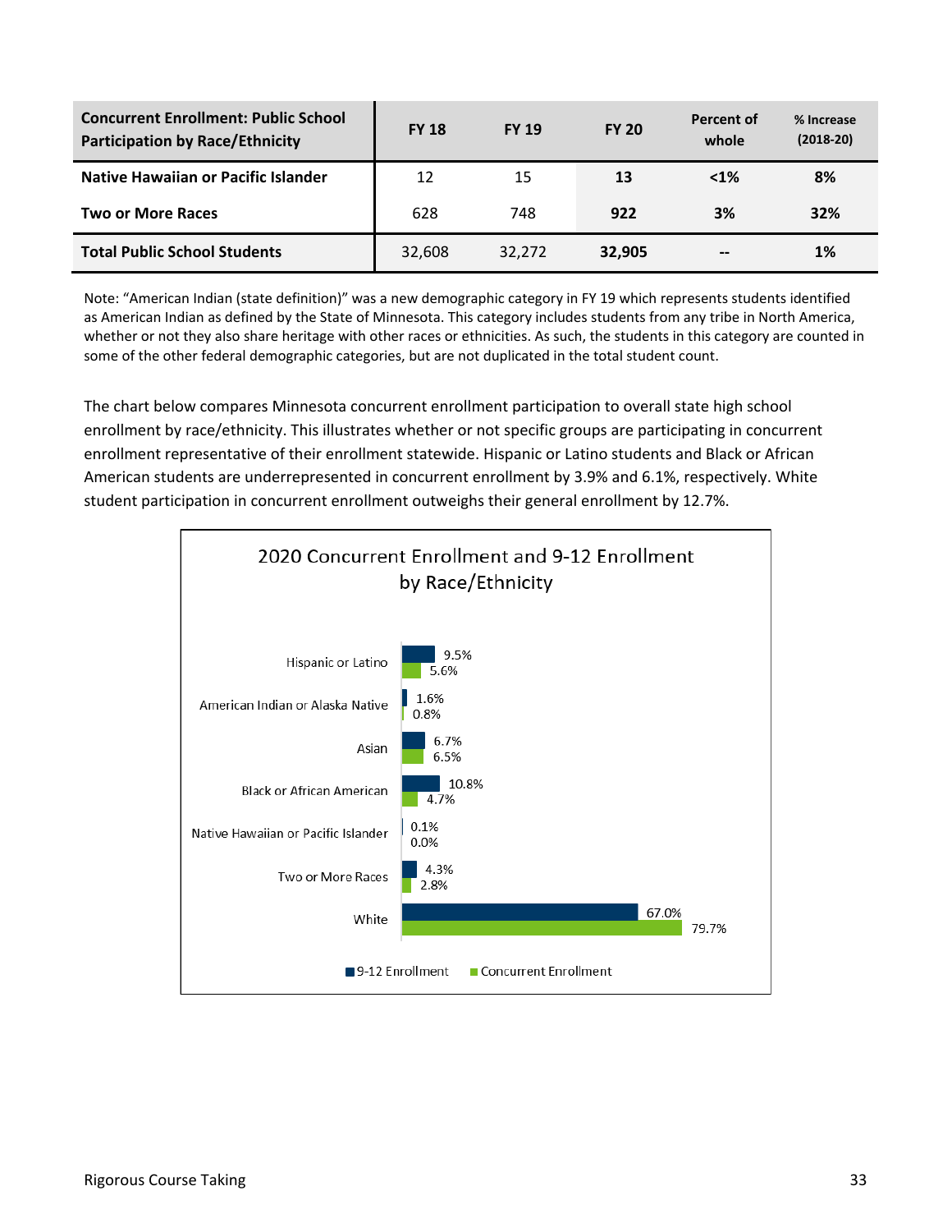| Concurrent Enrollment: Public School Participation by Race/Ethnicity | FY 18 | FY 19 | FY 20 | Percent of whole | % Increase (2018-20) |
|---|---|---|---|---|---|
| **Native Hawaiian or Pacific Islander** | 12 | 15 | **13** | **<1%** | **8%** |
| **Two or More Races** | 628 | 748 | **922** | **3%** | **32%** |
| **Total Public School Students** | 32,608 | 32,272 | **32,905** | **--** | **1%** |

Note: "American Indian (state definition)" was a new demographic category in FY 19 which represents students identified as American Indian as defined by the State of Minnesota. This category includes students from any tribe in North America, whether or not they also share heritage with other races or ethnicities. As such, the students in this category are counted in some of the other federal demographic categories, but are not duplicated in the total student count.

The chart below compares Minnesota concurrent enrollment participation to overall state high school enrollment by race/ethnicity. This illustrates whether or not specific groups are participating in concurrent enrollment representative of their enrollment statewide. Hispanic or Latino students and Black or African American students are underrepresented in concurrent enrollment by 3.9% and 6.1%, respectively. White student participation in concurrent enrollment outweighs their general enrollment by 12.7%.

**2020 Concurrent Enrollment and 9-12 Enrollment by Race/Ethnicity**

| Race/Ethnicity | 9-12 Enrollment | Concurrent Enrollment |
|---|---|---|
| Hispanic or Latino | 9.5% | 5.6% |
| American Indian or Alaska Native | 1.6% | 0.8% |
| Asian | 6.7% | 6.5% |
| Black or African American | 10.8% | 4.7% |
| Native Hawaiian or Pacific Islander | 0.1% | 0.0% |
| Two or More Races | 4.3% | 2.8% |
| White | 67.0% | 79.7% |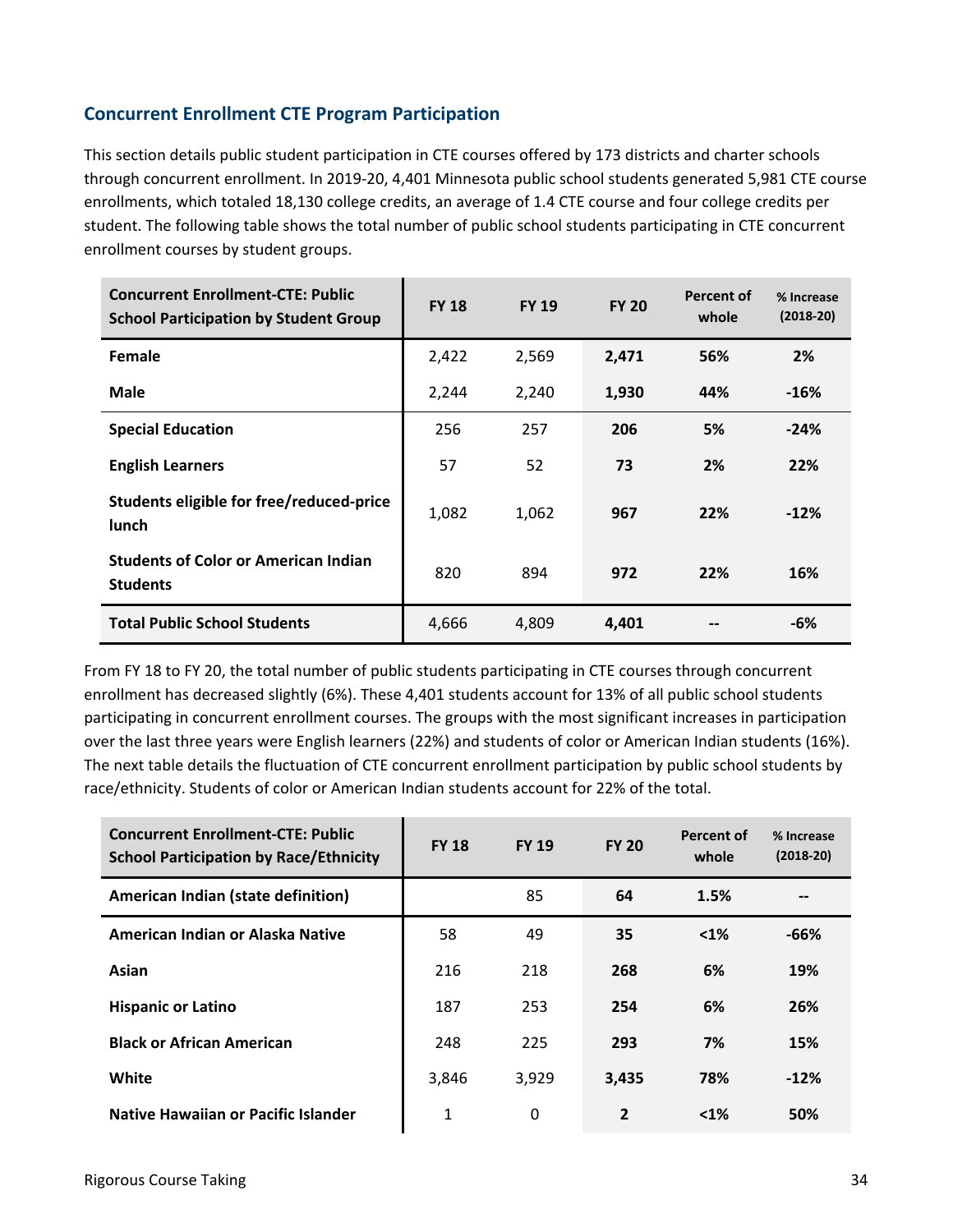### Concurrent Enrollment CTE Program Participation

This section details public student participation in CTE courses offered by 173 districts and charter schools through concurrent enrollment. In 2019-20, 4,401 Minnesota public school students generated 5,981 CTE course enrollments, which totaled 18,130 college credits, an average of 1.4 CTE course and four college credits per student. The following table shows the total number of public school students participating in CTE concurrent enrollment courses by student groups.

| Concurrent Enrollment-CTE: Public School Participation by Student Group | FY 18 | FY 19 | FY 20 | Percent of whole | % Increase (2018-20) |
|---|---|---|---|---|---|
| **Female** | 2,422 | 2,569 | **2,471** | **56%** | **2%** |
| **Male** | 2,244 | 2,240 | **1,930** | **44%** | **-16%** |
| **Special Education** | 256 | 257 | **206** | **5%** | **-24%** |
| **English Learners** | 57 | 52 | **73** | **2%** | **22%** |
| **Students eligible for free/reduced-price lunch** | 1,082 | 1,062 | **967** | **22%** | **-12%** |
| **Students of Color or American Indian Students** | 820 | 894 | **972** | **22%** | **16%** |
| **Total Public School Students** | 4,666 | 4,809 | **4,401** | **--** | **-6%** |

From FY 18 to FY 20, the total number of public students participating in CTE courses through concurrent enrollment has decreased slightly (6%). These 4,401 students account for 13% of all public school students participating in concurrent enrollment courses. The groups with the most significant increases in participation over the last three years were English learners (22%) and students of color or American Indian students (16%). The next table details the fluctuation of CTE concurrent enrollment participation by public school students by race/ethnicity. Students of color or American Indian students account for 22% of the total.

| Concurrent Enrollment-CTE: Public School Participation by Race/Ethnicity | FY 18 | FY 19 | FY 20 | Percent of whole | % Increase (2018-20) |
|---|---|---|---|---|---|
| **American Indian (state definition)** | | 85 | **64** | **1.5%** | **--** |
| **American Indian or Alaska Native** | 58 | 49 | **35** | **<1%** | **-66%** |
| **Asian** | 216 | 218 | **268** | **6%** | **19%** |
| **Hispanic or Latino** | 187 | 253 | **254** | **6%** | **26%** |
| **Black or African American** | 248 | 225 | **293** | **7%** | **15%** |
| **White** | 3,846 | 3,929 | **3,435** | **78%** | **-12%** |
| **Native Hawaiian or Pacific Islander** | 1 | 0 | **2** | **<1%** | **50%** |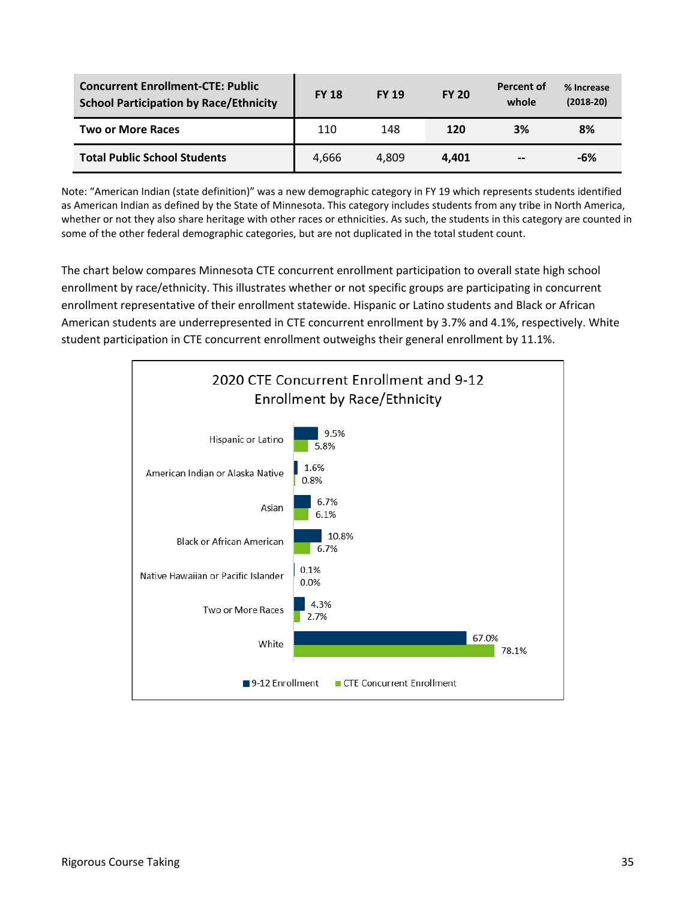| Concurrent Enrollment-CTE: Public School Participation by Race/Ethnicity | FY 18 | FY 19 | FY 20 | Percent of whole | % Increase (2018-20) |
|---|---|---|---|---|---|
| **Two or More Races** | 110 | 148 | **120** | **3%** | **8%** |
| **Total Public School Students** | 4,666 | 4,809 | **4,401** | **--** | **-6%** |

Note: "American Indian (state definition)" was a new demographic category in FY 19 which represents students identified as American Indian as defined by the State of Minnesota. This category includes students from any tribe in North America, whether or not they also share heritage with other races or ethnicities. As such, the students in this category are counted in some of the other federal demographic categories, but are not duplicated in the total student count.

The chart below compares Minnesota CTE concurrent enrollment participation to overall state high school enrollment by race/ethnicity. This illustrates whether or not specific groups are participating in concurrent enrollment representative of their enrollment statewide. Hispanic or Latino students and Black or African American students are underrepresented in CTE concurrent enrollment by 3.7% and 4.1%, respectively. White student participation in CTE concurrent enrollment outweighs their general enrollment by 11.1%.

**2020 CTE Concurrent Enrollment and 9-12 Enrollment by Race/Ethnicity**

| Race/Ethnicity | 9-12 Enrollment | CTE Concurrent Enrollment |
|---|---|---|
| Hispanic or Latino | 9.5% | 5.8% |
| American Indian or Alaska Native | 1.6% | 0.8% |
| Asian | 6.7% | 6.1% |
| Black or African American | 10.8% | 6.7% |
| Native Hawaiian or Pacific Islander | 0.1% | 0.0% |
| Two or More Races | 4.3% | 2.7% |
| White | 67.0% | 78.1% |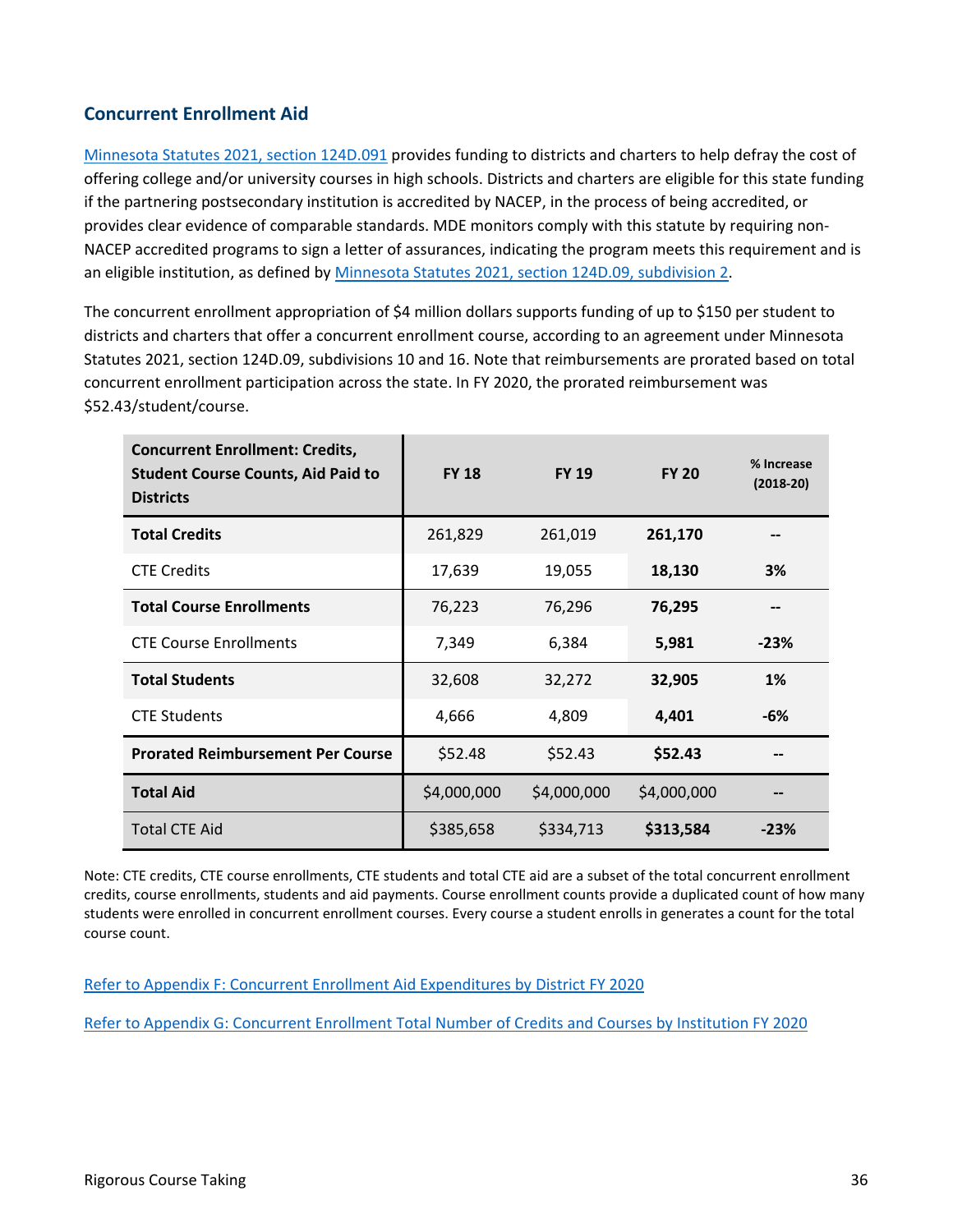## Concurrent Enrollment Aid

[Minnesota Statutes 2021, section 124D.091](#) provides funding to districts and charters to help defray the cost of offering college and/or university courses in high schools. Districts and charters are eligible for this state funding if the partnering postsecondary institution is accredited by NACEP, in the process of being accredited, or provides clear evidence of comparable standards. MDE monitors comply with this statute by requiring non-NACEP accredited programs to sign a letter of assurances, indicating the program meets this requirement and is an eligible institution, as defined by [Minnesota Statutes 2021, section 124D.09, subdivision 2](#).

The concurrent enrollment appropriation of $4 million dollars supports funding of up to $150 per student to districts and charters that offer a concurrent enrollment course, according to an agreement under Minnesota Statutes 2021, section 124D.09, subdivisions 10 and 16. Note that reimbursements are prorated based on total concurrent enrollment participation across the state. In FY 2020, the prorated reimbursement was $52.43/student/course.

| Concurrent Enrollment: Credits, Student Course Counts, Aid Paid to Districts | FY 18 | FY 19 | FY 20 | % Increase (2018-20) |
|---|---|---|---|---|
| **Total Credits** | 261,829 | 261,019 | **261,170** | -- |
| CTE Credits | 17,639 | 19,055 | **18,130** | **3%** |
| **Total Course Enrollments** | 76,223 | 76,296 | **76,295** | -- |
| CTE Course Enrollments | 7,349 | 6,384 | **5,981** | **-23%** |
| **Total Students** | 32,608 | 32,272 | **32,905** | **1%** |
| CTE Students | 4,666 | 4,809 | **4,401** | **-6%** |
| **Prorated Reimbursement Per Course** | $52.48 | $52.43 | **$52.43** | -- |
| **Total Aid** | $4,000,000 | $4,000,000 | $4,000,000 | -- |
| Total CTE Aid | $385,658 | $334,713 | **$313,584** | **-23%** |

Note: CTE credits, CTE course enrollments, CTE students and total CTE aid are a subset of the total concurrent enrollment credits, course enrollments, students and aid payments. Course enrollment counts provide a duplicated count of how many students were enrolled in concurrent enrollment courses. Every course a student enrolls in generates a count for the total course count.

[Refer to Appendix F: Concurrent Enrollment Aid Expenditures by District FY 2020](#)

[Refer to Appendix G: Concurrent Enrollment Total Number of Credits and Courses by Institution FY 2020](#)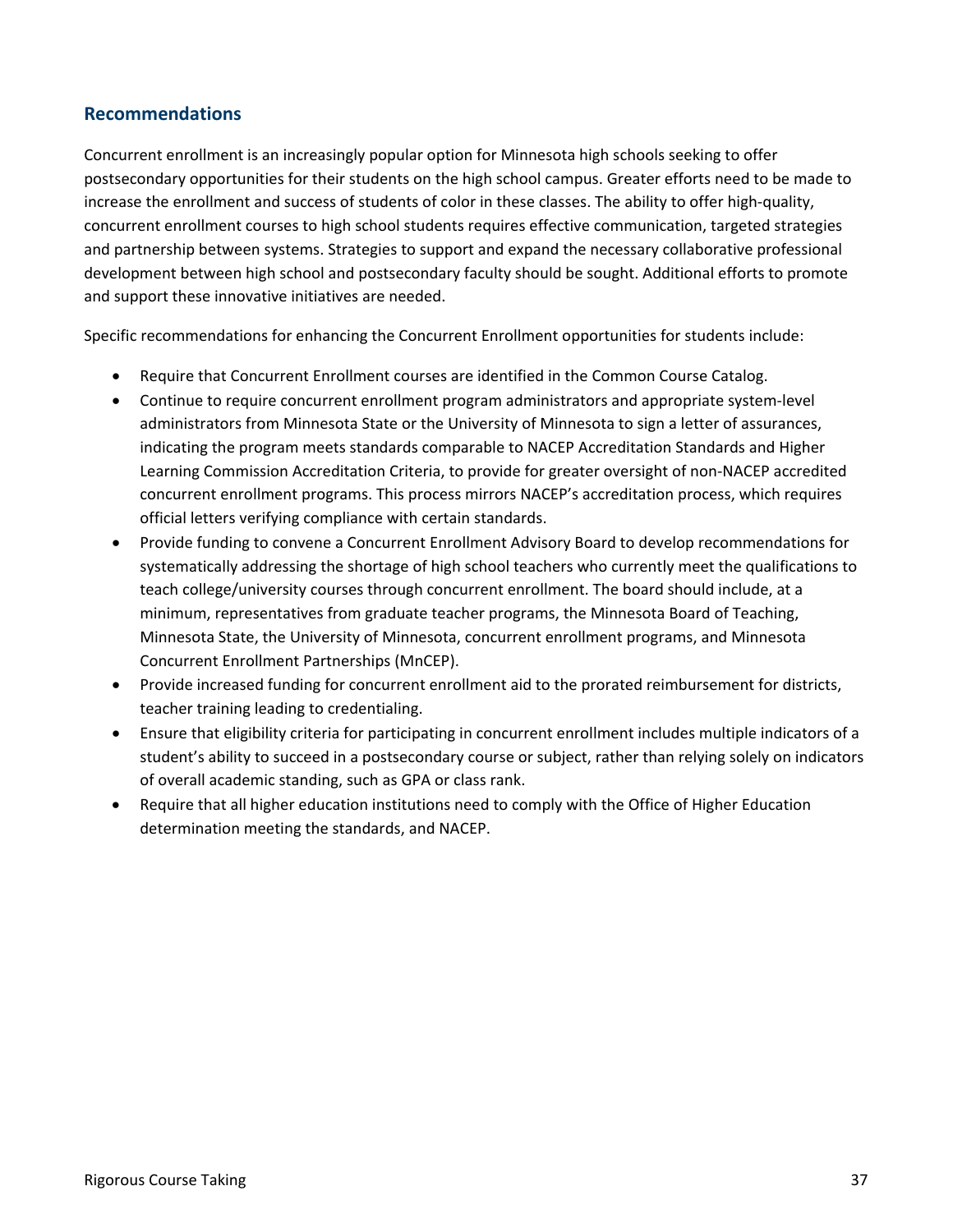## Recommendations

Concurrent enrollment is an increasingly popular option for Minnesota high schools seeking to offer postsecondary opportunities for their students on the high school campus. Greater efforts need to be made to increase the enrollment and success of students of color in these classes. The ability to offer high-quality, concurrent enrollment courses to high school students requires effective communication, targeted strategies and partnership between systems. Strategies to support and expand the necessary collaborative professional development between high school and postsecondary faculty should be sought. Additional efforts to promote and support these innovative initiatives are needed.

Specific recommendations for enhancing the Concurrent Enrollment opportunities for students include:

- Require that Concurrent Enrollment courses are identified in the Common Course Catalog.
- Continue to require concurrent enrollment program administrators and appropriate system-level administrators from Minnesota State or the University of Minnesota to sign a letter of assurances, indicating the program meets standards comparable to NACEP Accreditation Standards and Higher Learning Commission Accreditation Criteria, to provide for greater oversight of non-NACEP accredited concurrent enrollment programs. This process mirrors NACEP's accreditation process, which requires official letters verifying compliance with certain standards.
- Provide funding to convene a Concurrent Enrollment Advisory Board to develop recommendations for systematically addressing the shortage of high school teachers who currently meet the qualifications to teach college/university courses through concurrent enrollment. The board should include, at a minimum, representatives from graduate teacher programs, the Minnesota Board of Teaching, Minnesota State, the University of Minnesota, concurrent enrollment programs, and Minnesota Concurrent Enrollment Partnerships (MnCEP).
- Provide increased funding for concurrent enrollment aid to the prorated reimbursement for districts, teacher training leading to credentialing.
- Ensure that eligibility criteria for participating in concurrent enrollment includes multiple indicators of a student's ability to succeed in a postsecondary course or subject, rather than relying solely on indicators of overall academic standing, such as GPA or class rank.
- Require that all higher education institutions need to comply with the Office of Higher Education determination meeting the standards, and NACEP.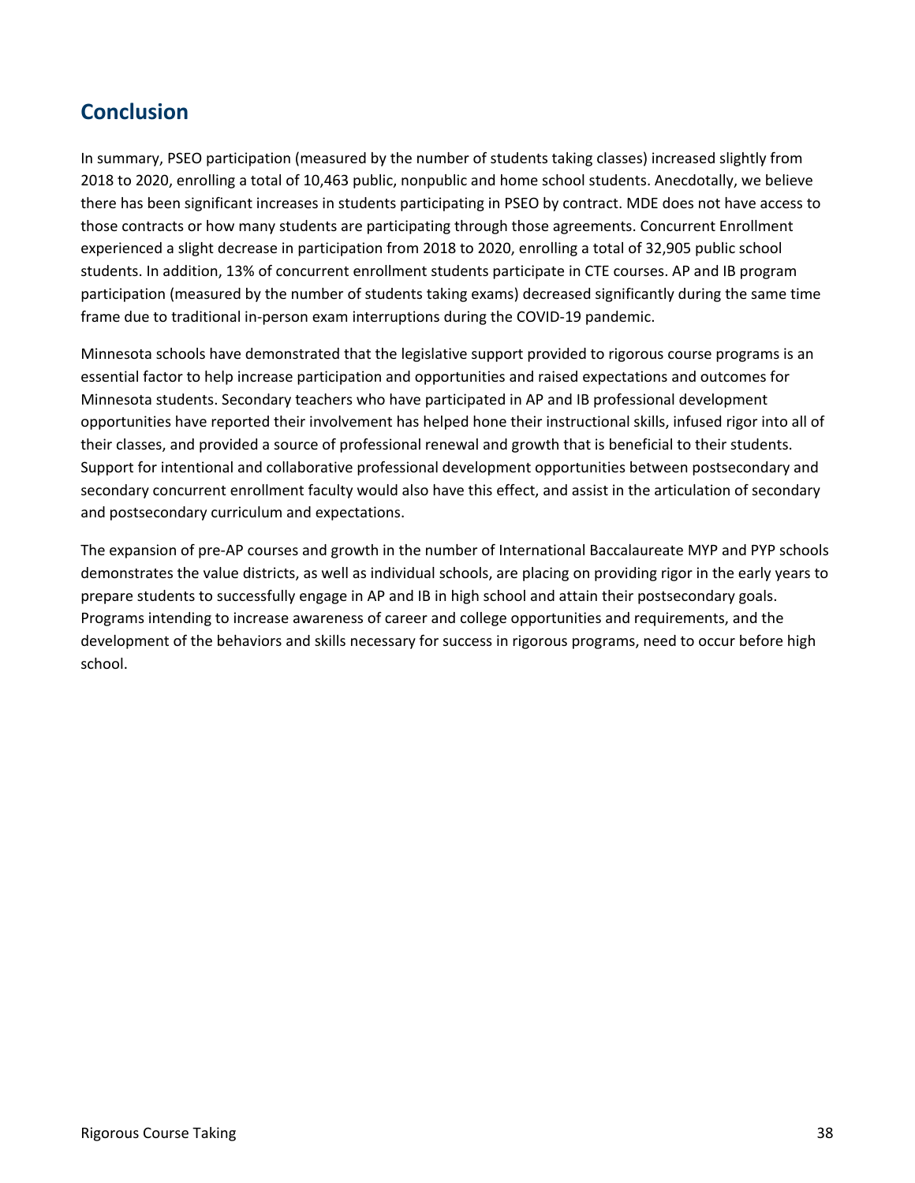## Conclusion

In summary, PSEO participation (measured by the number of students taking classes) increased slightly from 2018 to 2020, enrolling a total of 10,463 public, nonpublic and home school students. Anecdotally, we believe there has been significant increases in students participating in PSEO by contract. MDE does not have access to those contracts or how many students are participating through those agreements. Concurrent Enrollment experienced a slight decrease in participation from 2018 to 2020, enrolling a total of 32,905 public school students. In addition, 13% of concurrent enrollment students participate in CTE courses. AP and IB program participation (measured by the number of students taking exams) decreased significantly during the same time frame due to traditional in-person exam interruptions during the COVID-19 pandemic.

Minnesota schools have demonstrated that the legislative support provided to rigorous course programs is an essential factor to help increase participation and opportunities and raised expectations and outcomes for Minnesota students. Secondary teachers who have participated in AP and IB professional development opportunities have reported their involvement has helped hone their instructional skills, infused rigor into all of their classes, and provided a source of professional renewal and growth that is beneficial to their students. Support for intentional and collaborative professional development opportunities between postsecondary and secondary concurrent enrollment faculty would also have this effect, and assist in the articulation of secondary and postsecondary curriculum and expectations.

The expansion of pre-AP courses and growth in the number of International Baccalaureate MYP and PYP schools demonstrates the value districts, as well as individual schools, are placing on providing rigor in the early years to prepare students to successfully engage in AP and IB in high school and attain their postsecondary goals. Programs intending to increase awareness of career and college opportunities and requirements, and the development of the behaviors and skills necessary for success in rigorous programs, need to occur before high school.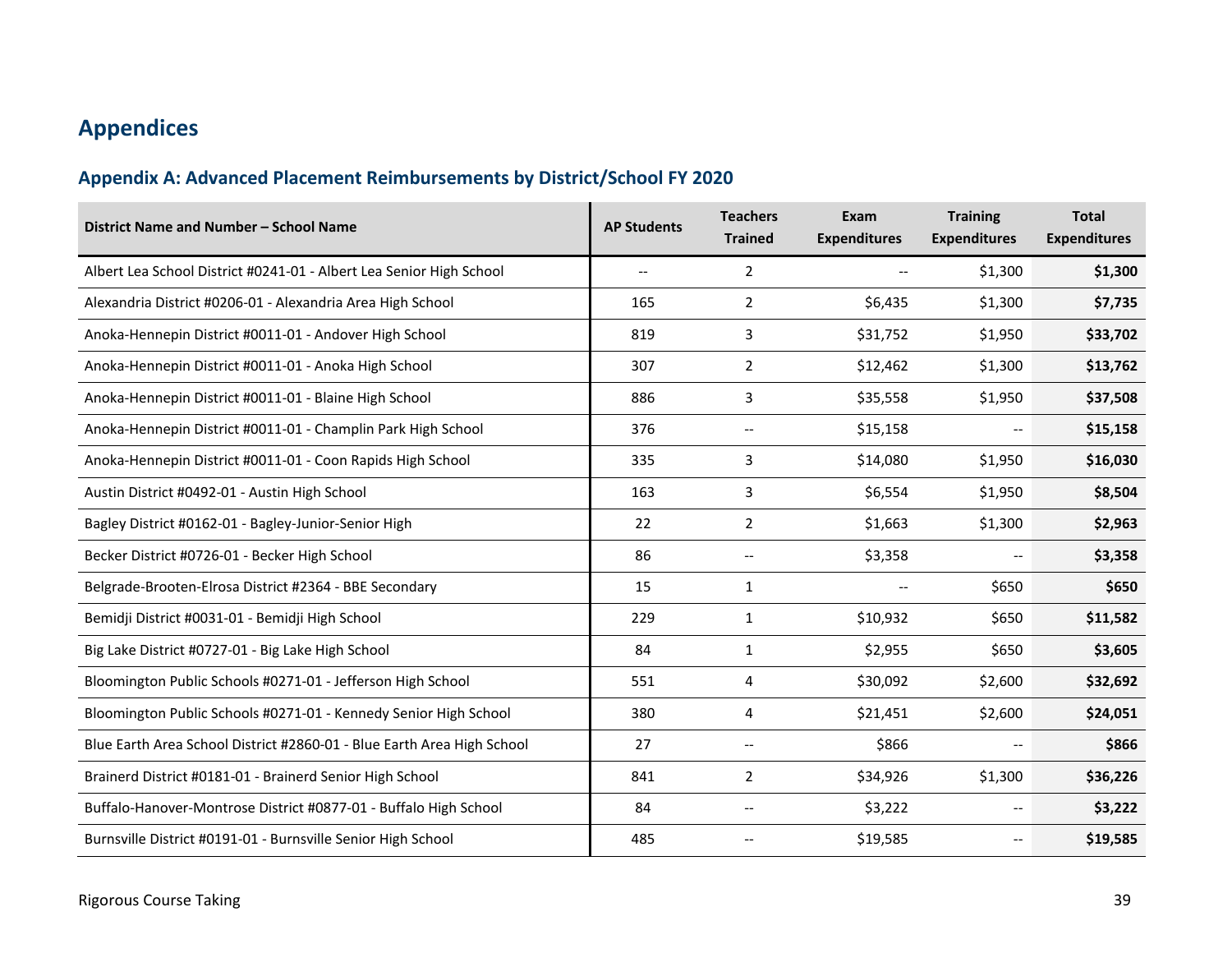# Appendices

## Appendix A: Advanced Placement Reimbursements by District/School FY 2020

| District Name and Number – School Name | AP Students | Teachers Trained | Exam Expenditures | Training Expenditures | Total Expenditures |
|---|---|---|---|---|---|
| Albert Lea School District #0241-01 - Albert Lea Senior High School | -- | 2 | -- | $1,300 | **$1,300** |
| Alexandria District #0206-01 - Alexandria Area High School | 165 | 2 | $6,435 | $1,300 | **$7,735** |
| Anoka-Hennepin District #0011-01 - Andover High School | 819 | 3 | $31,752 | $1,950 | **$33,702** |
| Anoka-Hennepin District #0011-01 - Anoka High School | 307 | 2 | $12,462 | $1,300 | **$13,762** |
| Anoka-Hennepin District #0011-01 - Blaine High School | 886 | 3 | $35,558 | $1,950 | **$37,508** |
| Anoka-Hennepin District #0011-01 - Champlin Park High School | 376 | -- | $15,158 | -- | **$15,158** |
| Anoka-Hennepin District #0011-01 - Coon Rapids High School | 335 | 3 | $14,080 | $1,950 | **$16,030** |
| Austin District #0492-01 - Austin High School | 163 | 3 | $6,554 | $1,950 | **$8,504** |
| Bagley District #0162-01 - Bagley-Junior-Senior High | 22 | 2 | $1,663 | $1,300 | **$2,963** |
| Becker District #0726-01 - Becker High School | 86 | -- | $3,358 | -- | **$3,358** |
| Belgrade-Brooten-Elrosa District #2364 - BBE Secondary | 15 | 1 | -- | $650 | **$650** |
| Bemidji District #0031-01 - Bemidji High School | 229 | 1 | $10,932 | $650 | **$11,582** |
| Big Lake District #0727-01 - Big Lake High School | 84 | 1 | $2,955 | $650 | **$3,605** |
| Bloomington Public Schools #0271-01 - Jefferson High School | 551 | 4 | $30,092 | $2,600 | **$32,692** |
| Bloomington Public Schools #0271-01 - Kennedy Senior High School | 380 | 4 | $21,451 | $2,600 | **$24,051** |
| Blue Earth Area School District #2860-01 - Blue Earth Area High School | 27 | -- | $866 | -- | **$866** |
| Brainerd District #0181-01 - Brainerd Senior High School | 841 | 2 | $34,926 | $1,300 | **$36,226** |
| Buffalo-Hanover-Montrose District #0877-01 - Buffalo High School | 84 | -- | $3,222 | -- | **$3,222** |
| Burnsville District #0191-01 - Burnsville Senior High School | 485 | -- | $19,585 | -- | **$19,585** |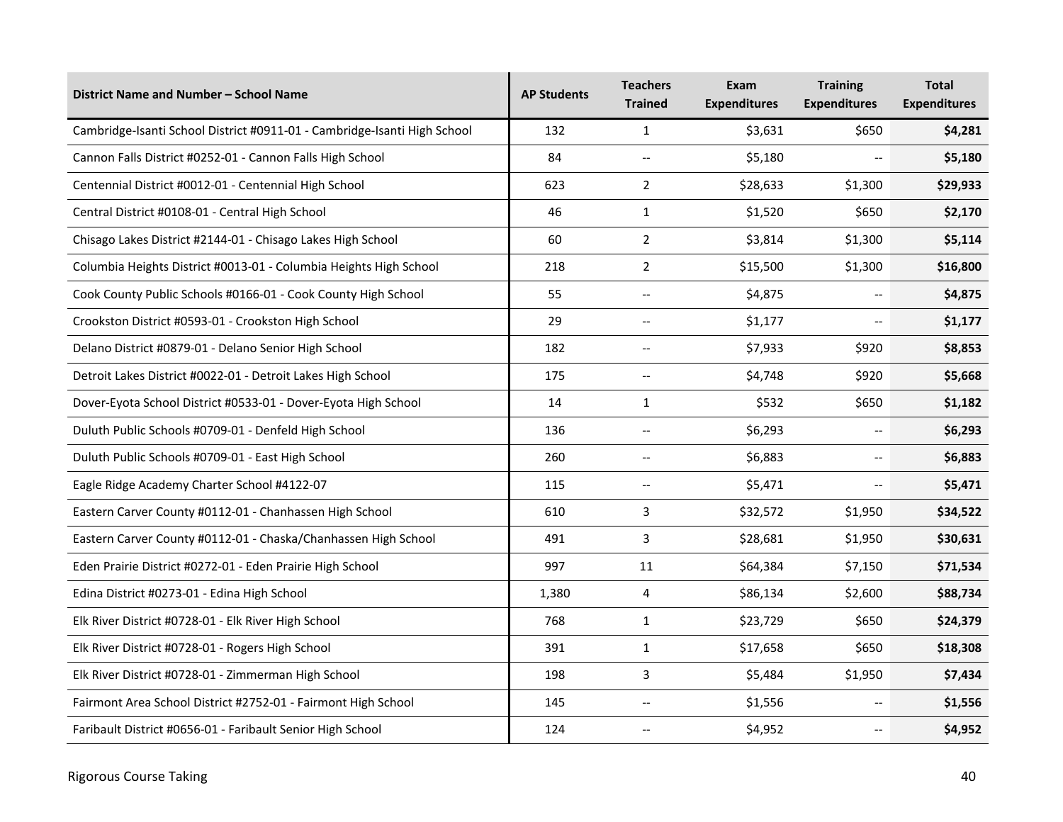| District Name and Number – School Name | AP Students | Teachers Trained | Exam Expenditures | Training Expenditures | Total Expenditures |
|---|---|---|---|---|---|
| Cambridge-Isanti School District #0911-01 - Cambridge-Isanti High School | 132 | 1 | $3,631 | $650 | **$4,281** |
| Cannon Falls District #0252-01 - Cannon Falls High School | 84 | -- | $5,180 | -- | **$5,180** |
| Centennial District #0012-01 - Centennial High School | 623 | 2 | $28,633 | $1,300 | **$29,933** |
| Central District #0108-01 - Central High School | 46 | 1 | $1,520 | $650 | **$2,170** |
| Chisago Lakes District #2144-01 - Chisago Lakes High School | 60 | 2 | $3,814 | $1,300 | **$5,114** |
| Columbia Heights District #0013-01 - Columbia Heights High School | 218 | 2 | $15,500 | $1,300 | **$16,800** |
| Cook County Public Schools #0166-01 - Cook County High School | 55 | -- | $4,875 | -- | **$4,875** |
| Crookston District #0593-01 - Crookston High School | 29 | -- | $1,177 | -- | **$1,177** |
| Delano District #0879-01 - Delano Senior High School | 182 | -- | $7,933 | $920 | **$8,853** |
| Detroit Lakes District #0022-01 - Detroit Lakes High School | 175 | -- | $4,748 | $920 | **$5,668** |
| Dover-Eyota School District #0533-01 - Dover-Eyota High School | 14 | 1 | $532 | $650 | **$1,182** |
| Duluth Public Schools #0709-01 - Denfeld High School | 136 | -- | $6,293 | -- | **$6,293** |
| Duluth Public Schools #0709-01 - East High School | 260 | -- | $6,883 | -- | **$6,883** |
| Eagle Ridge Academy Charter School #4122-07 | 115 | -- | $5,471 | -- | **$5,471** |
| Eastern Carver County #0112-01 - Chanhassen High School | 610 | 3 | $32,572 | $1,950 | **$34,522** |
| Eastern Carver County #0112-01 - Chaska/Chanhassen High School | 491 | 3 | $28,681 | $1,950 | **$30,631** |
| Eden Prairie District #0272-01 - Eden Prairie High School | 997 | 11 | $64,384 | $7,150 | **$71,534** |
| Edina District #0273-01 - Edina High School | 1,380 | 4 | $86,134 | $2,600 | **$88,734** |
| Elk River District #0728-01 - Elk River High School | 768 | 1 | $23,729 | $650 | **$24,379** |
| Elk River District #0728-01 - Rogers High School | 391 | 1 | $17,658 | $650 | **$18,308** |
| Elk River District #0728-01 - Zimmerman High School | 198 | 3 | $5,484 | $1,950 | **$7,434** |
| Fairmont Area School District #2752-01 - Fairmont High School | 145 | -- | $1,556 | -- | **$1,556** |
| Faribault District #0656-01 - Faribault Senior High School | 124 | -- | $4,952 | -- | **$4,952** |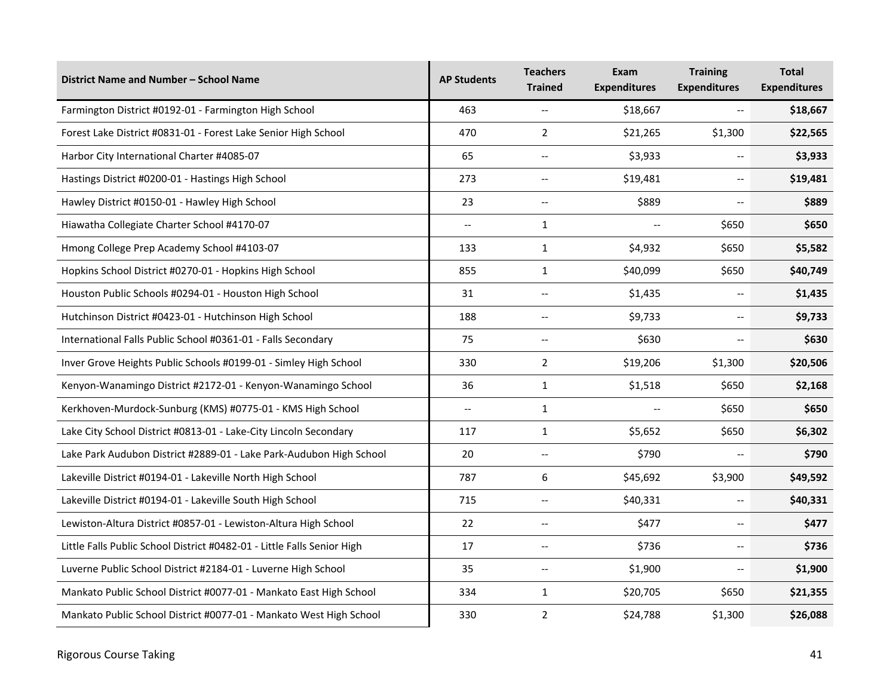| District Name and Number – School Name | AP Students | Teachers Trained | Exam Expenditures | Training Expenditures | Total Expenditures |
|---|---|---|---|---|---|
| Farmington District #0192-01 - Farmington High School | 463 | -- | $18,667 | -- | **$18,667** |
| Forest Lake District #0831-01 - Forest Lake Senior High School | 470 | 2 | $21,265 | $1,300 | **$22,565** |
| Harbor City International Charter #4085-07 | 65 | -- | $3,933 | -- | **$3,933** |
| Hastings District #0200-01 - Hastings High School | 273 | -- | $19,481 | -- | **$19,481** |
| Hawley District #0150-01 - Hawley High School | 23 | -- | $889 | -- | **$889** |
| Hiawatha Collegiate Charter School #4170-07 | -- | 1 | -- | $650 | **$650** |
| Hmong College Prep Academy School #4103-07 | 133 | 1 | $4,932 | $650 | **$5,582** |
| Hopkins School District #0270-01 - Hopkins High School | 855 | 1 | $40,099 | $650 | **$40,749** |
| Houston Public Schools #0294-01 - Houston High School | 31 | -- | $1,435 | -- | **$1,435** |
| Hutchinson District #0423-01 - Hutchinson High School | 188 | -- | $9,733 | -- | **$9,733** |
| International Falls Public School #0361-01 - Falls Secondary | 75 | -- | $630 | -- | **$630** |
| Inver Grove Heights Public Schools #0199-01 - Simley High School | 330 | 2 | $19,206 | $1,300 | **$20,506** |
| Kenyon-Wanamingo District #2172-01 - Kenyon-Wanamingo School | 36 | 1 | $1,518 | $650 | **$2,168** |
| Kerkhoven-Murdock-Sunburg (KMS) #0775-01 - KMS High School | -- | 1 | -- | $650 | **$650** |
| Lake City School District #0813-01 - Lake-City Lincoln Secondary | 117 | 1 | $5,652 | $650 | **$6,302** |
| Lake Park Audubon District #2889-01 - Lake Park-Audubon High School | 20 | -- | $790 | -- | **$790** |
| Lakeville District #0194-01 - Lakeville North High School | 787 | 6 | $45,692 | $3,900 | **$49,592** |
| Lakeville District #0194-01 - Lakeville South High School | 715 | -- | $40,331 | -- | **$40,331** |
| Lewiston-Altura District #0857-01 - Lewiston-Altura High School | 22 | -- | $477 | -- | **$477** |
| Little Falls Public School District #0482-01 - Little Falls Senior High | 17 | -- | $736 | -- | **$736** |
| Luverne Public School District #2184-01 - Luverne High School | 35 | -- | $1,900 | -- | **$1,900** |
| Mankato Public School District #0077-01 - Mankato East High School | 334 | 1 | $20,705 | $650 | **$21,355** |
| Mankato Public School District #0077-01 - Mankato West High School | 330 | 2 | $24,788 | $1,300 | **$26,088** |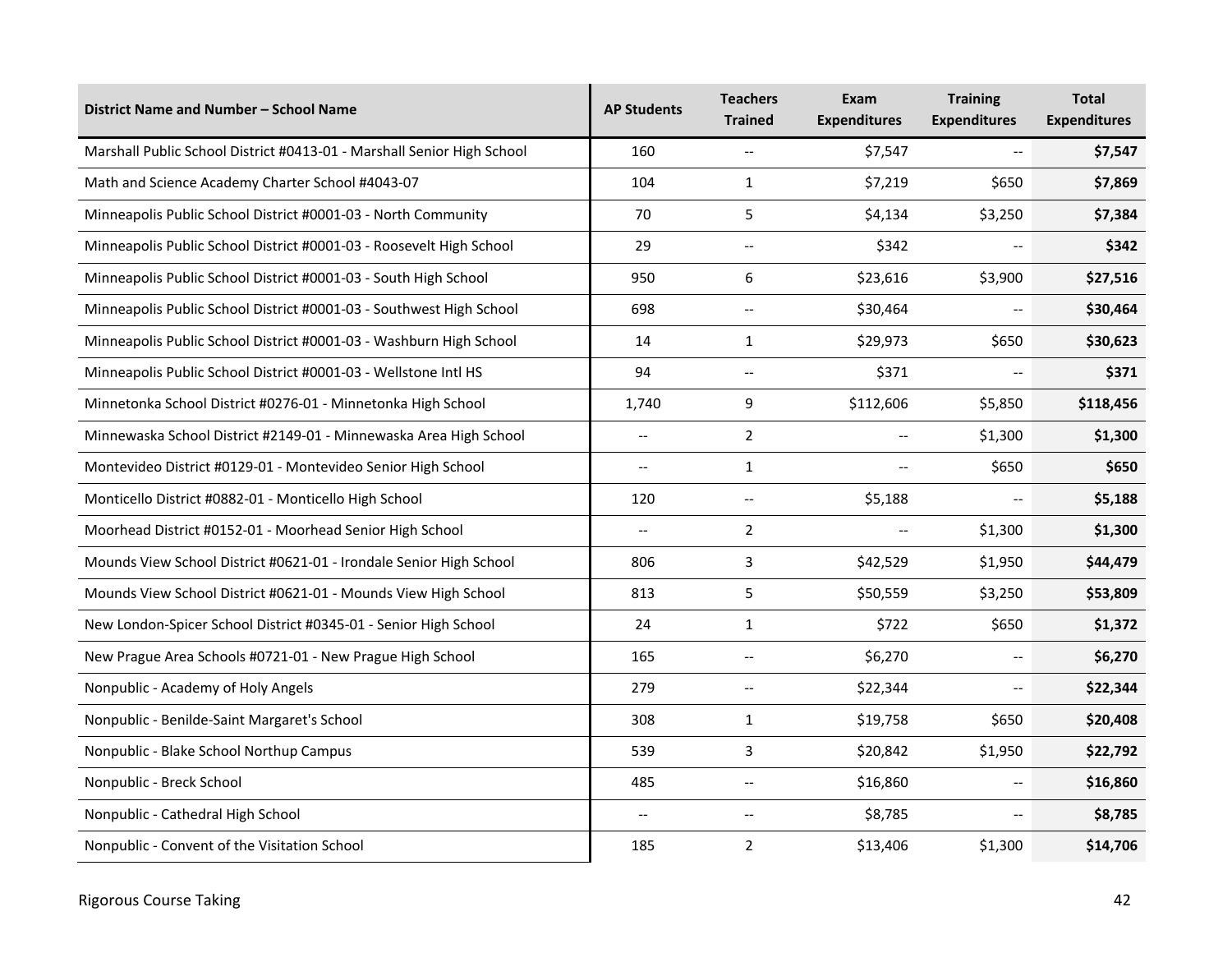| District Name and Number – School Name | AP Students | Teachers Trained | Exam Expenditures | Training Expenditures | Total Expenditures |
|---|---|---|---|---|---|
| Marshall Public School District #0413-01 - Marshall Senior High School | 160 | -- | $7,547 | -- | **$7,547** |
| Math and Science Academy Charter School #4043-07 | 104 | 1 | $7,219 | $650 | **$7,869** |
| Minneapolis Public School District #0001-03 - North Community | 70 | 5 | $4,134 | $3,250 | **$7,384** |
| Minneapolis Public School District #0001-03 - Roosevelt High School | 29 | -- | $342 | -- | **$342** |
| Minneapolis Public School District #0001-03 - South High School | 950 | 6 | $23,616 | $3,900 | **$27,516** |
| Minneapolis Public School District #0001-03 - Southwest High School | 698 | -- | $30,464 | -- | **$30,464** |
| Minneapolis Public School District #0001-03 - Washburn High School | 14 | 1 | $29,973 | $650 | **$30,623** |
| Minneapolis Public School District #0001-03 - Wellstone Intl HS | 94 | -- | $371 | -- | **$371** |
| Minnetonka School District #0276-01 - Minnetonka High School | 1,740 | 9 | $112,606 | $5,850 | **$118,456** |
| Minnewaska School District #2149-01 - Minnewaska Area High School | -- | 2 | -- | $1,300 | **$1,300** |
| Montevideo District #0129-01 - Montevideo Senior High School | -- | 1 | -- | $650 | **$650** |
| Monticello District #0882-01 - Monticello High School | 120 | -- | $5,188 | -- | **$5,188** |
| Moorhead District #0152-01 - Moorhead Senior High School | -- | 2 | -- | $1,300 | **$1,300** |
| Mounds View School District #0621-01 - Irondale Senior High School | 806 | 3 | $42,529 | $1,950 | **$44,479** |
| Mounds View School District #0621-01 - Mounds View High School | 813 | 5 | $50,559 | $3,250 | **$53,809** |
| New London-Spicer School District #0345-01 - Senior High School | 24 | 1 | $722 | $650 | **$1,372** |
| New Prague Area Schools #0721-01 - New Prague High School | 165 | -- | $6,270 | -- | **$6,270** |
| Nonpublic - Academy of Holy Angels | 279 | -- | $22,344 | -- | **$22,344** |
| Nonpublic - Benilde-Saint Margaret's School | 308 | 1 | $19,758 | $650 | **$20,408** |
| Nonpublic - Blake School Northup Campus | 539 | 3 | $20,842 | $1,950 | **$22,792** |
| Nonpublic - Breck School | 485 | -- | $16,860 | -- | **$16,860** |
| Nonpublic - Cathedral High School | -- | -- | $8,785 | -- | **$8,785** |
| Nonpublic - Convent of the Visitation School | 185 | 2 | $13,406 | $1,300 | **$14,706** |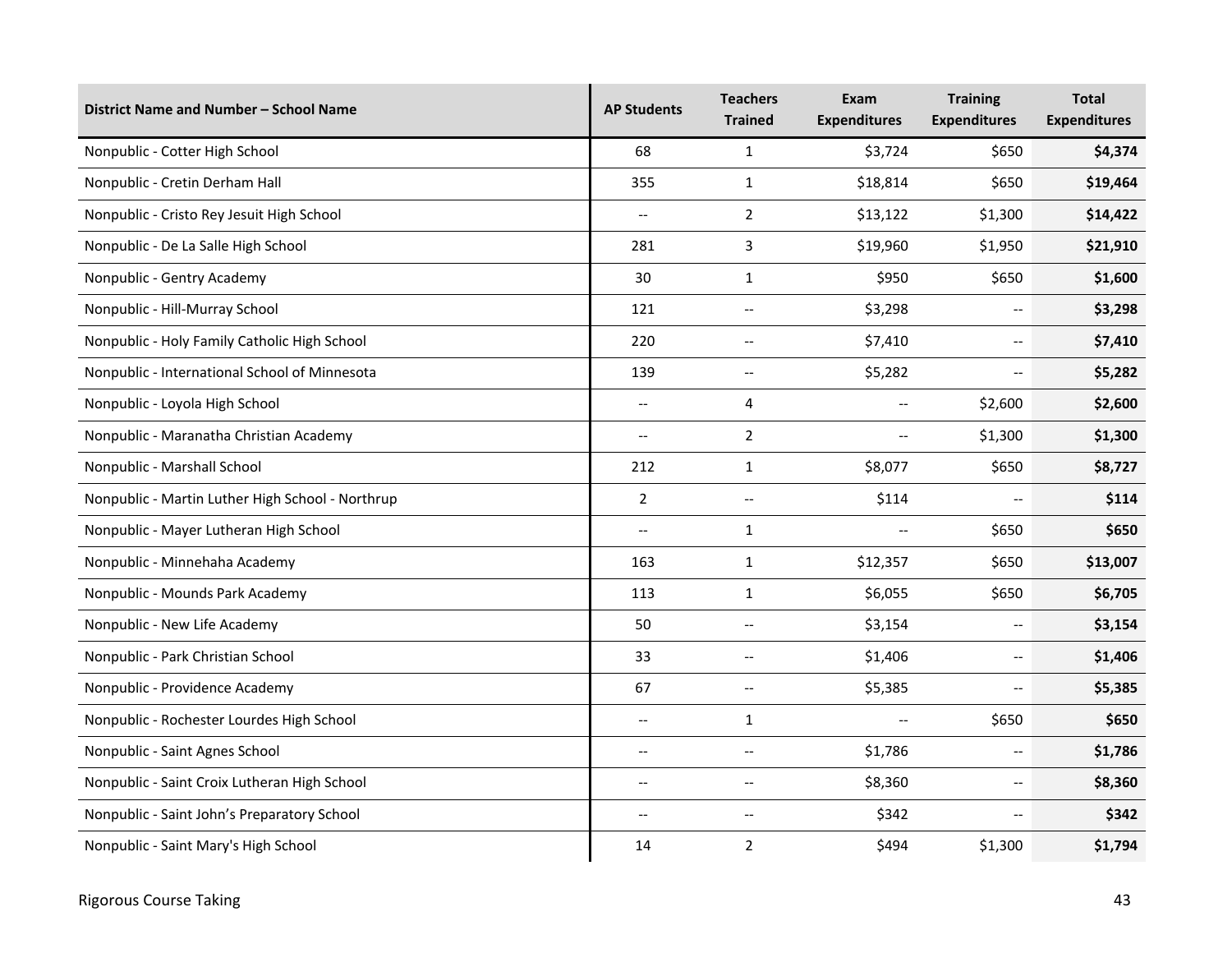| District Name and Number – School Name | AP Students | Teachers Trained | Exam Expenditures | Training Expenditures | Total Expenditures |
|---|---|---|---|---|---|
| Nonpublic - Cotter High School | 68 | 1 | $3,724 | $650 | **$4,374** |
| Nonpublic - Cretin Derham Hall | 355 | 1 | $18,814 | $650 | **$19,464** |
| Nonpublic - Cristo Rey Jesuit High School | -- | 2 | $13,122 | $1,300 | **$14,422** |
| Nonpublic - De La Salle High School | 281 | 3 | $19,960 | $1,950 | **$21,910** |
| Nonpublic - Gentry Academy | 30 | 1 | $950 | $650 | **$1,600** |
| Nonpublic - Hill-Murray School | 121 | -- | $3,298 | -- | **$3,298** |
| Nonpublic - Holy Family Catholic High School | 220 | -- | $7,410 | -- | **$7,410** |
| Nonpublic - International School of Minnesota | 139 | -- | $5,282 | -- | **$5,282** |
| Nonpublic - Loyola High School | -- | 4 | -- | $2,600 | **$2,600** |
| Nonpublic - Maranatha Christian Academy | -- | 2 | -- | $1,300 | **$1,300** |
| Nonpublic - Marshall School | 212 | 1 | $8,077 | $650 | **$8,727** |
| Nonpublic - Martin Luther High School - Northrup | 2 | -- | $114 | -- | **$114** |
| Nonpublic - Mayer Lutheran High School | -- | 1 | -- | $650 | **$650** |
| Nonpublic - Minnehaha Academy | 163 | 1 | $12,357 | $650 | **$13,007** |
| Nonpublic - Mounds Park Academy | 113 | 1 | $6,055 | $650 | **$6,705** |
| Nonpublic - New Life Academy | 50 | -- | $3,154 | -- | **$3,154** |
| Nonpublic - Park Christian School | 33 | -- | $1,406 | -- | **$1,406** |
| Nonpublic - Providence Academy | 67 | -- | $5,385 | -- | **$5,385** |
| Nonpublic - Rochester Lourdes High School | -- | 1 | -- | $650 | **$650** |
| Nonpublic - Saint Agnes School | -- | -- | $1,786 | -- | **$1,786** |
| Nonpublic - Saint Croix Lutheran High School | -- | -- | $8,360 | -- | **$8,360** |
| Nonpublic - Saint John's Preparatory School | -- | -- | $342 | -- | **$342** |
| Nonpublic - Saint Mary's High School | 14 | 2 | $494 | $1,300 | **$1,794** |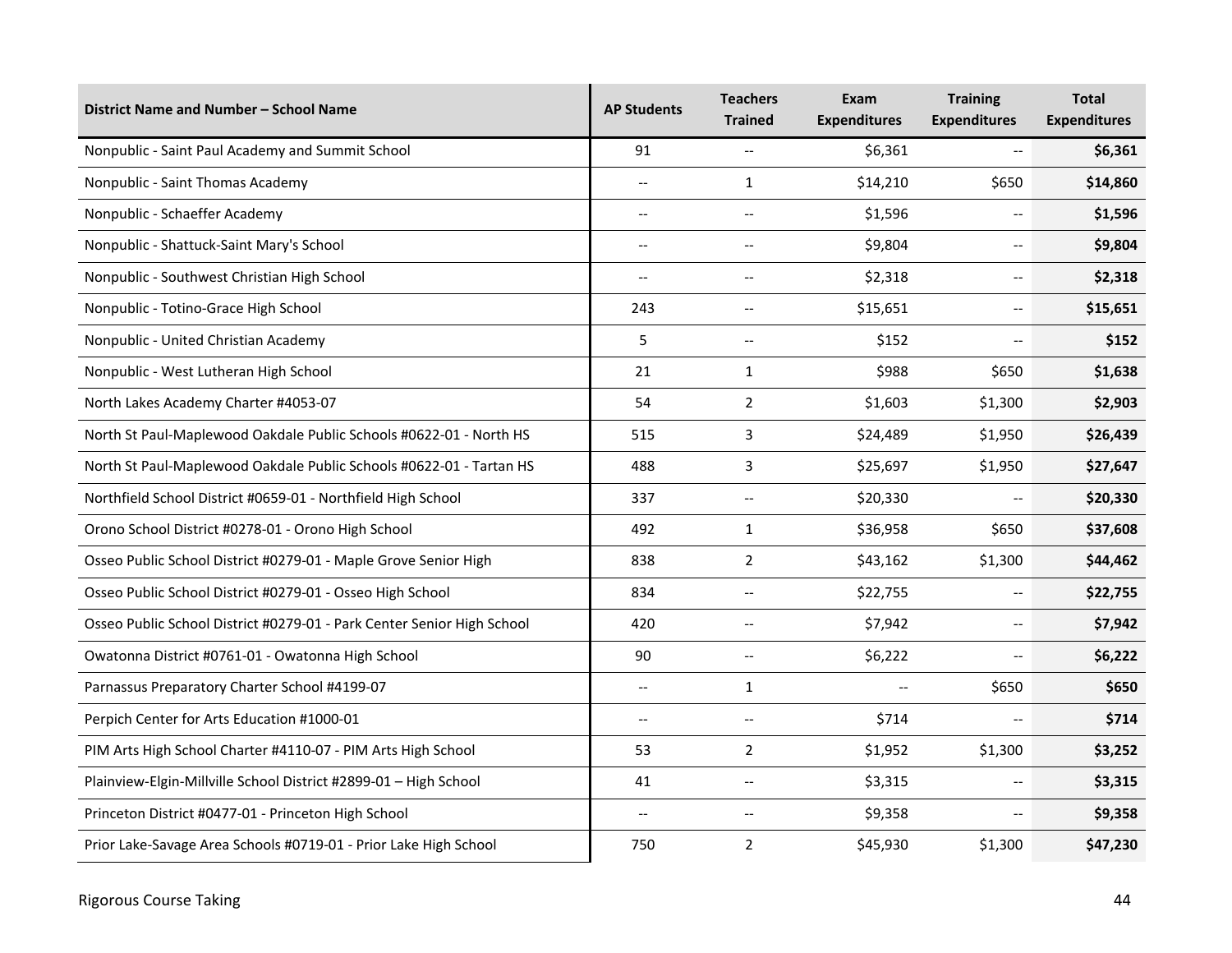| District Name and Number – School Name | AP Students | Teachers Trained | Exam Expenditures | Training Expenditures | Total Expenditures |
|---|---|---|---|---|---|
| Nonpublic - Saint Paul Academy and Summit School | 91 | -- | $6,361 | -- | **$6,361** |
| Nonpublic - Saint Thomas Academy | -- | 1 | $14,210 | $650 | **$14,860** |
| Nonpublic - Schaeffer Academy | -- | -- | $1,596 | -- | **$1,596** |
| Nonpublic - Shattuck-Saint Mary's School | -- | -- | $9,804 | -- | **$9,804** |
| Nonpublic - Southwest Christian High School | -- | -- | $2,318 | -- | **$2,318** |
| Nonpublic - Totino-Grace High School | 243 | -- | $15,651 | -- | **$15,651** |
| Nonpublic - United Christian Academy | 5 | -- | $152 | -- | **$152** |
| Nonpublic - West Lutheran High School | 21 | 1 | $988 | $650 | **$1,638** |
| North Lakes Academy Charter #4053-07 | 54 | 2 | $1,603 | $1,300 | **$2,903** |
| North St Paul-Maplewood Oakdale Public Schools #0622-01 - North HS | 515 | 3 | $24,489 | $1,950 | **$26,439** |
| North St Paul-Maplewood Oakdale Public Schools #0622-01 - Tartan HS | 488 | 3 | $25,697 | $1,950 | **$27,647** |
| Northfield School District #0659-01 - Northfield High School | 337 | -- | $20,330 | -- | **$20,330** |
| Orono School District #0278-01 - Orono High School | 492 | 1 | $36,958 | $650 | **$37,608** |
| Osseo Public School District #0279-01 - Maple Grove Senior High | 838 | 2 | $43,162 | $1,300 | **$44,462** |
| Osseo Public School District #0279-01 - Osseo High School | 834 | -- | $22,755 | -- | **$22,755** |
| Osseo Public School District #0279-01 - Park Center Senior High School | 420 | -- | $7,942 | -- | **$7,942** |
| Owatonna District #0761-01 - Owatonna High School | 90 | -- | $6,222 | -- | **$6,222** |
| Parnassus Preparatory Charter School #4199-07 | -- | 1 | -- | $650 | **$650** |
| Perpich Center for Arts Education #1000-01 | -- | -- | $714 | -- | **$714** |
| PIM Arts High School Charter #4110-07 - PIM Arts High School | 53 | 2 | $1,952 | $1,300 | **$3,252** |
| Plainview-Elgin-Millville School District #2899-01 – High School | 41 | -- | $3,315 | -- | **$3,315** |
| Princeton District #0477-01 - Princeton High School | -- | -- | $9,358 | -- | **$9,358** |
| Prior Lake-Savage Area Schools #0719-01 - Prior Lake High School | 750 | 2 | $45,930 | $1,300 | **$47,230** |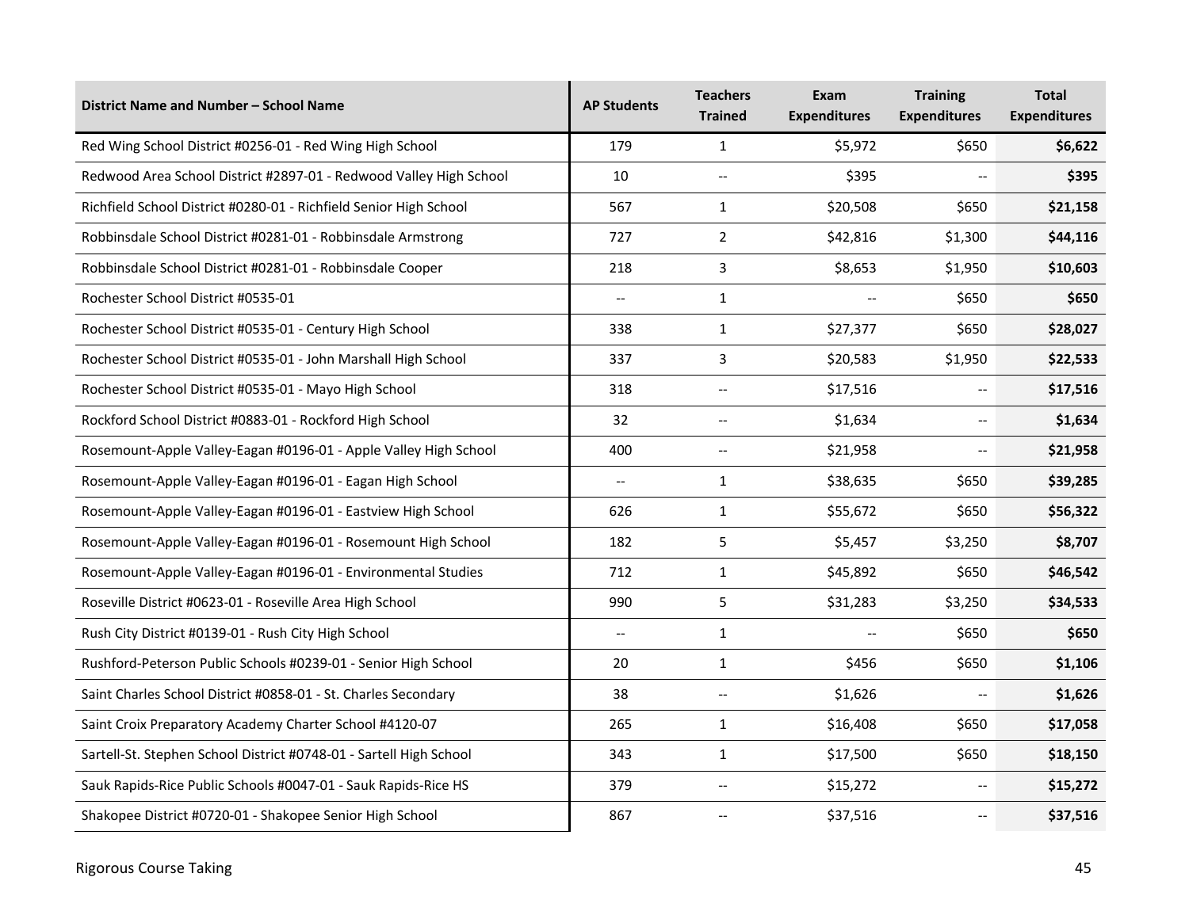| District Name and Number – School Name | AP Students | Teachers Trained | Exam Expenditures | Training Expenditures | Total Expenditures |
|---|---|---|---|---|---|
| Red Wing School District #0256-01 - Red Wing High School | 179 | 1 | $5,972 | $650 | **$6,622** |
| Redwood Area School District #2897-01 - Redwood Valley High School | 10 | -- | $395 | -- | **$395** |
| Richfield School District #0280-01 - Richfield Senior High School | 567 | 1 | $20,508 | $650 | **$21,158** |
| Robbinsdale School District #0281-01 - Robbinsdale Armstrong | 727 | 2 | $42,816 | $1,300 | **$44,116** |
| Robbinsdale School District #0281-01 - Robbinsdale Cooper | 218 | 3 | $8,653 | $1,950 | **$10,603** |
| Rochester School District #0535-01 | -- | 1 | -- | $650 | **$650** |
| Rochester School District #0535-01 - Century High School | 338 | 1 | $27,377 | $650 | **$28,027** |
| Rochester School District #0535-01 - John Marshall High School | 337 | 3 | $20,583 | $1,950 | **$22,533** |
| Rochester School District #0535-01 - Mayo High School | 318 | -- | $17,516 | -- | **$17,516** |
| Rockford School District #0883-01 - Rockford High School | 32 | -- | $1,634 | -- | **$1,634** |
| Rosemount-Apple Valley-Eagan #0196-01 - Apple Valley High School | 400 | -- | $21,958 | -- | **$21,958** |
| Rosemount-Apple Valley-Eagan #0196-01 - Eagan High School | -- | 1 | $38,635 | $650 | **$39,285** |
| Rosemount-Apple Valley-Eagan #0196-01 - Eastview High School | 626 | 1 | $55,672 | $650 | **$56,322** |
| Rosemount-Apple Valley-Eagan #0196-01 - Rosemount High School | 182 | 5 | $5,457 | $3,250 | **$8,707** |
| Rosemount-Apple Valley-Eagan #0196-01 - Environmental Studies | 712 | 1 | $45,892 | $650 | **$46,542** |
| Roseville District #0623-01 - Roseville Area High School | 990 | 5 | $31,283 | $3,250 | **$34,533** |
| Rush City District #0139-01 - Rush City High School | -- | 1 | -- | $650 | **$650** |
| Rushford-Peterson Public Schools #0239-01 - Senior High School | 20 | 1 | $456 | $650 | **$1,106** |
| Saint Charles School District #0858-01 - St. Charles Secondary | 38 | -- | $1,626 | -- | **$1,626** |
| Saint Croix Preparatory Academy Charter School #4120-07 | 265 | 1 | $16,408 | $650 | **$17,058** |
| Sartell-St. Stephen School District #0748-01 - Sartell High School | 343 | 1 | $17,500 | $650 | **$18,150** |
| Sauk Rapids-Rice Public Schools #0047-01 - Sauk Rapids-Rice HS | 379 | -- | $15,272 | -- | **$15,272** |
| Shakopee District #0720-01 - Shakopee Senior High School | 867 | -- | $37,516 | -- | **$37,516** |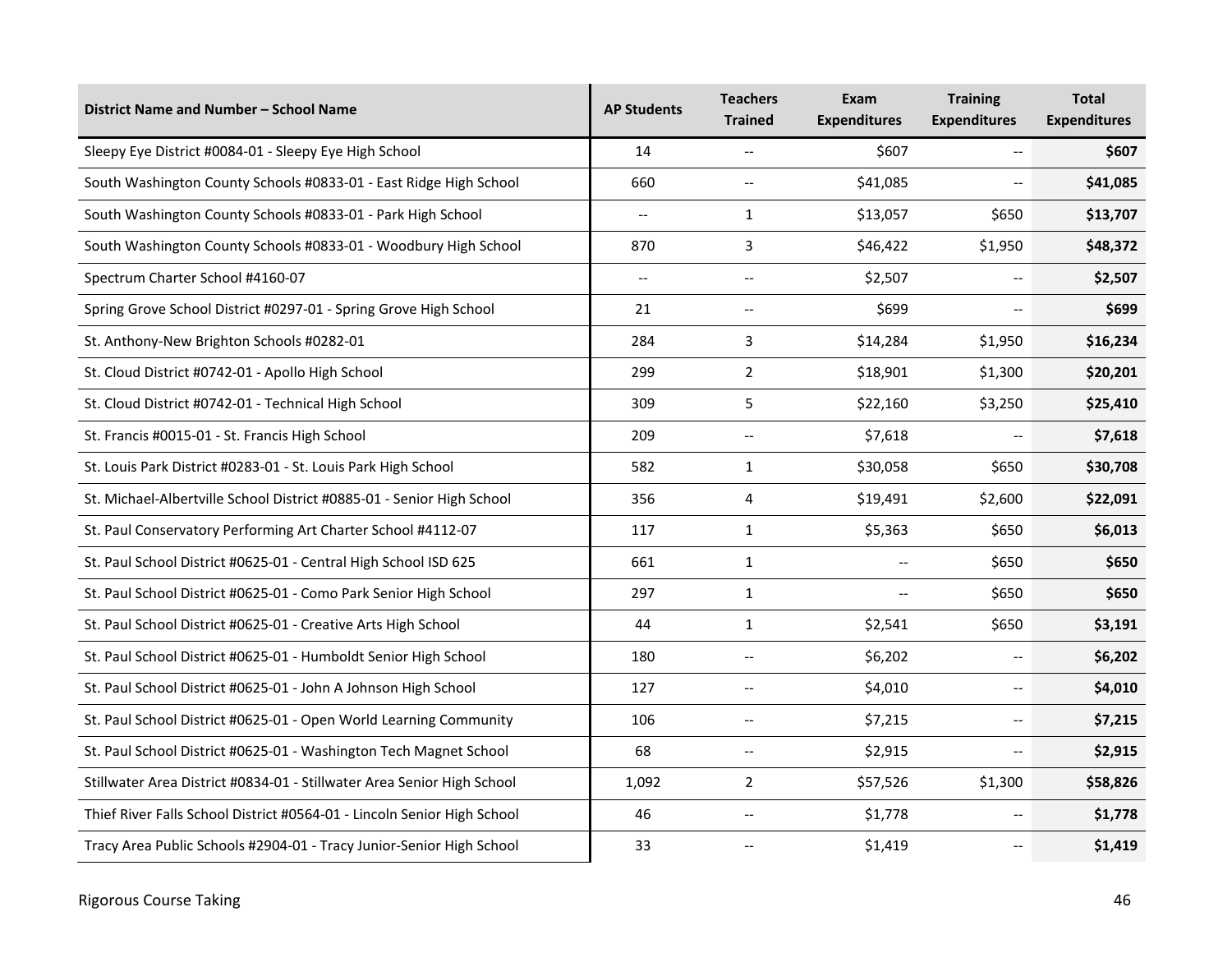| District Name and Number – School Name | AP Students | Teachers Trained | Exam Expenditures | Training Expenditures | Total Expenditures |
|---|---|---|---|---|---|
| Sleepy Eye District #0084-01 - Sleepy Eye High School | 14 | -- | $607 | -- | **$607** |
| South Washington County Schools #0833-01 - East Ridge High School | 660 | -- | $41,085 | -- | **$41,085** |
| South Washington County Schools #0833-01 - Park High School | -- | 1 | $13,057 | $650 | **$13,707** |
| South Washington County Schools #0833-01 - Woodbury High School | 870 | 3 | $46,422 | $1,950 | **$48,372** |
| Spectrum Charter School #4160-07 | -- | -- | $2,507 | -- | **$2,507** |
| Spring Grove School District #0297-01 - Spring Grove High School | 21 | -- | $699 | -- | **$699** |
| St. Anthony-New Brighton Schools #0282-01 | 284 | 3 | $14,284 | $1,950 | **$16,234** |
| St. Cloud District #0742-01 - Apollo High School | 299 | 2 | $18,901 | $1,300 | **$20,201** |
| St. Cloud District #0742-01 - Technical High School | 309 | 5 | $22,160 | $3,250 | **$25,410** |
| St. Francis #0015-01 - St. Francis High School | 209 | -- | $7,618 | -- | **$7,618** |
| St. Louis Park District #0283-01 - St. Louis Park High School | 582 | 1 | $30,058 | $650 | **$30,708** |
| St. Michael-Albertville School District #0885-01 - Senior High School | 356 | 4 | $19,491 | $2,600 | **$22,091** |
| St. Paul Conservatory Performing Art Charter School #4112-07 | 117 | 1 | $5,363 | $650 | **$6,013** |
| St. Paul School District #0625-01 - Central High School ISD 625 | 661 | 1 | -- | $650 | **$650** |
| St. Paul School District #0625-01 - Como Park Senior High School | 297 | 1 | -- | $650 | **$650** |
| St. Paul School District #0625-01 - Creative Arts High School | 44 | 1 | $2,541 | $650 | **$3,191** |
| St. Paul School District #0625-01 - Humboldt Senior High School | 180 | -- | $6,202 | -- | **$6,202** |
| St. Paul School District #0625-01 - John A Johnson High School | 127 | -- | $4,010 | -- | **$4,010** |
| St. Paul School District #0625-01 - Open World Learning Community | 106 | -- | $7,215 | -- | **$7,215** |
| St. Paul School District #0625-01 - Washington Tech Magnet School | 68 | -- | $2,915 | -- | **$2,915** |
| Stillwater Area District #0834-01 - Stillwater Area Senior High School | 1,092 | 2 | $57,526 | $1,300 | **$58,826** |
| Thief River Falls School District #0564-01 - Lincoln Senior High School | 46 | -- | $1,778 | -- | **$1,778** |
| Tracy Area Public Schools #2904-01 - Tracy Junior-Senior High School | 33 | -- | $1,419 | -- | **$1,419** |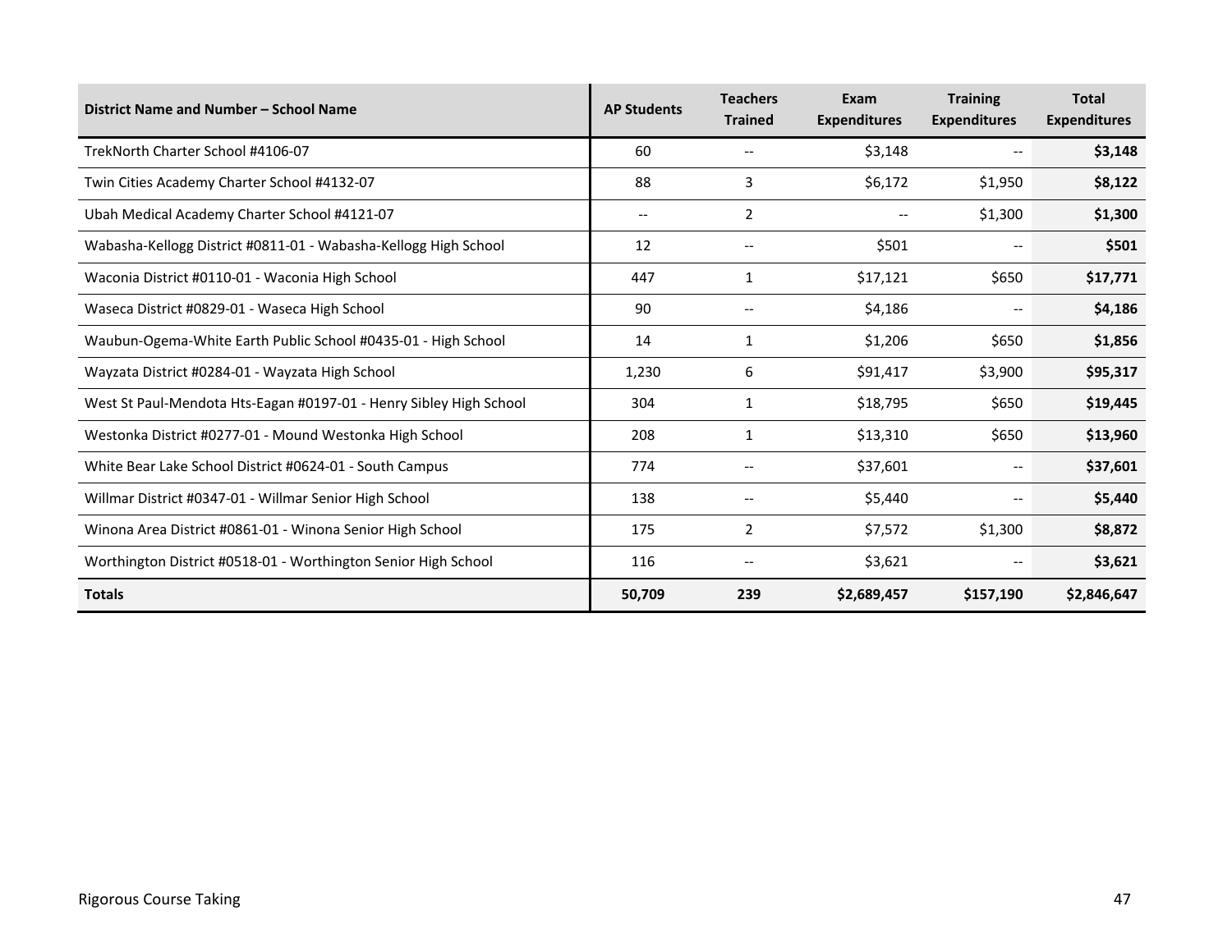| District Name and Number – School Name | AP Students | Teachers Trained | Exam Expenditures | Training Expenditures | Total Expenditures |
|---|---|---|---|---|---|
| TrekNorth Charter School #4106-07 | 60 | -- | $3,148 | -- | **$3,148** |
| Twin Cities Academy Charter School #4132-07 | 88 | 3 | $6,172 | $1,950 | **$8,122** |
| Ubah Medical Academy Charter School #4121-07 | -- | 2 | -- | $1,300 | **$1,300** |
| Wabasha-Kellogg District #0811-01 - Wabasha-Kellogg High School | 12 | -- | $501 | -- | **$501** |
| Waconia District #0110-01 - Waconia High School | 447 | 1 | $17,121 | $650 | **$17,771** |
| Waseca District #0829-01 - Waseca High School | 90 | -- | $4,186 | -- | **$4,186** |
| Waubun-Ogema-White Earth Public School #0435-01 - High School | 14 | 1 | $1,206 | $650 | **$1,856** |
| Wayzata District #0284-01 - Wayzata High School | 1,230 | 6 | $91,417 | $3,900 | **$95,317** |
| West St Paul-Mendota Hts-Eagan #0197-01 - Henry Sibley High School | 304 | 1 | $18,795 | $650 | **$19,445** |
| Westonka District #0277-01 - Mound Westonka High School | 208 | 1 | $13,310 | $650 | **$13,960** |
| White Bear Lake School District #0624-01 - South Campus | 774 | -- | $37,601 | -- | **$37,601** |
| Willmar District #0347-01 - Willmar Senior High School | 138 | -- | $5,440 | -- | **$5,440** |
| Winona Area District #0861-01 - Winona Senior High School | 175 | 2 | $7,572 | $1,300 | **$8,872** |
| Worthington District #0518-01 - Worthington Senior High School | 116 | -- | $3,621 | -- | **$3,621** |
| **Totals** | **50,709** | **239** | **$2,689,457** | **$157,190** | **$2,846,647** |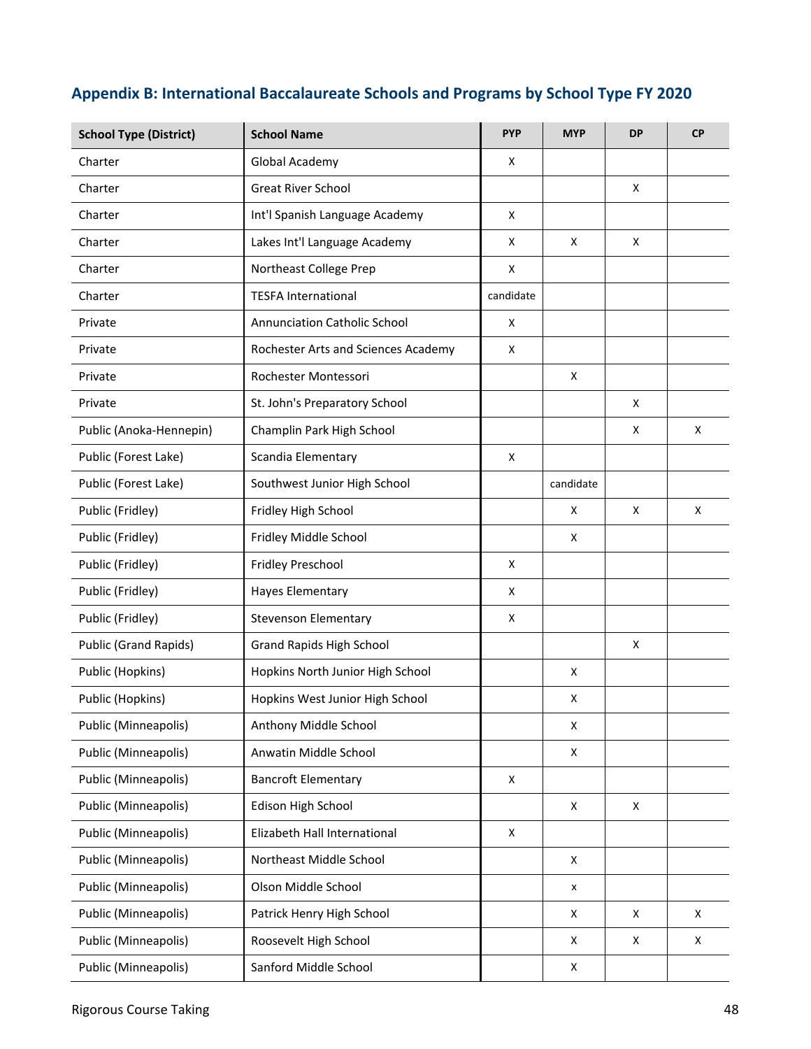## Appendix B: International Baccalaureate Schools and Programs by School Type FY 2020

| School Type (District) | School Name | PYP | MYP | DP | CP |
|---|---|---|---|---|---|
| Charter | Global Academy | X | | | |
| Charter | Great River School | | | X | |
| Charter | Int'l Spanish Language Academy | X | | | |
| Charter | Lakes Int'l Language Academy | X | X | X | |
| Charter | Northeast College Prep | X | | | |
| Charter | TESFA International | candidate | | | |
| Private | Annunciation Catholic School | X | | | |
| Private | Rochester Arts and Sciences Academy | X | | | |
| Private | Rochester Montessori | | X | | |
| Private | St. John's Preparatory School | | | X | |
| Public (Anoka-Hennepin) | Champlin Park High School | | | X | X |
| Public (Forest Lake) | Scandia Elementary | X | | | |
| Public (Forest Lake) | Southwest Junior High School | | candidate | | |
| Public (Fridley) | Fridley High School | | X | X | X |
| Public (Fridley) | Fridley Middle School | | X | | |
| Public (Fridley) | Fridley Preschool | X | | | |
| Public (Fridley) | Hayes Elementary | X | | | |
| Public (Fridley) | Stevenson Elementary | X | | | |
| Public (Grand Rapids) | Grand Rapids High School | | | X | |
| Public (Hopkins) | Hopkins North Junior High School | | X | | |
| Public (Hopkins) | Hopkins West Junior High School | | X | | |
| Public (Minneapolis) | Anthony Middle School | | X | | |
| Public (Minneapolis) | Anwatin Middle School | | X | | |
| Public (Minneapolis) | Bancroft Elementary | X | | | |
| Public (Minneapolis) | Edison High School | | X | X | |
| Public (Minneapolis) | Elizabeth Hall International | X | | | |
| Public (Minneapolis) | Northeast Middle School | | X | | |
| Public (Minneapolis) | Olson Middle School | | x | | |
| Public (Minneapolis) | Patrick Henry High School | | X | X | X |
| Public (Minneapolis) | Roosevelt High School | | X | X | X |
| Public (Minneapolis) | Sanford Middle School | | X | | |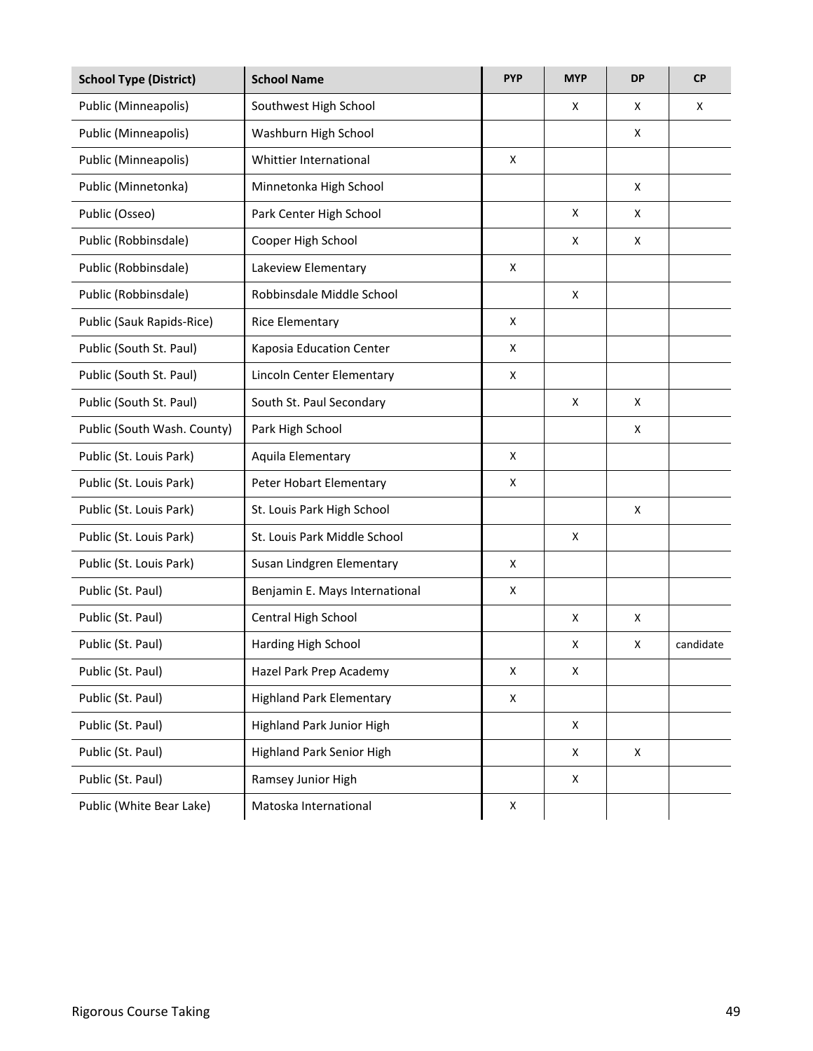| School Type (District) | School Name | PYP | MYP | DP | CP |
|---|---|---|---|---|---|
| Public (Minneapolis) | Southwest High School | | X | X | X |
| Public (Minneapolis) | Washburn High School | | | X | |
| Public (Minneapolis) | Whittier International | X | | | |
| Public (Minnetonka) | Minnetonka High School | | | X | |
| Public (Osseo) | Park Center High School | | X | X | |
| Public (Robbinsdale) | Cooper High School | | X | X | |
| Public (Robbinsdale) | Lakeview Elementary | X | | | |
| Public (Robbinsdale) | Robbinsdale Middle School | | X | | |
| Public (Sauk Rapids-Rice) | Rice Elementary | X | | | |
| Public (South St. Paul) | Kaposia Education Center | X | | | |
| Public (South St. Paul) | Lincoln Center Elementary | X | | | |
| Public (South St. Paul) | South St. Paul Secondary | | X | X | |
| Public (South Wash. County) | Park High School | | | X | |
| Public (St. Louis Park) | Aquila Elementary | X | | | |
| Public (St. Louis Park) | Peter Hobart Elementary | X | | | |
| Public (St. Louis Park) | St. Louis Park High School | | | X | |
| Public (St. Louis Park) | St. Louis Park Middle School | | X | | |
| Public (St. Louis Park) | Susan Lindgren Elementary | X | | | |
| Public (St. Paul) | Benjamin E. Mays International | X | | | |
| Public (St. Paul) | Central High School | | X | X | |
| Public (St. Paul) | Harding High School | | X | X | candidate |
| Public (St. Paul) | Hazel Park Prep Academy | X | X | | |
| Public (St. Paul) | Highland Park Elementary | X | | | |
| Public (St. Paul) | Highland Park Junior High | | X | | |
| Public (St. Paul) | Highland Park Senior High | | X | X | |
| Public (St. Paul) | Ramsey Junior High | | X | | |
| Public (White Bear Lake) | Matoska International | X | | | |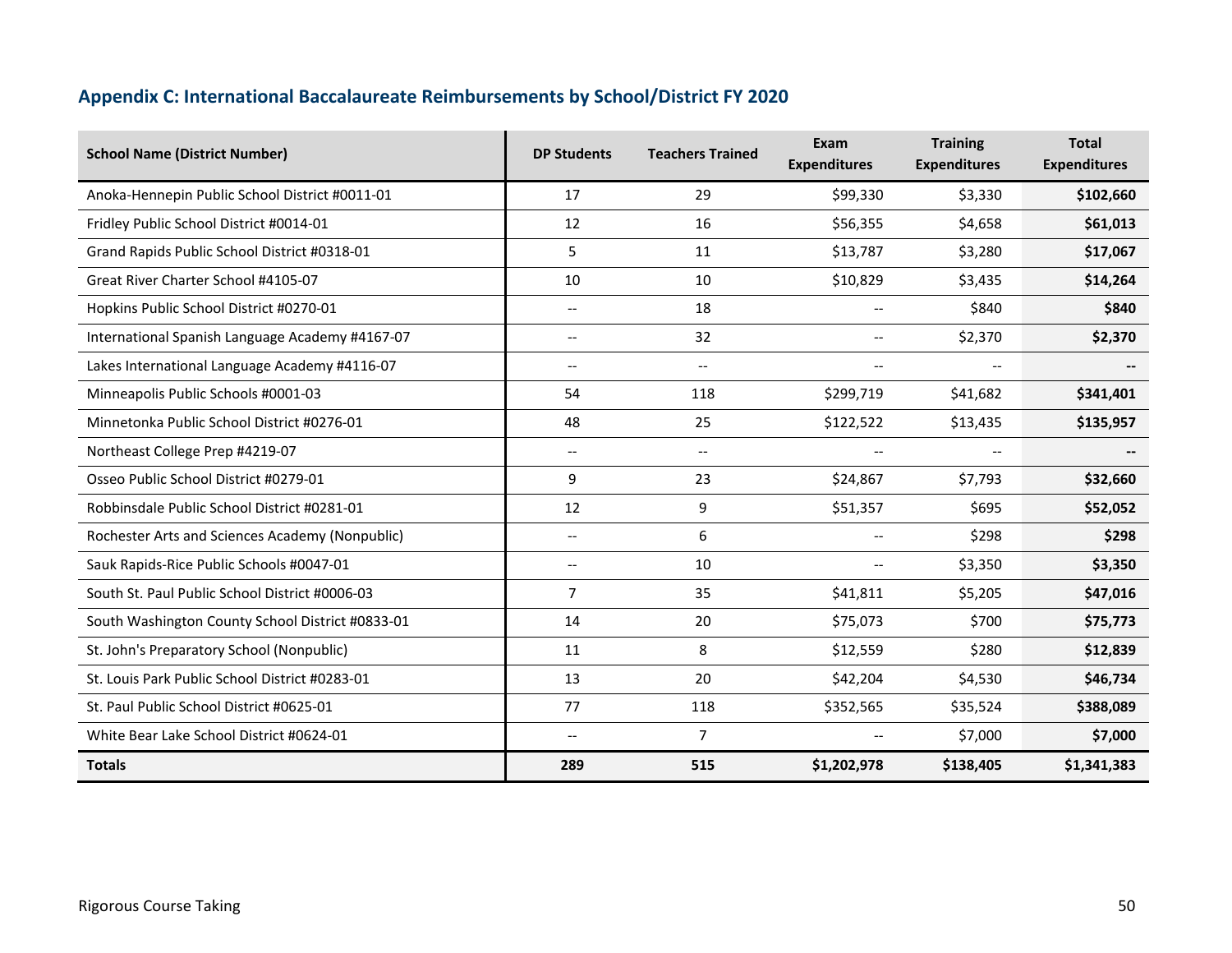## Appendix C: International Baccalaureate Reimbursements by School/District FY 2020

| School Name (District Number) | DP Students | Teachers Trained | Exam Expenditures | Training Expenditures | Total Expenditures |
|---|---|---|---|---|---|
| Anoka-Hennepin Public School District #0011-01 | 17 | 29 | $99,330 | $3,330 | **$102,660** |
| Fridley Public School District #0014-01 | 12 | 16 | $56,355 | $4,658 | **$61,013** |
| Grand Rapids Public School District #0318-01 | 5 | 11 | $13,787 | $3,280 | **$17,067** |
| Great River Charter School #4105-07 | 10 | 10 | $10,829 | $3,435 | **$14,264** |
| Hopkins Public School District #0270-01 | -- | 18 | -- | $840 | **$840** |
| International Spanish Language Academy #4167-07 | -- | 32 | -- | $2,370 | **$2,370** |
| Lakes International Language Academy #4116-07 | -- | -- | -- | -- | **--** |
| Minneapolis Public Schools #0001-03 | 54 | 118 | $299,719 | $41,682 | **$341,401** |
| Minnetonka Public School District #0276-01 | 48 | 25 | $122,522 | $13,435 | **$135,957** |
| Northeast College Prep #4219-07 | -- | -- | -- | -- | **--** |
| Osseo Public School District #0279-01 | 9 | 23 | $24,867 | $7,793 | **$32,660** |
| Robbinsdale Public School District #0281-01 | 12 | 9 | $51,357 | $695 | **$52,052** |
| Rochester Arts and Sciences Academy (Nonpublic) | -- | 6 | -- | $298 | **$298** |
| Sauk Rapids-Rice Public Schools #0047-01 | -- | 10 | -- | $3,350 | **$3,350** |
| South St. Paul Public School District #0006-03 | 7 | 35 | $41,811 | $5,205 | **$47,016** |
| South Washington County School District #0833-01 | 14 | 20 | $75,073 | $700 | **$75,773** |
| St. John's Preparatory School (Nonpublic) | 11 | 8 | $12,559 | $280 | **$12,839** |
| St. Louis Park Public School District #0283-01 | 13 | 20 | $42,204 | $4,530 | **$46,734** |
| St. Paul Public School District #0625-01 | 77 | 118 | $352,565 | $35,524 | **$388,089** |
| White Bear Lake School District #0624-01 | -- | 7 | -- | $7,000 | **$7,000** |
| **Totals** | **289** | **515** | **$1,202,978** | **$138,405** | **$1,341,383** |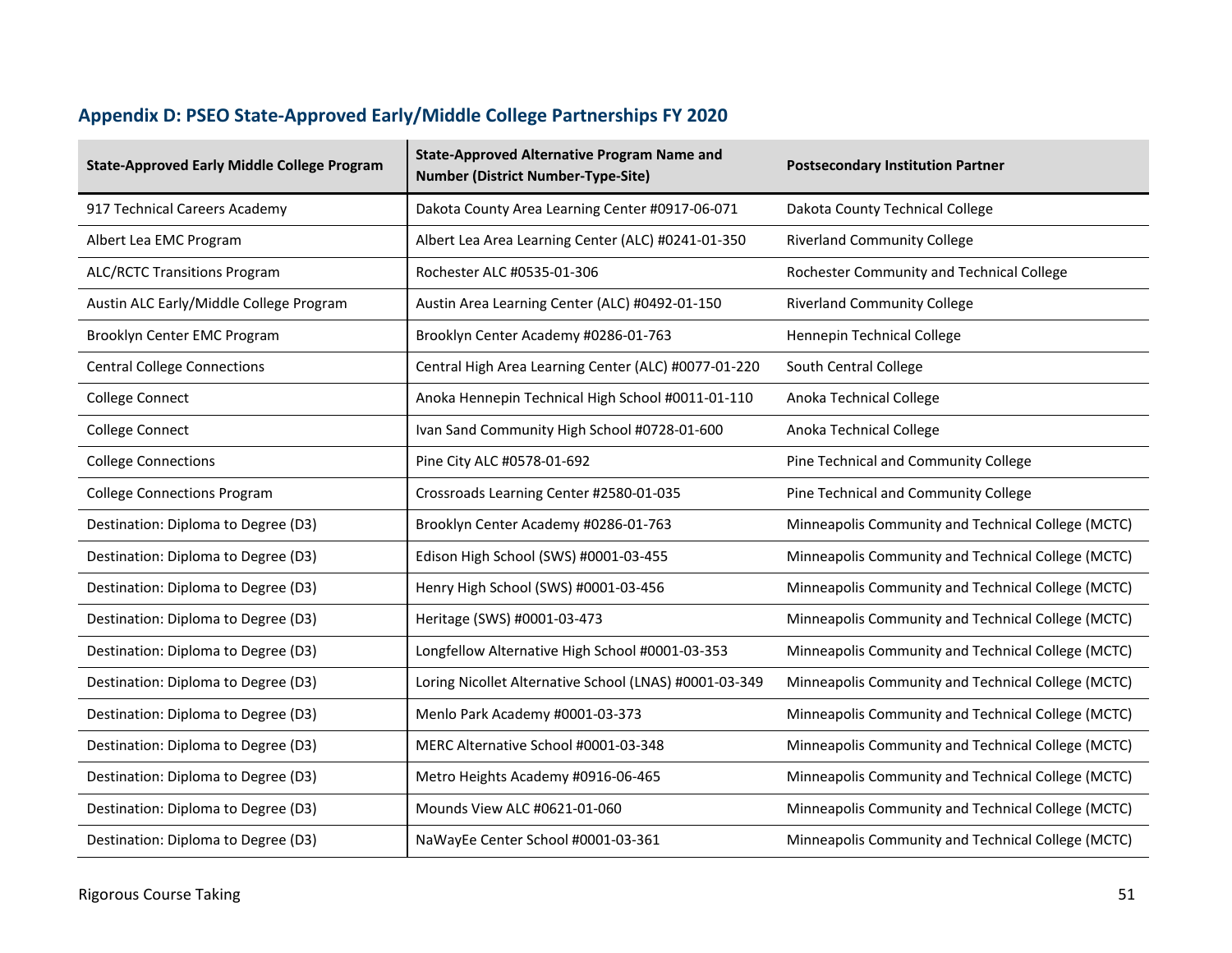## Appendix D: PSEO State-Approved Early/Middle College Partnerships FY 2020

| State-Approved Early Middle College Program | State-Approved Alternative Program Name and Number (District Number-Type-Site) | Postsecondary Institution Partner |
|---|---|---|
| 917 Technical Careers Academy | Dakota County Area Learning Center #0917-06-071 | Dakota County Technical College |
| Albert Lea EMC Program | Albert Lea Area Learning Center (ALC) #0241-01-350 | Riverland Community College |
| ALC/RCTC Transitions Program | Rochester ALC #0535-01-306 | Rochester Community and Technical College |
| Austin ALC Early/Middle College Program | Austin Area Learning Center (ALC) #0492-01-150 | Riverland Community College |
| Brooklyn Center EMC Program | Brooklyn Center Academy #0286-01-763 | Hennepin Technical College |
| Central College Connections | Central High Area Learning Center (ALC) #0077-01-220 | South Central College |
| College Connect | Anoka Hennepin Technical High School #0011-01-110 | Anoka Technical College |
| College Connect | Ivan Sand Community High School #0728-01-600 | Anoka Technical College |
| College Connections | Pine City ALC #0578-01-692 | Pine Technical and Community College |
| College Connections Program | Crossroads Learning Center #2580-01-035 | Pine Technical and Community College |
| Destination: Diploma to Degree (D3) | Brooklyn Center Academy #0286-01-763 | Minneapolis Community and Technical College (MCTC) |
| Destination: Diploma to Degree (D3) | Edison High School (SWS) #0001-03-455 | Minneapolis Community and Technical College (MCTC) |
| Destination: Diploma to Degree (D3) | Henry High School (SWS) #0001-03-456 | Minneapolis Community and Technical College (MCTC) |
| Destination: Diploma to Degree (D3) | Heritage (SWS) #0001-03-473 | Minneapolis Community and Technical College (MCTC) |
| Destination: Diploma to Degree (D3) | Longfellow Alternative High School #0001-03-353 | Minneapolis Community and Technical College (MCTC) |
| Destination: Diploma to Degree (D3) | Loring Nicollet Alternative School (LNAS) #0001-03-349 | Minneapolis Community and Technical College (MCTC) |
| Destination: Diploma to Degree (D3) | Menlo Park Academy #0001-03-373 | Minneapolis Community and Technical College (MCTC) |
| Destination: Diploma to Degree (D3) | MERC Alternative School #0001-03-348 | Minneapolis Community and Technical College (MCTC) |
| Destination: Diploma to Degree (D3) | Metro Heights Academy #0916-06-465 | Minneapolis Community and Technical College (MCTC) |
| Destination: Diploma to Degree (D3) | Mounds View ALC #0621-01-060 | Minneapolis Community and Technical College (MCTC) |
| Destination: Diploma to Degree (D3) | NaWayEe Center School #0001-03-361 | Minneapolis Community and Technical College (MCTC) |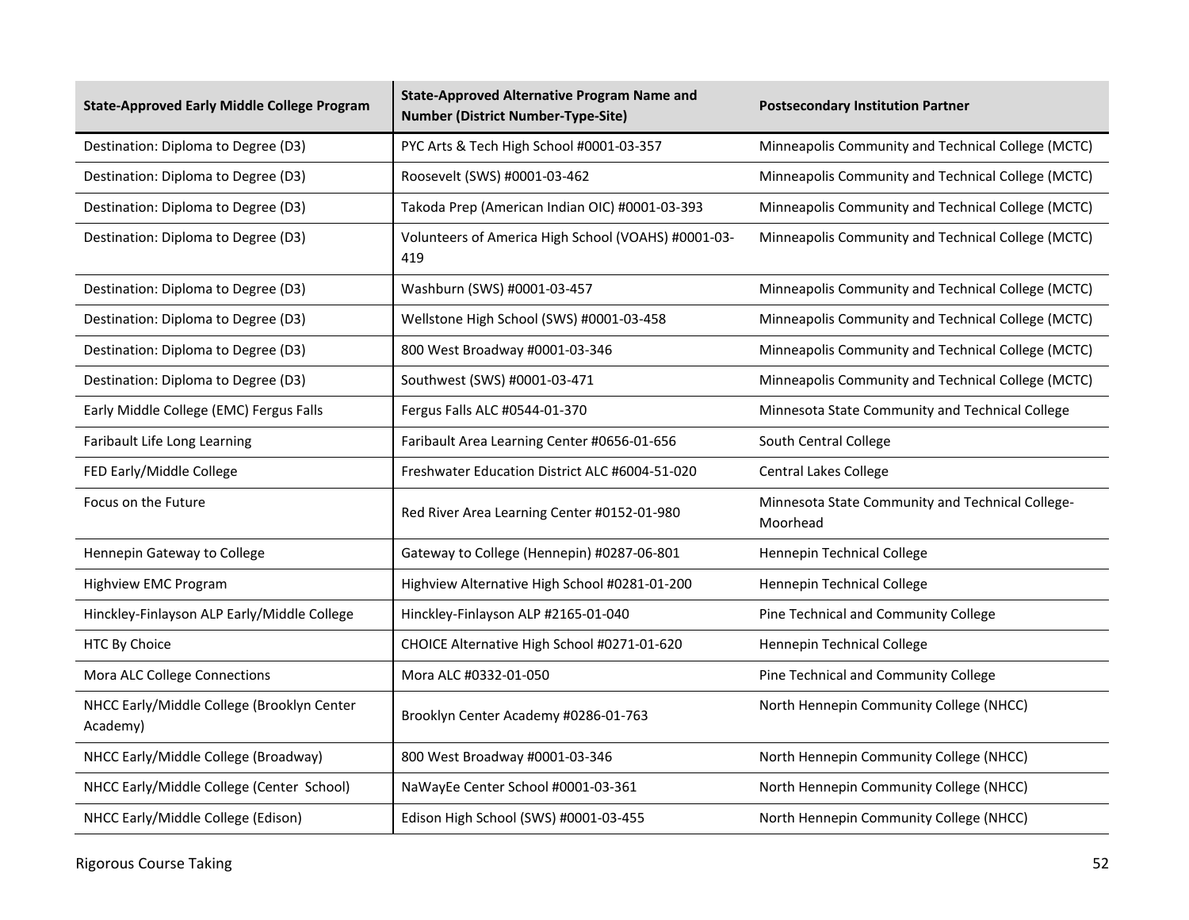| State-Approved Early Middle College Program | State-Approved Alternative Program Name and Number (District Number-Type-Site) | Postsecondary Institution Partner |
| --- | --- | --- |
| Destination: Diploma to Degree (D3) | PYC Arts & Tech High School #0001-03-357 | Minneapolis Community and Technical College (MCTC) |
| Destination: Diploma to Degree (D3) | Roosevelt (SWS) #0001-03-462 | Minneapolis Community and Technical College (MCTC) |
| Destination: Diploma to Degree (D3) | Takoda Prep (American Indian OIC) #0001-03-393 | Minneapolis Community and Technical College (MCTC) |
| Destination: Diploma to Degree (D3) | Volunteers of America High School (VOAHS) #0001-03-419 | Minneapolis Community and Technical College (MCTC) |
| Destination: Diploma to Degree (D3) | Washburn (SWS) #0001-03-457 | Minneapolis Community and Technical College (MCTC) |
| Destination: Diploma to Degree (D3) | Wellstone High School (SWS) #0001-03-458 | Minneapolis Community and Technical College (MCTC) |
| Destination: Diploma to Degree (D3) | 800 West Broadway #0001-03-346 | Minneapolis Community and Technical College (MCTC) |
| Destination: Diploma to Degree (D3) | Southwest (SWS) #0001-03-471 | Minneapolis Community and Technical College (MCTC) |
| Early Middle College (EMC) Fergus Falls | Fergus Falls ALC #0544-01-370 | Minnesota State Community and Technical College |
| Faribault Life Long Learning | Faribault Area Learning Center #0656-01-656 | South Central College |
| FED Early/Middle College | Freshwater Education District ALC #6004-51-020 | Central Lakes College |
| Focus on the Future | Red River Area Learning Center #0152-01-980 | Minnesota State Community and Technical College-Moorhead |
| Hennepin Gateway to College | Gateway to College (Hennepin) #0287-06-801 | Hennepin Technical College |
| Highview EMC Program | Highview Alternative High School #0281-01-200 | Hennepin Technical College |
| Hinckley-Finlayson ALP Early/Middle College | Hinckley-Finlayson ALP #2165-01-040 | Pine Technical and Community College |
| HTC By Choice | CHOICE Alternative High School #0271-01-620 | Hennepin Technical College |
| Mora ALC College Connections | Mora ALC #0332-01-050 | Pine Technical and Community College |
| NHCC Early/Middle College (Brooklyn Center Academy) | Brooklyn Center Academy #0286-01-763 | North Hennepin Community College (NHCC) |
| NHCC Early/Middle College (Broadway) | 800 West Broadway #0001-03-346 | North Hennepin Community College (NHCC) |
| NHCC Early/Middle College (Center School) | NaWayEe Center School #0001-03-361 | North Hennepin Community College (NHCC) |
| NHCC Early/Middle College (Edison) | Edison High School (SWS) #0001-03-455 | North Hennepin Community College (NHCC) |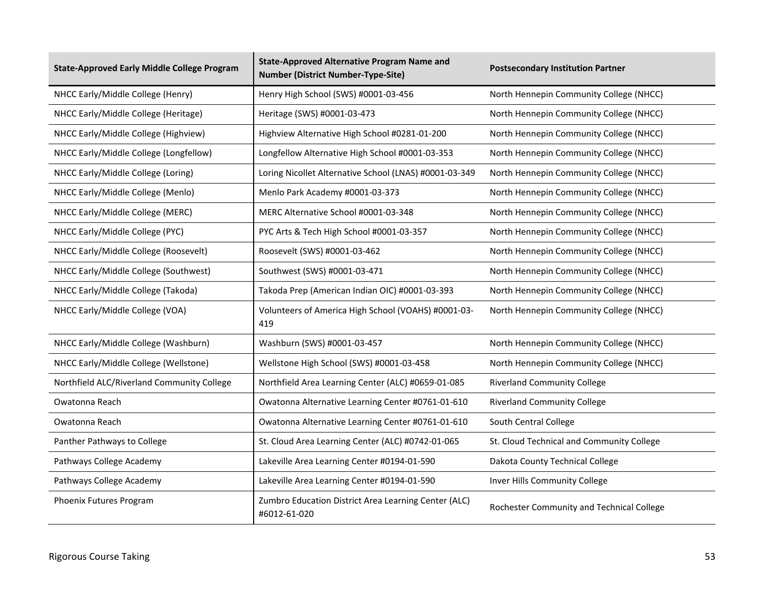| State-Approved Early Middle College Program | State-Approved Alternative Program Name and Number (District Number-Type-Site) | Postsecondary Institution Partner |
|---|---|---|
| NHCC Early/Middle College (Henry) | Henry High School (SWS) #0001-03-456 | North Hennepin Community College (NHCC) |
| NHCC Early/Middle College (Heritage) | Heritage (SWS) #0001-03-473 | North Hennepin Community College (NHCC) |
| NHCC Early/Middle College (Highview) | Highview Alternative High School #0281-01-200 | North Hennepin Community College (NHCC) |
| NHCC Early/Middle College (Longfellow) | Longfellow Alternative High School #0001-03-353 | North Hennepin Community College (NHCC) |
| NHCC Early/Middle College (Loring) | Loring Nicollet Alternative School (LNAS) #0001-03-349 | North Hennepin Community College (NHCC) |
| NHCC Early/Middle College (Menlo) | Menlo Park Academy #0001-03-373 | North Hennepin Community College (NHCC) |
| NHCC Early/Middle College (MERC) | MERC Alternative School #0001-03-348 | North Hennepin Community College (NHCC) |
| NHCC Early/Middle College (PYC) | PYC Arts & Tech High School #0001-03-357 | North Hennepin Community College (NHCC) |
| NHCC Early/Middle College (Roosevelt) | Roosevelt (SWS) #0001-03-462 | North Hennepin Community College (NHCC) |
| NHCC Early/Middle College (Southwest) | Southwest (SWS) #0001-03-471 | North Hennepin Community College (NHCC) |
| NHCC Early/Middle College (Takoda) | Takoda Prep (American Indian OIC) #0001-03-393 | North Hennepin Community College (NHCC) |
| NHCC Early/Middle College (VOA) | Volunteers of America High School (VOAHS) #0001-03-419 | North Hennepin Community College (NHCC) |
| NHCC Early/Middle College (Washburn) | Washburn (SWS) #0001-03-457 | North Hennepin Community College (NHCC) |
| NHCC Early/Middle College (Wellstone) | Wellstone High School (SWS) #0001-03-458 | North Hennepin Community College (NHCC) |
| Northfield ALC/Riverland Community College | Northfield Area Learning Center (ALC) #0659-01-085 | Riverland Community College |
| Owatonna Reach | Owatonna Alternative Learning Center #0761-01-610 | Riverland Community College |
| Owatonna Reach | Owatonna Alternative Learning Center #0761-01-610 | South Central College |
| Panther Pathways to College | St. Cloud Area Learning Center (ALC) #0742-01-065 | St. Cloud Technical and Community College |
| Pathways College Academy | Lakeville Area Learning Center #0194-01-590 | Dakota County Technical College |
| Pathways College Academy | Lakeville Area Learning Center #0194-01-590 | Inver Hills Community College |
| Phoenix Futures Program | Zumbro Education District Area Learning Center (ALC) #6012-61-020 | Rochester Community and Technical College |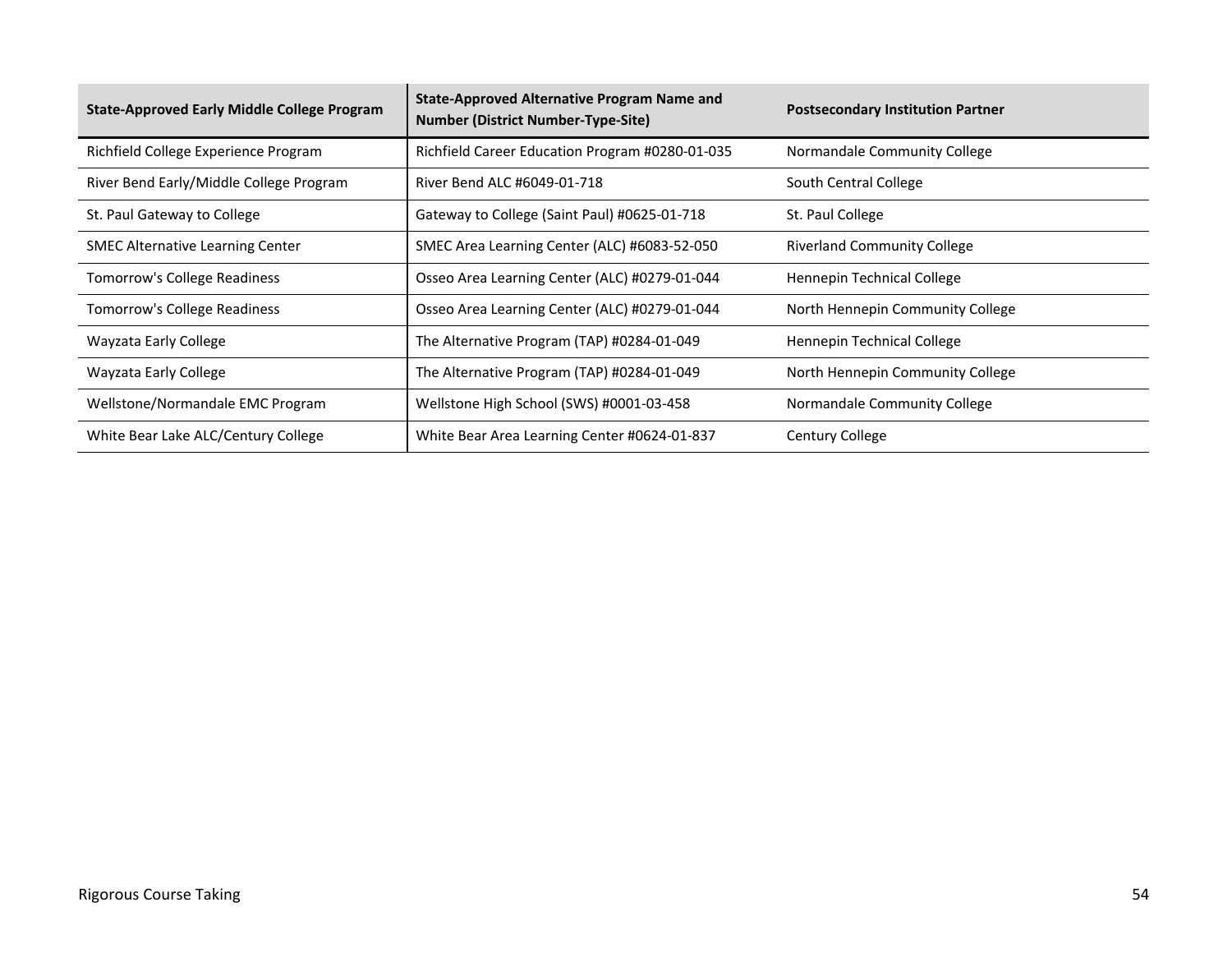| State-Approved Early Middle College Program | State-Approved Alternative Program Name and Number (District Number-Type-Site) | Postsecondary Institution Partner |
|---|---|---|
| Richfield College Experience Program | Richfield Career Education Program #0280-01-035 | Normandale Community College |
| River Bend Early/Middle College Program | River Bend ALC #6049-01-718 | South Central College |
| St. Paul Gateway to College | Gateway to College (Saint Paul) #0625-01-718 | St. Paul College |
| SMEC Alternative Learning Center | SMEC Area Learning Center (ALC) #6083-52-050 | Riverland Community College |
| Tomorrow's College Readiness | Osseo Area Learning Center (ALC) #0279-01-044 | Hennepin Technical College |
| Tomorrow's College Readiness | Osseo Area Learning Center (ALC) #0279-01-044 | North Hennepin Community College |
| Wayzata Early College | The Alternative Program (TAP) #0284-01-049 | Hennepin Technical College |
| Wayzata Early College | The Alternative Program (TAP) #0284-01-049 | North Hennepin Community College |
| Wellstone/Normandale EMC Program | Wellstone High School (SWS) #0001-03-458 | Normandale Community College |
| White Bear Lake ALC/Century College | White Bear Area Learning Center #0624-01-837 | Century College |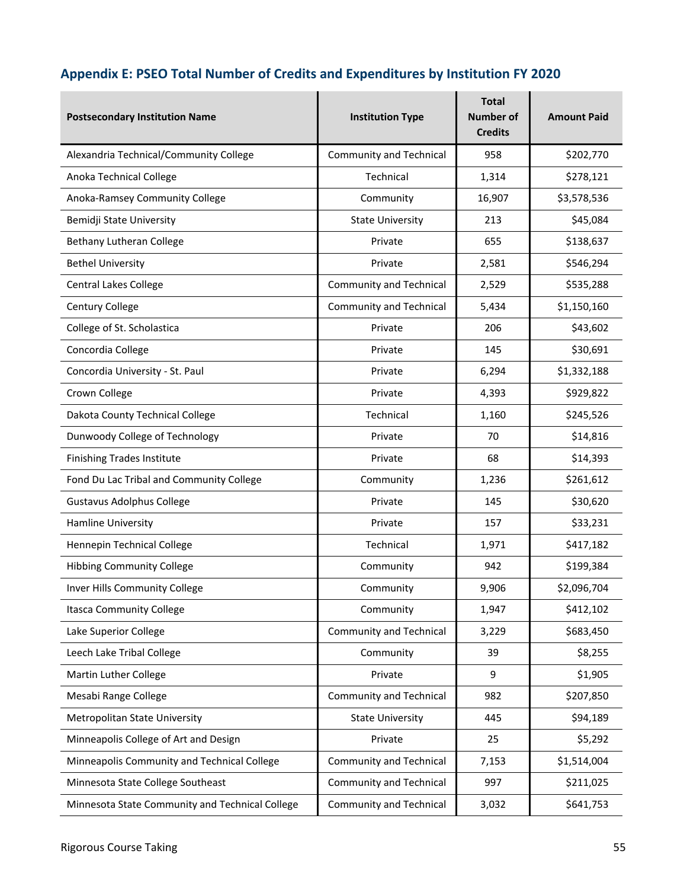## Appendix E: PSEO Total Number of Credits and Expenditures by Institution FY 2020

| Postsecondary Institution Name | Institution Type | Total Number of Credits | Amount Paid |
|---|---|---|---|
| Alexandria Technical/Community College | Community and Technical | 958 | $202,770 |
| Anoka Technical College | Technical | 1,314 | $278,121 |
| Anoka-Ramsey Community College | Community | 16,907 | $3,578,536 |
| Bemidji State University | State University | 213 | $45,084 |
| Bethany Lutheran College | Private | 655 | $138,637 |
| Bethel University | Private | 2,581 | $546,294 |
| Central Lakes College | Community and Technical | 2,529 | $535,288 |
| Century College | Community and Technical | 5,434 | $1,150,160 |
| College of St. Scholastica | Private | 206 | $43,602 |
| Concordia College | Private | 145 | $30,691 |
| Concordia University - St. Paul | Private | 6,294 | $1,332,188 |
| Crown College | Private | 4,393 | $929,822 |
| Dakota County Technical College | Technical | 1,160 | $245,526 |
| Dunwoody College of Technology | Private | 70 | $14,816 |
| Finishing Trades Institute | Private | 68 | $14,393 |
| Fond Du Lac Tribal and Community College | Community | 1,236 | $261,612 |
| Gustavus Adolphus College | Private | 145 | $30,620 |
| Hamline University | Private | 157 | $33,231 |
| Hennepin Technical College | Technical | 1,971 | $417,182 |
| Hibbing Community College | Community | 942 | $199,384 |
| Inver Hills Community College | Community | 9,906 | $2,096,704 |
| Itasca Community College | Community | 1,947 | $412,102 |
| Lake Superior College | Community and Technical | 3,229 | $683,450 |
| Leech Lake Tribal College | Community | 39 | $8,255 |
| Martin Luther College | Private | 9 | $1,905 |
| Mesabi Range College | Community and Technical | 982 | $207,850 |
| Metropolitan State University | State University | 445 | $94,189 |
| Minneapolis College of Art and Design | Private | 25 | $5,292 |
| Minneapolis Community and Technical College | Community and Technical | 7,153 | $1,514,004 |
| Minnesota State College Southeast | Community and Technical | 997 | $211,025 |
| Minnesota State Community and Technical College | Community and Technical | 3,032 | $641,753 |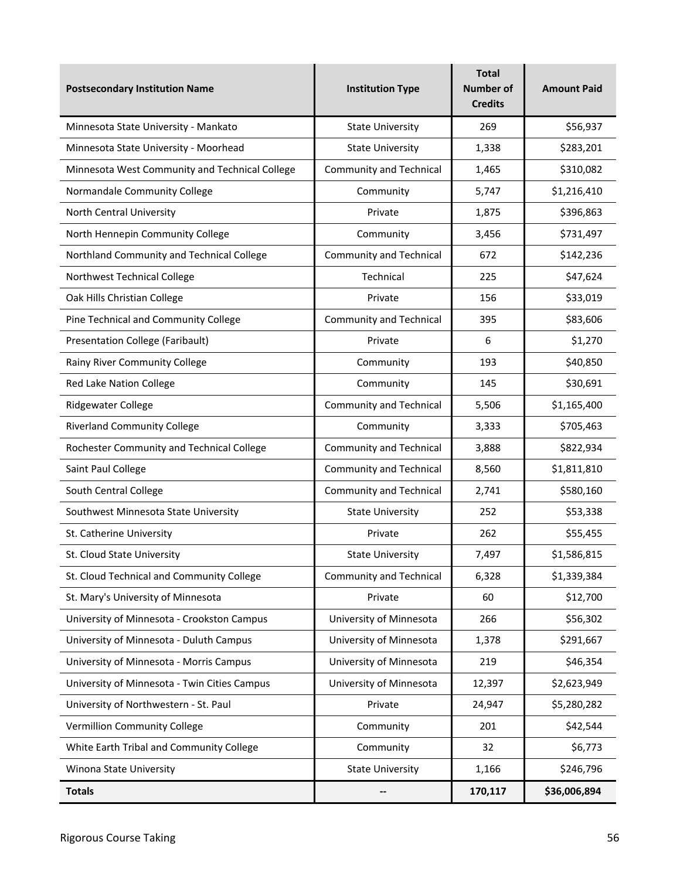| Postsecondary Institution Name | Institution Type | Total Number of Credits | Amount Paid |
|---|---|---|---|
| Minnesota State University - Mankato | State University | 269 | $56,937 |
| Minnesota State University - Moorhead | State University | 1,338 | $283,201 |
| Minnesota West Community and Technical College | Community and Technical | 1,465 | $310,082 |
| Normandale Community College | Community | 5,747 | $1,216,410 |
| North Central University | Private | 1,875 | $396,863 |
| North Hennepin Community College | Community | 3,456 | $731,497 |
| Northland Community and Technical College | Community and Technical | 672 | $142,236 |
| Northwest Technical College | Technical | 225 | $47,624 |
| Oak Hills Christian College | Private | 156 | $33,019 |
| Pine Technical and Community College | Community and Technical | 395 | $83,606 |
| Presentation College (Faribault) | Private | 6 | $1,270 |
| Rainy River Community College | Community | 193 | $40,850 |
| Red Lake Nation College | Community | 145 | $30,691 |
| Ridgewater College | Community and Technical | 5,506 | $1,165,400 |
| Riverland Community College | Community | 3,333 | $705,463 |
| Rochester Community and Technical College | Community and Technical | 3,888 | $822,934 |
| Saint Paul College | Community and Technical | 8,560 | $1,811,810 |
| South Central College | Community and Technical | 2,741 | $580,160 |
| Southwest Minnesota State University | State University | 252 | $53,338 |
| St. Catherine University | Private | 262 | $55,455 |
| St. Cloud State University | State University | 7,497 | $1,586,815 |
| St. Cloud Technical and Community College | Community and Technical | 6,328 | $1,339,384 |
| St. Mary's University of Minnesota | Private | 60 | $12,700 |
| University of Minnesota - Crookston Campus | University of Minnesota | 266 | $56,302 |
| University of Minnesota - Duluth Campus | University of Minnesota | 1,378 | $291,667 |
| University of Minnesota - Morris Campus | University of Minnesota | 219 | $46,354 |
| University of Minnesota - Twin Cities Campus | University of Minnesota | 12,397 | $2,623,949 |
| University of Northwestern - St. Paul | Private | 24,947 | $5,280,282 |
| Vermillion Community College | Community | 201 | $42,544 |
| White Earth Tribal and Community College | Community | 32 | $6,773 |
| Winona State University | State University | 1,166 | $246,796 |
| **Totals** | **--** | **170,117** | **$36,006,894** |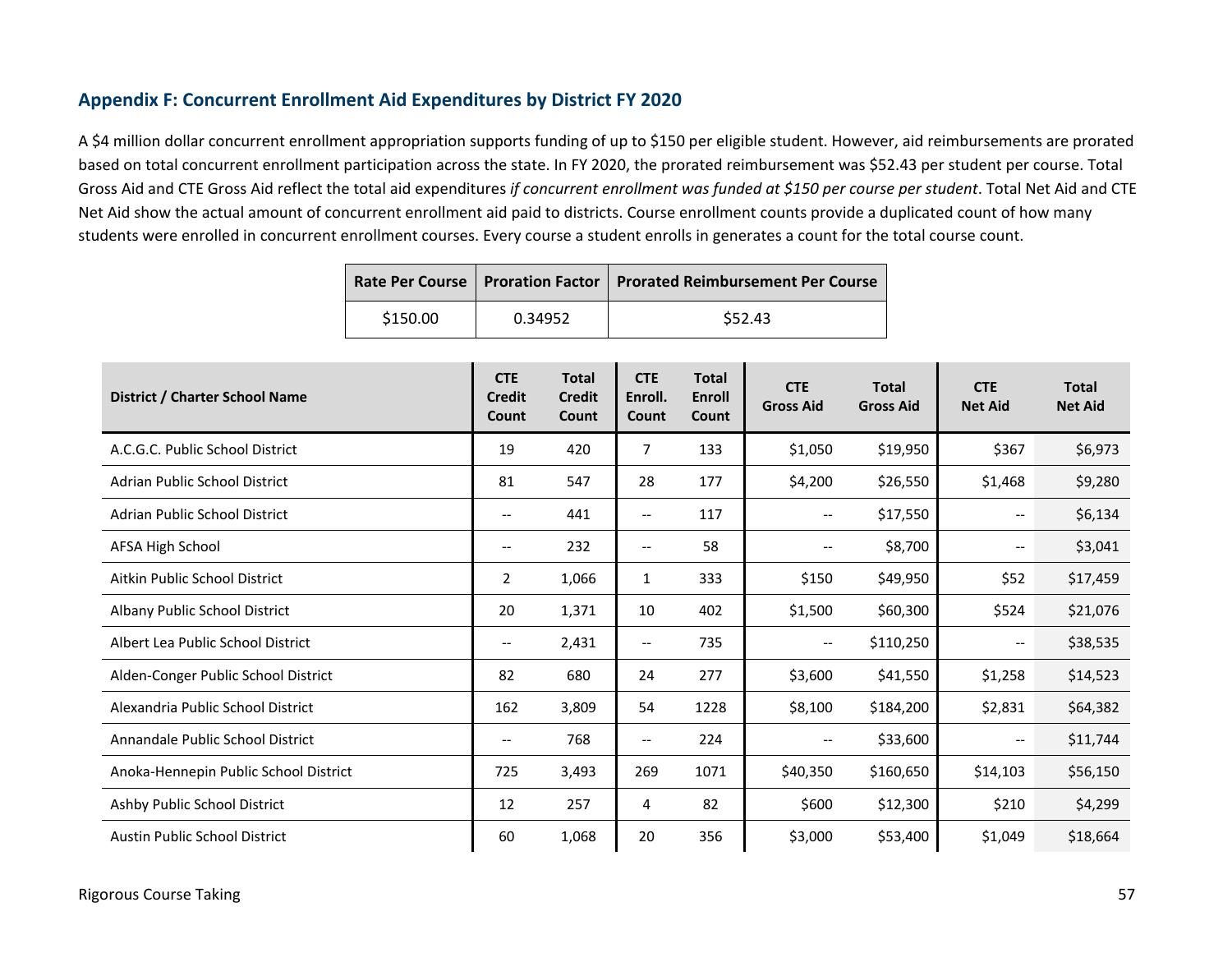## Appendix F: Concurrent Enrollment Aid Expenditures by District FY 2020

A $4 million dollar concurrent enrollment appropriation supports funding of up to $150 per eligible student. However, aid reimbursements are prorated based on total concurrent enrollment participation across the state. In FY 2020, the prorated reimbursement was $52.43 per student per course. Total Gross Aid and CTE Gross Aid reflect the total aid expenditures *if concurrent enrollment was funded at $150 per course per student*. Total Net Aid and CTE Net Aid show the actual amount of concurrent enrollment aid paid to districts. Course enrollment counts provide a duplicated count of how many students were enrolled in concurrent enrollment courses. Every course a student enrolls in generates a count for the total course count.

| Rate Per Course | Proration Factor | Prorated Reimbursement Per Course |
|---|---|---|
| $150.00 | 0.34952 | $52.43 |

| District / Charter School Name | CTE Credit Count | Total Credit Count | CTE Enroll. Count | Total Enroll Count | CTE Gross Aid | Total Gross Aid | CTE Net Aid | Total Net Aid |
|---|---|---|---|---|---|---|---|---|
| A.C.G.C. Public School District | 19 | 420 | 7 | 133 | $1,050 | $19,950 | $367 | $6,973 |
| Adrian Public School District | 81 | 547 | 28 | 177 | $4,200 | $26,550 | $1,468 | $9,280 |
| Adrian Public School District | -- | 441 | -- | 117 | -- | $17,550 | -- | $6,134 |
| AFSA High School | -- | 232 | -- | 58 | -- | $8,700 | -- | $3,041 |
| Aitkin Public School District | 2 | 1,066 | 1 | 333 | $150 | $49,950 | $52 | $17,459 |
| Albany Public School District | 20 | 1,371 | 10 | 402 | $1,500 | $60,300 | $524 | $21,076 |
| Albert Lea Public School District | -- | 2,431 | -- | 735 | -- | $110,250 | -- | $38,535 |
| Alden-Conger Public School District | 82 | 680 | 24 | 277 | $3,600 | $41,550 | $1,258 | $14,523 |
| Alexandria Public School District | 162 | 3,809 | 54 | 1228 | $8,100 | $184,200 | $2,831 | $64,382 |
| Annandale Public School District | -- | 768 | -- | 224 | -- | $33,600 | -- | $11,744 |
| Anoka-Hennepin Public School District | 725 | 3,493 | 269 | 1071 | $40,350 | $160,650 | $14,103 | $56,150 |
| Ashby Public School District | 12 | 257 | 4 | 82 | $600 | $12,300 | $210 | $4,299 |
| Austin Public School District | 60 | 1,068 | 20 | 356 | $3,000 | $53,400 | $1,049 | $18,664 |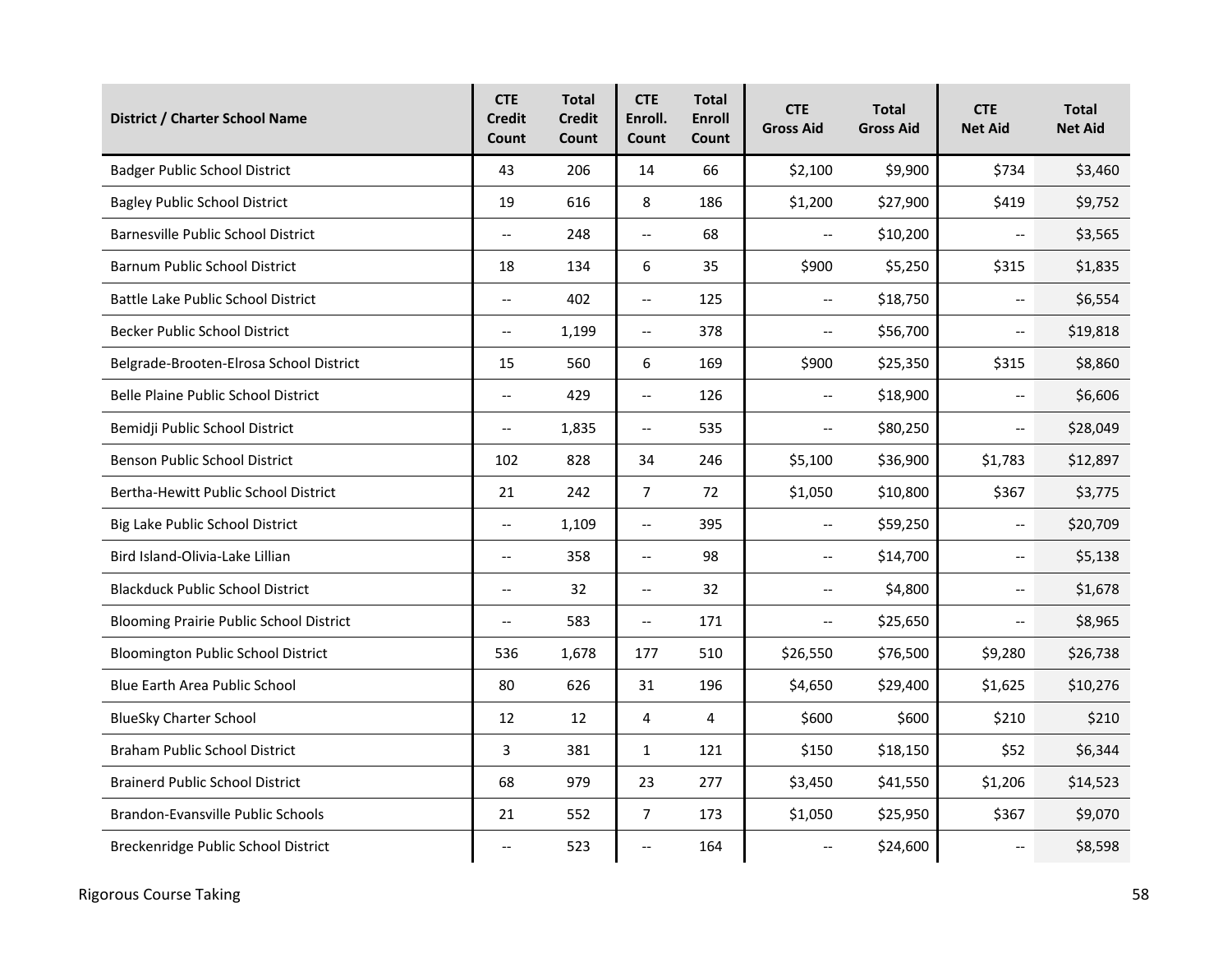| District / Charter School Name | CTE Credit Count | Total Credit Count | CTE Enroll. Count | Total Enroll Count | CTE Gross Aid | Total Gross Aid | CTE Net Aid | Total Net Aid |
|---|---|---|---|---|---|---|---|---|
| Badger Public School District | 43 | 206 | 14 | 66 | $2,100 | $9,900 | $734 | $3,460 |
| Bagley Public School District | 19 | 616 | 8 | 186 | $1,200 | $27,900 | $419 | $9,752 |
| Barnesville Public School District | -- | 248 | -- | 68 | -- | $10,200 | -- | $3,565 |
| Barnum Public School District | 18 | 134 | 6 | 35 | $900 | $5,250 | $315 | $1,835 |
| Battle Lake Public School District | -- | 402 | -- | 125 | -- | $18,750 | -- | $6,554 |
| Becker Public School District | -- | 1,199 | -- | 378 | -- | $56,700 | -- | $19,818 |
| Belgrade-Brooten-Elrosa School District | 15 | 560 | 6 | 169 | $900 | $25,350 | $315 | $8,860 |
| Belle Plaine Public School District | -- | 429 | -- | 126 | -- | $18,900 | -- | $6,606 |
| Bemidji Public School District | -- | 1,835 | -- | 535 | -- | $80,250 | -- | $28,049 |
| Benson Public School District | 102 | 828 | 34 | 246 | $5,100 | $36,900 | $1,783 | $12,897 |
| Bertha-Hewitt Public School District | 21 | 242 | 7 | 72 | $1,050 | $10,800 | $367 | $3,775 |
| Big Lake Public School District | -- | 1,109 | -- | 395 | -- | $59,250 | -- | $20,709 |
| Bird Island-Olivia-Lake Lillian | -- | 358 | -- | 98 | -- | $14,700 | -- | $5,138 |
| Blackduck Public School District | -- | 32 | -- | 32 | -- | $4,800 | -- | $1,678 |
| Blooming Prairie Public School District | -- | 583 | -- | 171 | -- | $25,650 | -- | $8,965 |
| Bloomington Public School District | 536 | 1,678 | 177 | 510 | $26,550 | $76,500 | $9,280 | $26,738 |
| Blue Earth Area Public School | 80 | 626 | 31 | 196 | $4,650 | $29,400 | $1,625 | $10,276 |
| BlueSky Charter School | 12 | 12 | 4 | 4 | $600 | $600 | $210 | $210 |
| Braham Public School District | 3 | 381 | 1 | 121 | $150 | $18,150 | $52 | $6,344 |
| Brainerd Public School District | 68 | 979 | 23 | 277 | $3,450 | $41,550 | $1,206 | $14,523 |
| Brandon-Evansville Public Schools | 21 | 552 | 7 | 173 | $1,050 | $25,950 | $367 | $9,070 |
| Breckenridge Public School District | -- | 523 | -- | 164 | -- | $24,600 | -- | $8,598 |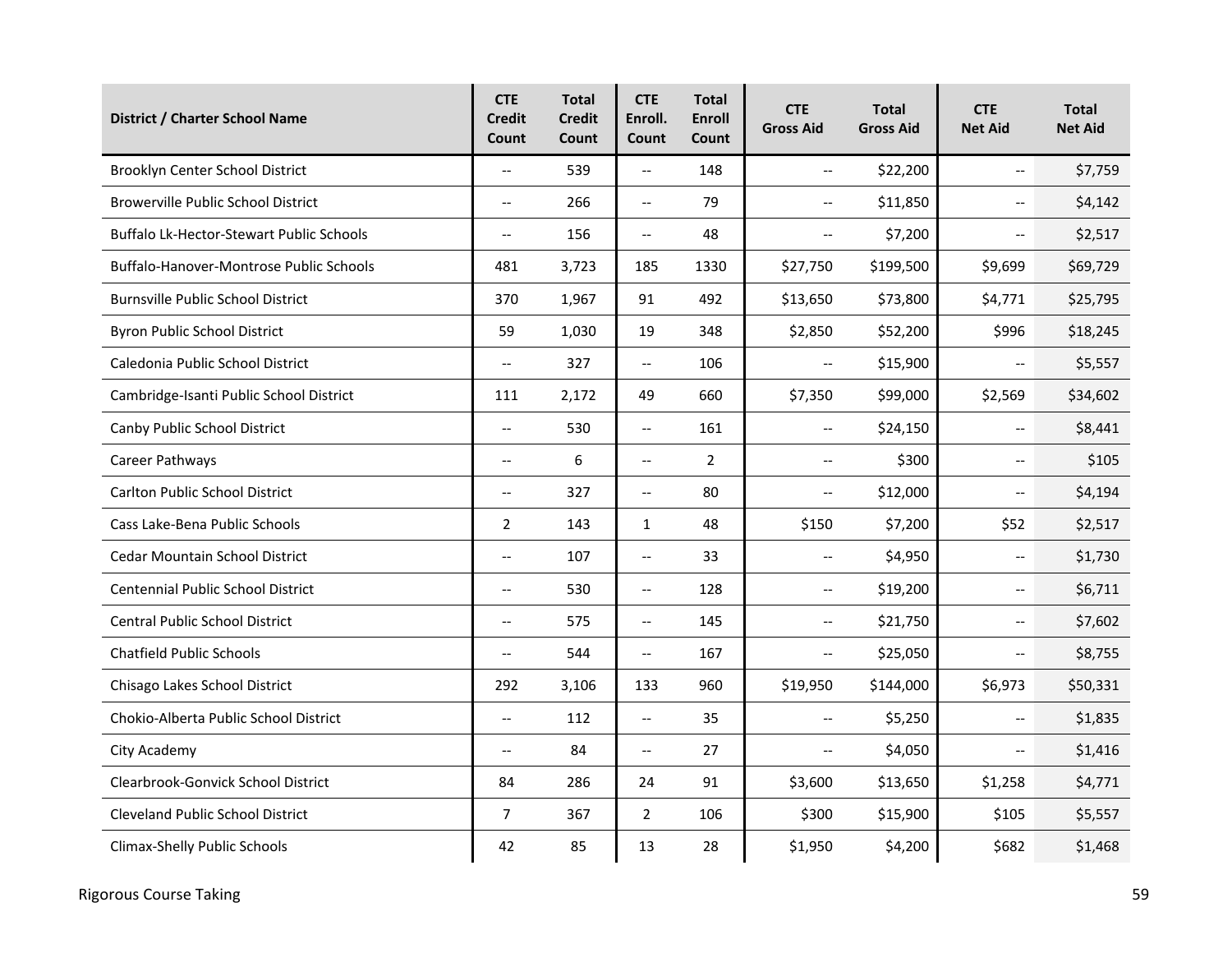| District / Charter School Name | CTE Credit Count | Total Credit Count | CTE Enroll. Count | Total Enroll Count | CTE Gross Aid | Total Gross Aid | CTE Net Aid | Total Net Aid |
|---|---|---|---|---|---|---|---|---|
| Brooklyn Center School District | -- | 539 | -- | 148 | -- | $22,200 | -- | $7,759 |
| Browerville Public School District | -- | 266 | -- | 79 | -- | $11,850 | -- | $4,142 |
| Buffalo Lk-Hector-Stewart Public Schools | -- | 156 | -- | 48 | -- | $7,200 | -- | $2,517 |
| Buffalo-Hanover-Montrose Public Schools | 481 | 3,723 | 185 | 1330 | $27,750 | $199,500 | $9,699 | $69,729 |
| Burnsville Public School District | 370 | 1,967 | 91 | 492 | $13,650 | $73,800 | $4,771 | $25,795 |
| Byron Public School District | 59 | 1,030 | 19 | 348 | $2,850 | $52,200 | $996 | $18,245 |
| Caledonia Public School District | -- | 327 | -- | 106 | -- | $15,900 | -- | $5,557 |
| Cambridge-Isanti Public School District | 111 | 2,172 | 49 | 660 | $7,350 | $99,000 | $2,569 | $34,602 |
| Canby Public School District | -- | 530 | -- | 161 | -- | $24,150 | -- | $8,441 |
| Career Pathways | -- | 6 | -- | 2 | -- | $300 | -- | $105 |
| Carlton Public School District | -- | 327 | -- | 80 | -- | $12,000 | -- | $4,194 |
| Cass Lake-Bena Public Schools | 2 | 143 | 1 | 48 | $150 | $7,200 | $52 | $2,517 |
| Cedar Mountain School District | -- | 107 | -- | 33 | -- | $4,950 | -- | $1,730 |
| Centennial Public School District | -- | 530 | -- | 128 | -- | $19,200 | -- | $6,711 |
| Central Public School District | -- | 575 | -- | 145 | -- | $21,750 | -- | $7,602 |
| Chatfield Public Schools | -- | 544 | -- | 167 | -- | $25,050 | -- | $8,755 |
| Chisago Lakes School District | 292 | 3,106 | 133 | 960 | $19,950 | $144,000 | $6,973 | $50,331 |
| Chokio-Alberta Public School District | -- | 112 | -- | 35 | -- | $5,250 | -- | $1,835 |
| City Academy | -- | 84 | -- | 27 | -- | $4,050 | -- | $1,416 |
| Clearbrook-Gonvick School District | 84 | 286 | 24 | 91 | $3,600 | $13,650 | $1,258 | $4,771 |
| Cleveland Public School District | 7 | 367 | 2 | 106 | $300 | $15,900 | $105 | $5,557 |
| Climax-Shelly Public Schools | 42 | 85 | 13 | 28 | $1,950 | $4,200 | $682 | $1,468 |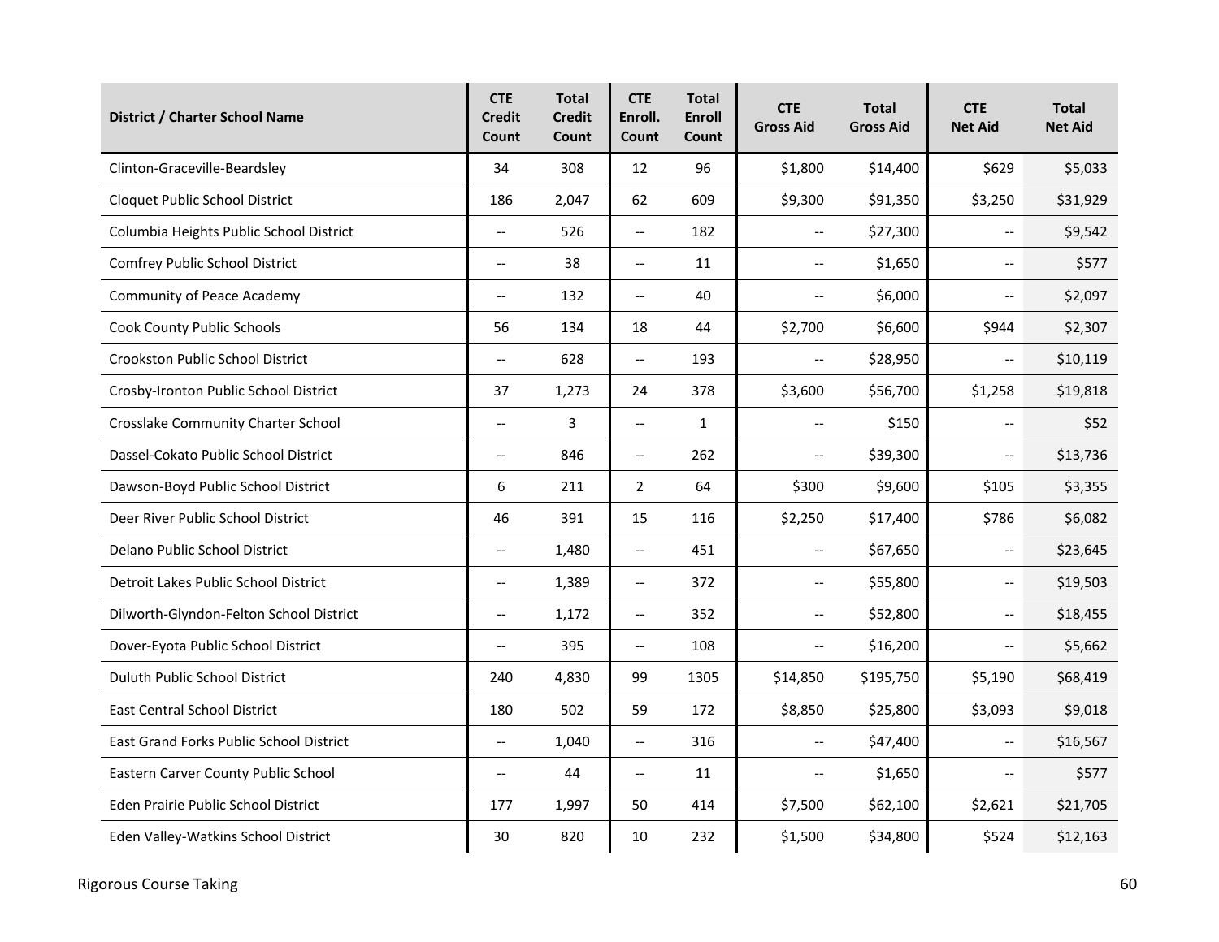| District / Charter School Name | CTE Credit Count | Total Credit Count | CTE Enroll. Count | Total Enroll Count | CTE Gross Aid | Total Gross Aid | CTE Net Aid | Total Net Aid |
|---|---|---|---|---|---|---|---|---|
| Clinton-Graceville-Beardsley | 34 | 308 | 12 | 96 | $1,800 | $14,400 | $629 | $5,033 |
| Cloquet Public School District | 186 | 2,047 | 62 | 609 | $9,300 | $91,350 | $3,250 | $31,929 |
| Columbia Heights Public School District | -- | 526 | -- | 182 | -- | $27,300 | -- | $9,542 |
| Comfrey Public School District | -- | 38 | -- | 11 | -- | $1,650 | -- | $577 |
| Community of Peace Academy | -- | 132 | -- | 40 | -- | $6,000 | -- | $2,097 |
| Cook County Public Schools | 56 | 134 | 18 | 44 | $2,700 | $6,600 | $944 | $2,307 |
| Crookston Public School District | -- | 628 | -- | 193 | -- | $28,950 | -- | $10,119 |
| Crosby-Ironton Public School District | 37 | 1,273 | 24 | 378 | $3,600 | $56,700 | $1,258 | $19,818 |
| Crosslake Community Charter School | -- | 3 | -- | 1 | -- | $150 | -- | $52 |
| Dassel-Cokato Public School District | -- | 846 | -- | 262 | -- | $39,300 | -- | $13,736 |
| Dawson-Boyd Public School District | 6 | 211 | 2 | 64 | $300 | $9,600 | $105 | $3,355 |
| Deer River Public School District | 46 | 391 | 15 | 116 | $2,250 | $17,400 | $786 | $6,082 |
| Delano Public School District | -- | 1,480 | -- | 451 | -- | $67,650 | -- | $23,645 |
| Detroit Lakes Public School District | -- | 1,389 | -- | 372 | -- | $55,800 | -- | $19,503 |
| Dilworth-Glyndon-Felton School District | -- | 1,172 | -- | 352 | -- | $52,800 | -- | $18,455 |
| Dover-Eyota Public School District | -- | 395 | -- | 108 | -- | $16,200 | -- | $5,662 |
| Duluth Public School District | 240 | 4,830 | 99 | 1305 | $14,850 | $195,750 | $5,190 | $68,419 |
| East Central School District | 180 | 502 | 59 | 172 | $8,850 | $25,800 | $3,093 | $9,018 |
| East Grand Forks Public School District | -- | 1,040 | -- | 316 | -- | $47,400 | -- | $16,567 |
| Eastern Carver County Public School | -- | 44 | -- | 11 | -- | $1,650 | -- | $577 |
| Eden Prairie Public School District | 177 | 1,997 | 50 | 414 | $7,500 | $62,100 | $2,621 | $21,705 |
| Eden Valley-Watkins School District | 30 | 820 | 10 | 232 | $1,500 | $34,800 | $524 | $12,163 |

Rigorous Course Taking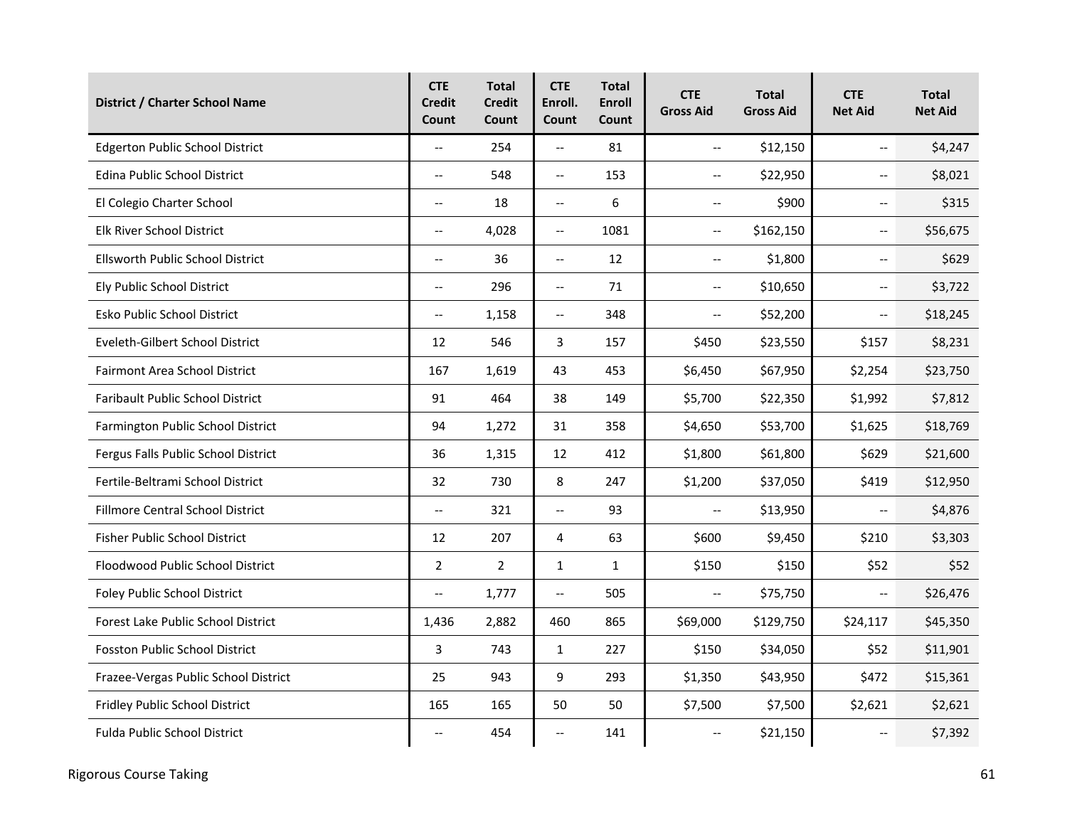| District / Charter School Name | CTE Credit Count | Total Credit Count | CTE Enroll. Count | Total Enroll Count | CTE Gross Aid | Total Gross Aid | CTE Net Aid | Total Net Aid |
|---|---|---|---|---|---|---|---|---|
| Edgerton Public School District | -- | 254 | -- | 81 | -- | $12,150 | -- | $4,247 |
| Edina Public School District | -- | 548 | -- | 153 | -- | $22,950 | -- | $8,021 |
| El Colegio Charter School | -- | 18 | -- | 6 | -- | $900 | -- | $315 |
| Elk River School District | -- | 4,028 | -- | 1081 | -- | $162,150 | -- | $56,675 |
| Ellsworth Public School District | -- | 36 | -- | 12 | -- | $1,800 | -- | $629 |
| Ely Public School District | -- | 296 | -- | 71 | -- | $10,650 | -- | $3,722 |
| Esko Public School District | -- | 1,158 | -- | 348 | -- | $52,200 | -- | $18,245 |
| Eveleth-Gilbert School District | 12 | 546 | 3 | 157 | $450 | $23,550 | $157 | $8,231 |
| Fairmont Area School District | 167 | 1,619 | 43 | 453 | $6,450 | $67,950 | $2,254 | $23,750 |
| Faribault Public School District | 91 | 464 | 38 | 149 | $5,700 | $22,350 | $1,992 | $7,812 |
| Farmington Public School District | 94 | 1,272 | 31 | 358 | $4,650 | $53,700 | $1,625 | $18,769 |
| Fergus Falls Public School District | 36 | 1,315 | 12 | 412 | $1,800 | $61,800 | $629 | $21,600 |
| Fertile-Beltrami School District | 32 | 730 | 8 | 247 | $1,200 | $37,050 | $419 | $12,950 |
| Fillmore Central School District | -- | 321 | -- | 93 | -- | $13,950 | -- | $4,876 |
| Fisher Public School District | 12 | 207 | 4 | 63 | $600 | $9,450 | $210 | $3,303 |
| Floodwood Public School District | 2 | 2 | 1 | 1 | $150 | $150 | $52 | $52 |
| Foley Public School District | -- | 1,777 | -- | 505 | -- | $75,750 | -- | $26,476 |
| Forest Lake Public School District | 1,436 | 2,882 | 460 | 865 | $69,000 | $129,750 | $24,117 | $45,350 |
| Fosston Public School District | 3 | 743 | 1 | 227 | $150 | $34,050 | $52 | $11,901 |
| Frazee-Vergas Public School District | 25 | 943 | 9 | 293 | $1,350 | $43,950 | $472 | $15,361 |
| Fridley Public School District | 165 | 165 | 50 | 50 | $7,500 | $7,500 | $2,621 | $2,621 |
| Fulda Public School District | -- | 454 | -- | 141 | -- | $21,150 | -- | $7,392 |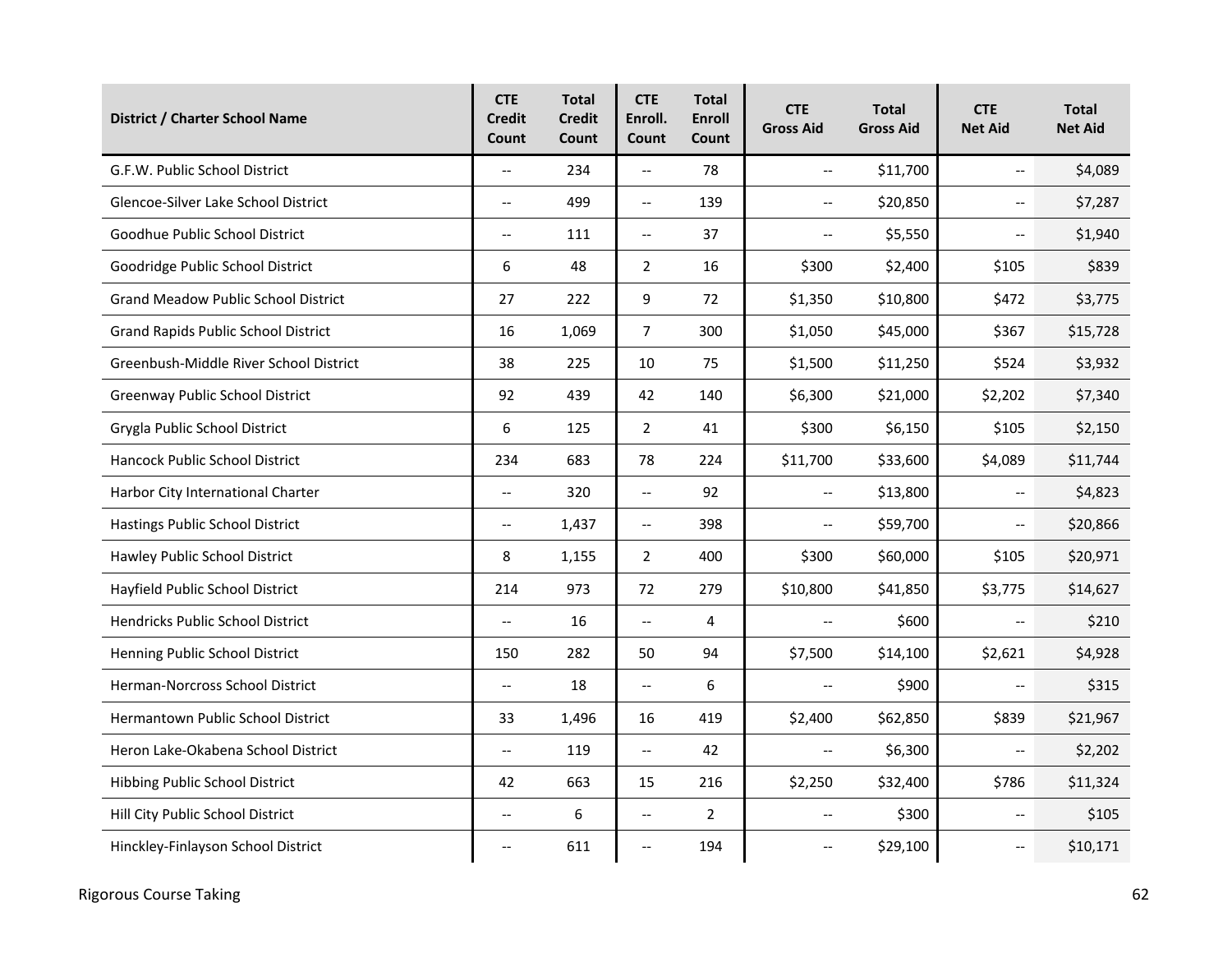| District / Charter School Name | CTE Credit Count | Total Credit Count | CTE Enroll. Count | Total Enroll Count | CTE Gross Aid | Total Gross Aid | CTE Net Aid | Total Net Aid |
|---|---|---|---|---|---|---|---|---|
| G.F.W. Public School District | -- | 234 | -- | 78 | -- | $11,700 | -- | $4,089 |
| Glencoe-Silver Lake School District | -- | 499 | -- | 139 | -- | $20,850 | -- | $7,287 |
| Goodhue Public School District | -- | 111 | -- | 37 | -- | $5,550 | -- | $1,940 |
| Goodridge Public School District | 6 | 48 | 2 | 16 | $300 | $2,400 | $105 | $839 |
| Grand Meadow Public School District | 27 | 222 | 9 | 72 | $1,350 | $10,800 | $472 | $3,775 |
| Grand Rapids Public School District | 16 | 1,069 | 7 | 300 | $1,050 | $45,000 | $367 | $15,728 |
| Greenbush-Middle River School District | 38 | 225 | 10 | 75 | $1,500 | $11,250 | $524 | $3,932 |
| Greenway Public School District | 92 | 439 | 42 | 140 | $6,300 | $21,000 | $2,202 | $7,340 |
| Grygla Public School District | 6 | 125 | 2 | 41 | $300 | $6,150 | $105 | $2,150 |
| Hancock Public School District | 234 | 683 | 78 | 224 | $11,700 | $33,600 | $4,089 | $11,744 |
| Harbor City International Charter | -- | 320 | -- | 92 | -- | $13,800 | -- | $4,823 |
| Hastings Public School District | -- | 1,437 | -- | 398 | -- | $59,700 | -- | $20,866 |
| Hawley Public School District | 8 | 1,155 | 2 | 400 | $300 | $60,000 | $105 | $20,971 |
| Hayfield Public School District | 214 | 973 | 72 | 279 | $10,800 | $41,850 | $3,775 | $14,627 |
| Hendricks Public School District | -- | 16 | -- | 4 | -- | $600 | -- | $210 |
| Henning Public School District | 150 | 282 | 50 | 94 | $7,500 | $14,100 | $2,621 | $4,928 |
| Herman-Norcross School District | -- | 18 | -- | 6 | -- | $900 | -- | $315 |
| Hermantown Public School District | 33 | 1,496 | 16 | 419 | $2,400 | $62,850 | $839 | $21,967 |
| Heron Lake-Okabena School District | -- | 119 | -- | 42 | -- | $6,300 | -- | $2,202 |
| Hibbing Public School District | 42 | 663 | 15 | 216 | $2,250 | $32,400 | $786 | $11,324 |
| Hill City Public School District | -- | 6 | -- | 2 | -- | $300 | -- | $105 |
| Hinckley-Finlayson School District | -- | 611 | -- | 194 | -- | $29,100 | -- | $10,171 |

Rigorous Course Taking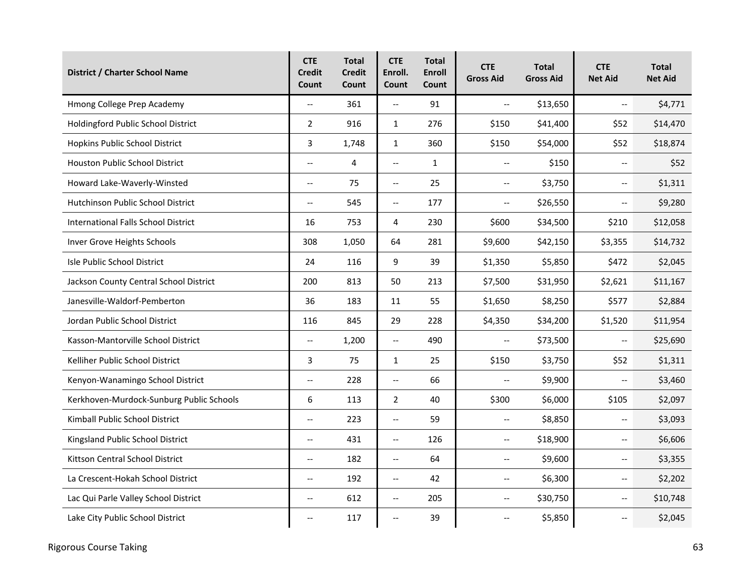| District / Charter School Name | CTE Credit Count | Total Credit Count | CTE Enroll. Count | Total Enroll Count | CTE Gross Aid | Total Gross Aid | CTE Net Aid | Total Net Aid |
|---|---|---|---|---|---|---|---|---|
| Hmong College Prep Academy | -- | 361 | -- | 91 | -- | $13,650 | -- | $4,771 |
| Holdingford Public School District | 2 | 916 | 1 | 276 | $150 | $41,400 | $52 | $14,470 |
| Hopkins Public School District | 3 | 1,748 | 1 | 360 | $150 | $54,000 | $52 | $18,874 |
| Houston Public School District | -- | 4 | -- | 1 | -- | $150 | -- | $52 |
| Howard Lake-Waverly-Winsted | -- | 75 | -- | 25 | -- | $3,750 | -- | $1,311 |
| Hutchinson Public School District | -- | 545 | -- | 177 | -- | $26,550 | -- | $9,280 |
| International Falls School District | 16 | 753 | 4 | 230 | $600 | $34,500 | $210 | $12,058 |
| Inver Grove Heights Schools | 308 | 1,050 | 64 | 281 | $9,600 | $42,150 | $3,355 | $14,732 |
| Isle Public School District | 24 | 116 | 9 | 39 | $1,350 | $5,850 | $472 | $2,045 |
| Jackson County Central School District | 200 | 813 | 50 | 213 | $7,500 | $31,950 | $2,621 | $11,167 |
| Janesville-Waldorf-Pemberton | 36 | 183 | 11 | 55 | $1,650 | $8,250 | $577 | $2,884 |
| Jordan Public School District | 116 | 845 | 29 | 228 | $4,350 | $34,200 | $1,520 | $11,954 |
| Kasson-Mantorville School District | -- | 1,200 | -- | 490 | -- | $73,500 | -- | $25,690 |
| Kelliher Public School District | 3 | 75 | 1 | 25 | $150 | $3,750 | $52 | $1,311 |
| Kenyon-Wanamingo School District | -- | 228 | -- | 66 | -- | $9,900 | -- | $3,460 |
| Kerkhoven-Murdock-Sunburg Public Schools | 6 | 113 | 2 | 40 | $300 | $6,000 | $105 | $2,097 |
| Kimball Public School District | -- | 223 | -- | 59 | -- | $8,850 | -- | $3,093 |
| Kingsland Public School District | -- | 431 | -- | 126 | -- | $18,900 | -- | $6,606 |
| Kittson Central School District | -- | 182 | -- | 64 | -- | $9,600 | -- | $3,355 |
| La Crescent-Hokah School District | -- | 192 | -- | 42 | -- | $6,300 | -- | $2,202 |
| Lac Qui Parle Valley School District | -- | 612 | -- | 205 | -- | $30,750 | -- | $10,748 |
| Lake City Public School District | -- | 117 | -- | 39 | -- | $5,850 | -- | $2,045 |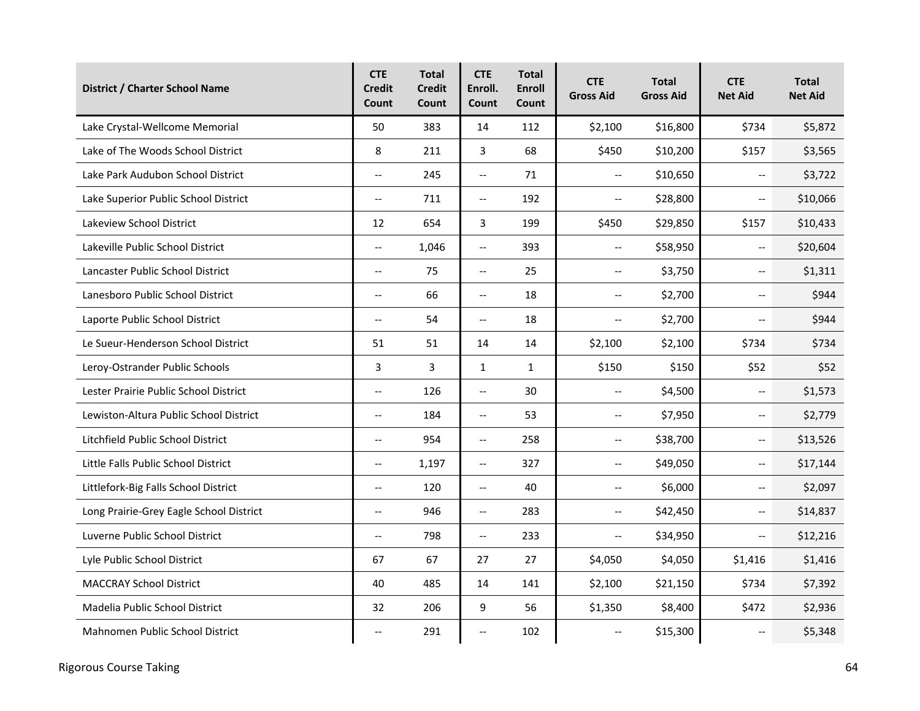| District / Charter School Name | CTE Credit Count | Total Credit Count | CTE Enroll. Count | Total Enroll Count | CTE Gross Aid | Total Gross Aid | CTE Net Aid | Total Net Aid |
|---|---|---|---|---|---|---|---|---|
| Lake Crystal-Wellcome Memorial | 50 | 383 | 14 | 112 | $2,100 | $16,800 | $734 | $5,872 |
| Lake of The Woods School District | 8 | 211 | 3 | 68 | $450 | $10,200 | $157 | $3,565 |
| Lake Park Audubon School District | -- | 245 | -- | 71 | -- | $10,650 | -- | $3,722 |
| Lake Superior Public School District | -- | 711 | -- | 192 | -- | $28,800 | -- | $10,066 |
| Lakeview School District | 12 | 654 | 3 | 199 | $450 | $29,850 | $157 | $10,433 |
| Lakeville Public School District | -- | 1,046 | -- | 393 | -- | $58,950 | -- | $20,604 |
| Lancaster Public School District | -- | 75 | -- | 25 | -- | $3,750 | -- | $1,311 |
| Lanesboro Public School District | -- | 66 | -- | 18 | -- | $2,700 | -- | $944 |
| Laporte Public School District | -- | 54 | -- | 18 | -- | $2,700 | -- | $944 |
| Le Sueur-Henderson School District | 51 | 51 | 14 | 14 | $2,100 | $2,100 | $734 | $734 |
| Leroy-Ostrander Public Schools | 3 | 3 | 1 | 1 | $150 | $150 | $52 | $52 |
| Lester Prairie Public School District | -- | 126 | -- | 30 | -- | $4,500 | -- | $1,573 |
| Lewiston-Altura Public School District | -- | 184 | -- | 53 | -- | $7,950 | -- | $2,779 |
| Litchfield Public School District | -- | 954 | -- | 258 | -- | $38,700 | -- | $13,526 |
| Little Falls Public School District | -- | 1,197 | -- | 327 | -- | $49,050 | -- | $17,144 |
| Littlefork-Big Falls School District | -- | 120 | -- | 40 | -- | $6,000 | -- | $2,097 |
| Long Prairie-Grey Eagle School District | -- | 946 | -- | 283 | -- | $42,450 | -- | $14,837 |
| Luverne Public School District | -- | 798 | -- | 233 | -- | $34,950 | -- | $12,216 |
| Lyle Public School District | 67 | 67 | 27 | 27 | $4,050 | $4,050 | $1,416 | $1,416 |
| MACCRAY School District | 40 | 485 | 14 | 141 | $2,100 | $21,150 | $734 | $7,392 |
| Madelia Public School District | 32 | 206 | 9 | 56 | $1,350 | $8,400 | $472 | $2,936 |
| Mahnomen Public School District | -- | 291 | -- | 102 | -- | $15,300 | -- | $5,348 |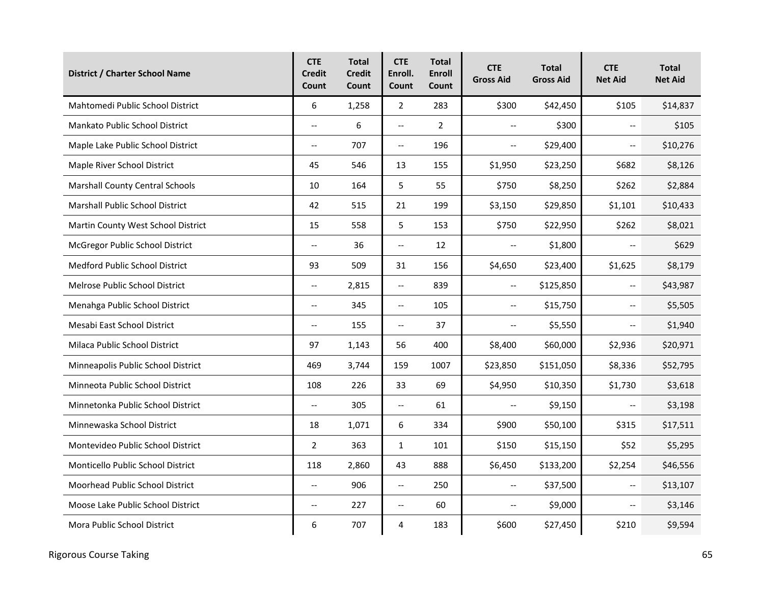| District / Charter School Name | CTE Credit Count | Total Credit Count | CTE Enroll. Count | Total Enroll Count | CTE Gross Aid | Total Gross Aid | CTE Net Aid | Total Net Aid |
|---|---|---|---|---|---|---|---|---|
| Mahtomedi Public School District | 6 | 1,258 | 2 | 283 | $300 | $42,450 | $105 | $14,837 |
| Mankato Public School District | -- | 6 | -- | 2 | -- | $300 | -- | $105 |
| Maple Lake Public School District | -- | 707 | -- | 196 | -- | $29,400 | -- | $10,276 |
| Maple River School District | 45 | 546 | 13 | 155 | $1,950 | $23,250 | $682 | $8,126 |
| Marshall County Central Schools | 10 | 164 | 5 | 55 | $750 | $8,250 | $262 | $2,884 |
| Marshall Public School District | 42 | 515 | 21 | 199 | $3,150 | $29,850 | $1,101 | $10,433 |
| Martin County West School District | 15 | 558 | 5 | 153 | $750 | $22,950 | $262 | $8,021 |
| McGregor Public School District | -- | 36 | -- | 12 | -- | $1,800 | -- | $629 |
| Medford Public School District | 93 | 509 | 31 | 156 | $4,650 | $23,400 | $1,625 | $8,179 |
| Melrose Public School District | -- | 2,815 | -- | 839 | -- | $125,850 | -- | $43,987 |
| Menahga Public School District | -- | 345 | -- | 105 | -- | $15,750 | -- | $5,505 |
| Mesabi East School District | -- | 155 | -- | 37 | -- | $5,550 | -- | $1,940 |
| Milaca Public School District | 97 | 1,143 | 56 | 400 | $8,400 | $60,000 | $2,936 | $20,971 |
| Minneapolis Public School District | 469 | 3,744 | 159 | 1007 | $23,850 | $151,050 | $8,336 | $52,795 |
| Minneota Public School District | 108 | 226 | 33 | 69 | $4,950 | $10,350 | $1,730 | $3,618 |
| Minnetonka Public School District | -- | 305 | -- | 61 | -- | $9,150 | -- | $3,198 |
| Minnewaska School District | 18 | 1,071 | 6 | 334 | $900 | $50,100 | $315 | $17,511 |
| Montevideo Public School District | 2 | 363 | 1 | 101 | $150 | $15,150 | $52 | $5,295 |
| Monticello Public School District | 118 | 2,860 | 43 | 888 | $6,450 | $133,200 | $2,254 | $46,556 |
| Moorhead Public School District | -- | 906 | -- | 250 | -- | $37,500 | -- | $13,107 |
| Moose Lake Public School District | -- | 227 | -- | 60 | -- | $9,000 | -- | $3,146 |
| Mora Public School District | 6 | 707 | 4 | 183 | $600 | $27,450 | $210 | $9,594 |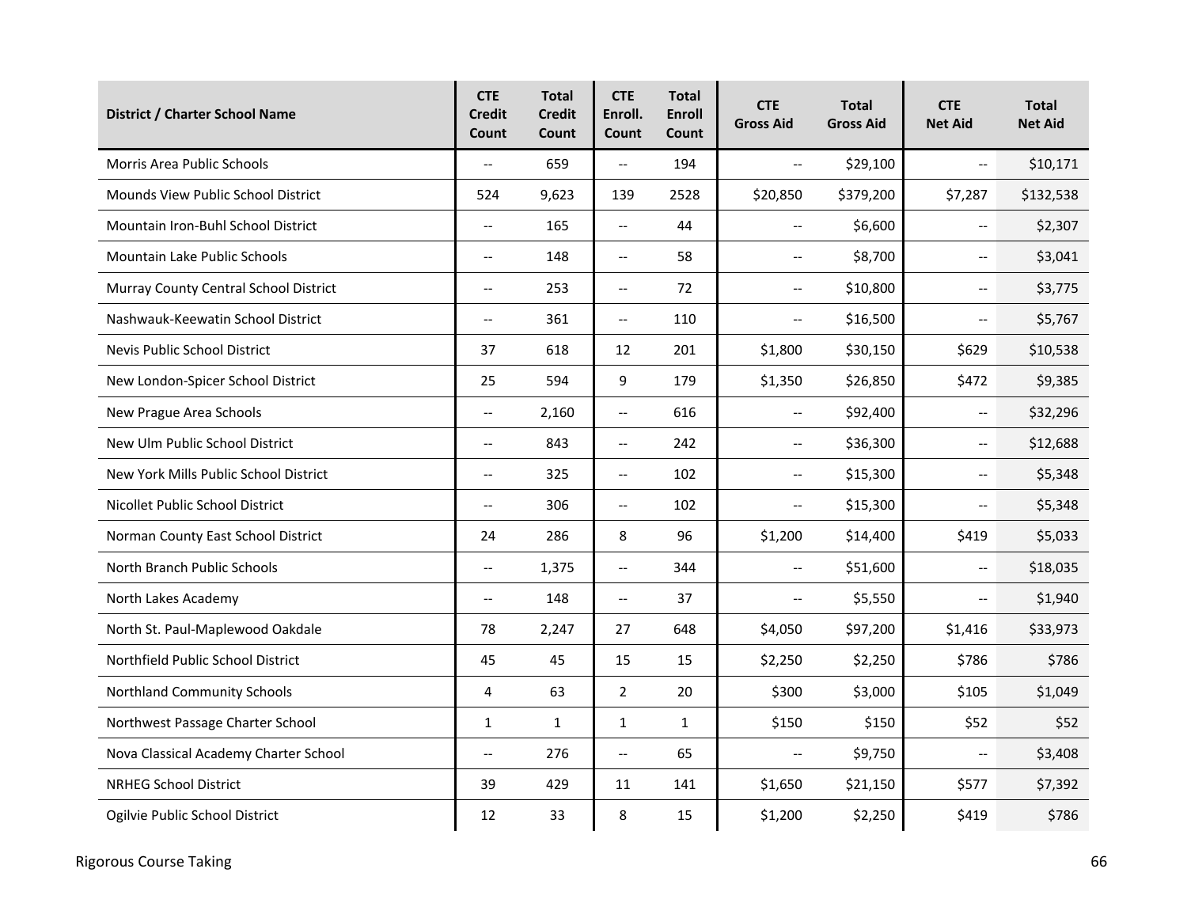| District / Charter School Name | CTE Credit Count | Total Credit Count | CTE Enroll. Count | Total Enroll Count | CTE Gross Aid | Total Gross Aid | CTE Net Aid | Total Net Aid |
|---|---|---|---|---|---|---|---|---|
| Morris Area Public Schools | -- | 659 | -- | 194 | -- | $29,100 | -- | $10,171 |
| Mounds View Public School District | 524 | 9,623 | 139 | 2528 | $20,850 | $379,200 | $7,287 | $132,538 |
| Mountain Iron-Buhl School District | -- | 165 | -- | 44 | -- | $6,600 | -- | $2,307 |
| Mountain Lake Public Schools | -- | 148 | -- | 58 | -- | $8,700 | -- | $3,041 |
| Murray County Central School District | -- | 253 | -- | 72 | -- | $10,800 | -- | $3,775 |
| Nashwauk-Keewatin School District | -- | 361 | -- | 110 | -- | $16,500 | -- | $5,767 |
| Nevis Public School District | 37 | 618 | 12 | 201 | $1,800 | $30,150 | $629 | $10,538 |
| New London-Spicer School District | 25 | 594 | 9 | 179 | $1,350 | $26,850 | $472 | $9,385 |
| New Prague Area Schools | -- | 2,160 | -- | 616 | -- | $92,400 | -- | $32,296 |
| New Ulm Public School District | -- | 843 | -- | 242 | -- | $36,300 | -- | $12,688 |
| New York Mills Public School District | -- | 325 | -- | 102 | -- | $15,300 | -- | $5,348 |
| Nicollet Public School District | -- | 306 | -- | 102 | -- | $15,300 | -- | $5,348 |
| Norman County East School District | 24 | 286 | 8 | 96 | $1,200 | $14,400 | $419 | $5,033 |
| North Branch Public Schools | -- | 1,375 | -- | 344 | -- | $51,600 | -- | $18,035 |
| North Lakes Academy | -- | 148 | -- | 37 | -- | $5,550 | -- | $1,940 |
| North St. Paul-Maplewood Oakdale | 78 | 2,247 | 27 | 648 | $4,050 | $97,200 | $1,416 | $33,973 |
| Northfield Public School District | 45 | 45 | 15 | 15 | $2,250 | $2,250 | $786 | $786 |
| Northland Community Schools | 4 | 63 | 2 | 20 | $300 | $3,000 | $105 | $1,049 |
| Northwest Passage Charter School | 1 | 1 | 1 | 1 | $150 | $150 | $52 | $52 |
| Nova Classical Academy Charter School | -- | 276 | -- | 65 | -- | $9,750 | -- | $3,408 |
| NRHEG School District | 39 | 429 | 11 | 141 | $1,650 | $21,150 | $577 | $7,392 |
| Ogilvie Public School District | 12 | 33 | 8 | 15 | $1,200 | $2,250 | $419 | $786 |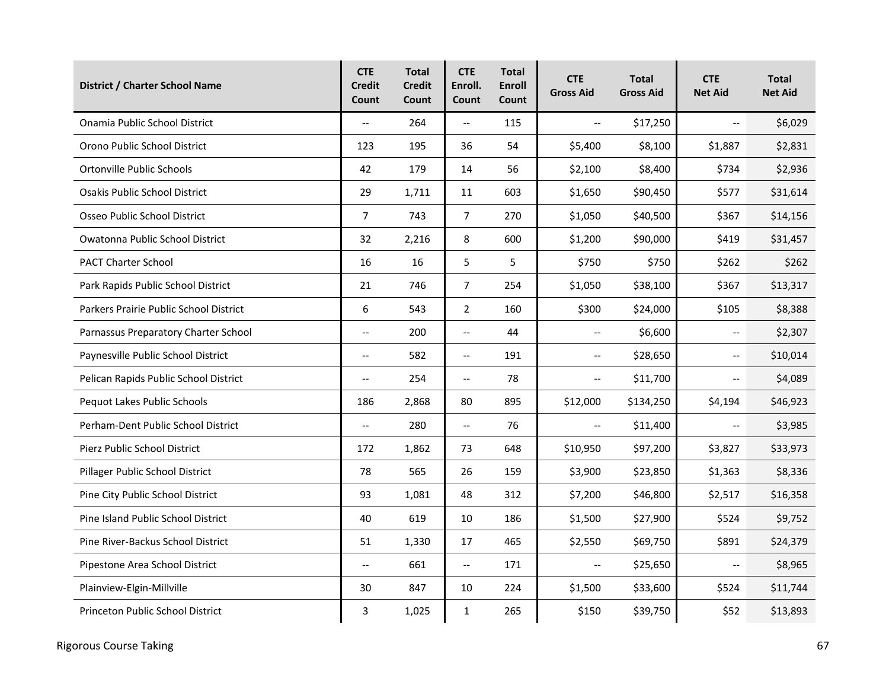| District / Charter School Name | CTE Credit Count | Total Credit Count | CTE Enroll. Count | Total Enroll Count | CTE Gross Aid | Total Gross Aid | CTE Net Aid | Total Net Aid |
|---|---|---|---|---|---|---|---|---|
| Onamia Public School District | -- | 264 | -- | 115 | -- | $17,250 | -- | $6,029 |
| Orono Public School District | 123 | 195 | 36 | 54 | $5,400 | $8,100 | $1,887 | $2,831 |
| Ortonville Public Schools | 42 | 179 | 14 | 56 | $2,100 | $8,400 | $734 | $2,936 |
| Osakis Public School District | 29 | 1,711 | 11 | 603 | $1,650 | $90,450 | $577 | $31,614 |
| Osseo Public School District | 7 | 743 | 7 | 270 | $1,050 | $40,500 | $367 | $14,156 |
| Owatonna Public School District | 32 | 2,216 | 8 | 600 | $1,200 | $90,000 | $419 | $31,457 |
| PACT Charter School | 16 | 16 | 5 | 5 | $750 | $750 | $262 | $262 |
| Park Rapids Public School District | 21 | 746 | 7 | 254 | $1,050 | $38,100 | $367 | $13,317 |
| Parkers Prairie Public School District | 6 | 543 | 2 | 160 | $300 | $24,000 | $105 | $8,388 |
| Parnassus Preparatory Charter School | -- | 200 | -- | 44 | -- | $6,600 | -- | $2,307 |
| Paynesville Public School District | -- | 582 | -- | 191 | -- | $28,650 | -- | $10,014 |
| Pelican Rapids Public School District | -- | 254 | -- | 78 | -- | $11,700 | -- | $4,089 |
| Pequot Lakes Public Schools | 186 | 2,868 | 80 | 895 | $12,000 | $134,250 | $4,194 | $46,923 |
| Perham-Dent Public School District | -- | 280 | -- | 76 | -- | $11,400 | -- | $3,985 |
| Pierz Public School District | 172 | 1,862 | 73 | 648 | $10,950 | $97,200 | $3,827 | $33,973 |
| Pillager Public School District | 78 | 565 | 26 | 159 | $3,900 | $23,850 | $1,363 | $8,336 |
| Pine City Public School District | 93 | 1,081 | 48 | 312 | $7,200 | $46,800 | $2,517 | $16,358 |
| Pine Island Public School District | 40 | 619 | 10 | 186 | $1,500 | $27,900 | $524 | $9,752 |
| Pine River-Backus School District | 51 | 1,330 | 17 | 465 | $2,550 | $69,750 | $891 | $24,379 |
| Pipestone Area School District | -- | 661 | -- | 171 | -- | $25,650 | -- | $8,965 |
| Plainview-Elgin-Millville | 30 | 847 | 10 | 224 | $1,500 | $33,600 | $524 | $11,744 |
| Princeton Public School District | 3 | 1,025 | 1 | 265 | $150 | $39,750 | $52 | $13,893 |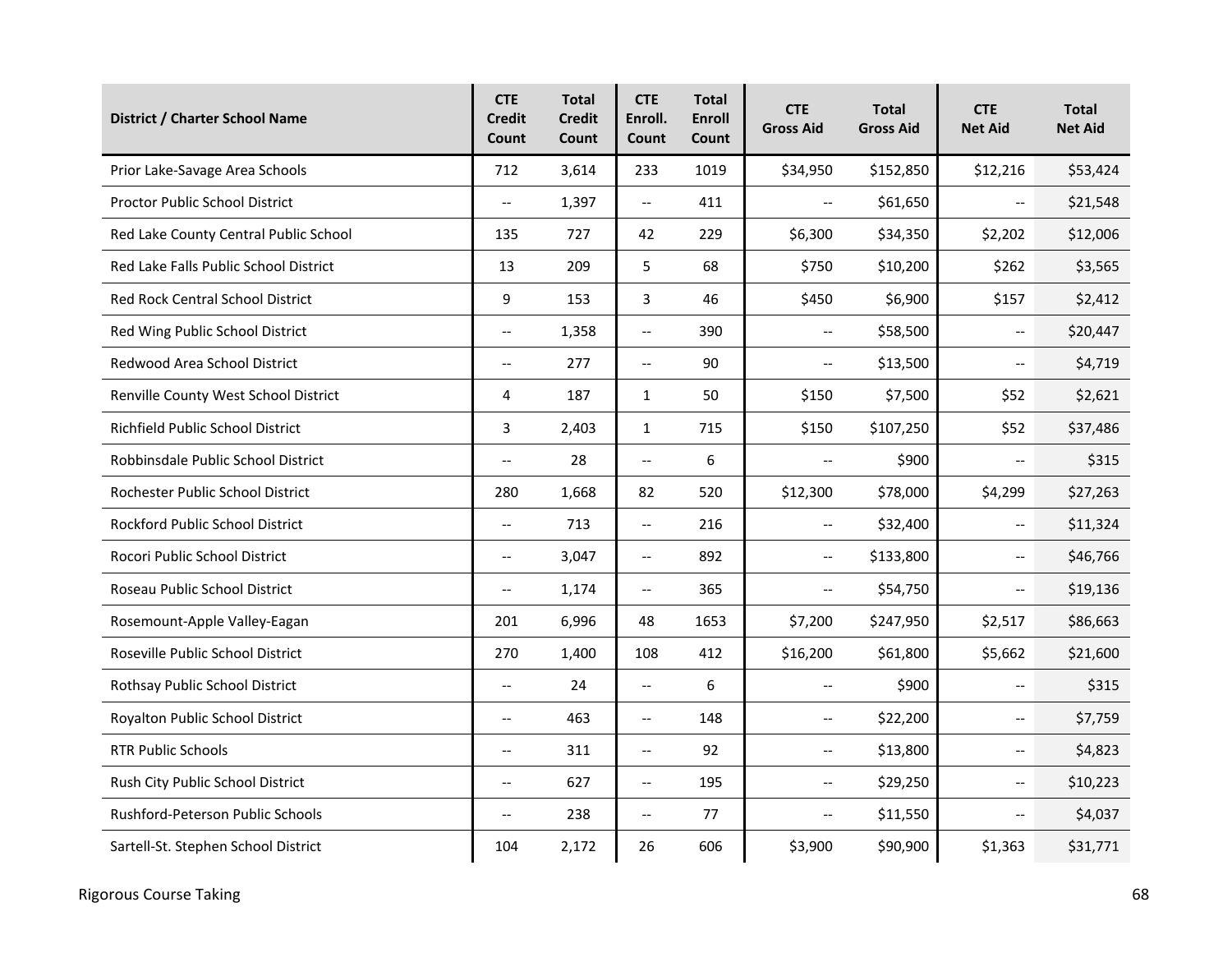| District / Charter School Name | CTE Credit Count | Total Credit Count | CTE Enroll. Count | Total Enroll Count | CTE Gross Aid | Total Gross Aid | CTE Net Aid | Total Net Aid |
|---|---|---|---|---|---|---|---|---|
| Prior Lake-Savage Area Schools | 712 | 3,614 | 233 | 1019 | $34,950 | $152,850 | $12,216 | $53,424 |
| Proctor Public School District | -- | 1,397 | -- | 411 | -- | $61,650 | -- | $21,548 |
| Red Lake County Central Public School | 135 | 727 | 42 | 229 | $6,300 | $34,350 | $2,202 | $12,006 |
| Red Lake Falls Public School District | 13 | 209 | 5 | 68 | $750 | $10,200 | $262 | $3,565 |
| Red Rock Central School District | 9 | 153 | 3 | 46 | $450 | $6,900 | $157 | $2,412 |
| Red Wing Public School District | -- | 1,358 | -- | 390 | -- | $58,500 | -- | $20,447 |
| Redwood Area School District | -- | 277 | -- | 90 | -- | $13,500 | -- | $4,719 |
| Renville County West School District | 4 | 187 | 1 | 50 | $150 | $7,500 | $52 | $2,621 |
| Richfield Public School District | 3 | 2,403 | 1 | 715 | $150 | $107,250 | $52 | $37,486 |
| Robbinsdale Public School District | -- | 28 | -- | 6 | -- | $900 | -- | $315 |
| Rochester Public School District | 280 | 1,668 | 82 | 520 | $12,300 | $78,000 | $4,299 | $27,263 |
| Rockford Public School District | -- | 713 | -- | 216 | -- | $32,400 | -- | $11,324 |
| Rocori Public School District | -- | 3,047 | -- | 892 | -- | $133,800 | -- | $46,766 |
| Roseau Public School District | -- | 1,174 | -- | 365 | -- | $54,750 | -- | $19,136 |
| Rosemount-Apple Valley-Eagan | 201 | 6,996 | 48 | 1653 | $7,200 | $247,950 | $2,517 | $86,663 |
| Roseville Public School District | 270 | 1,400 | 108 | 412 | $16,200 | $61,800 | $5,662 | $21,600 |
| Rothsay Public School District | -- | 24 | -- | 6 | -- | $900 | -- | $315 |
| Royalton Public School District | -- | 463 | -- | 148 | -- | $22,200 | -- | $7,759 |
| RTR Public Schools | -- | 311 | -- | 92 | -- | $13,800 | -- | $4,823 |
| Rush City Public School District | -- | 627 | -- | 195 | -- | $29,250 | -- | $10,223 |
| Rushford-Peterson Public Schools | -- | 238 | -- | 77 | -- | $11,550 | -- | $4,037 |
| Sartell-St. Stephen School District | 104 | 2,172 | 26 | 606 | $3,900 | $90,900 | $1,363 | $31,771 |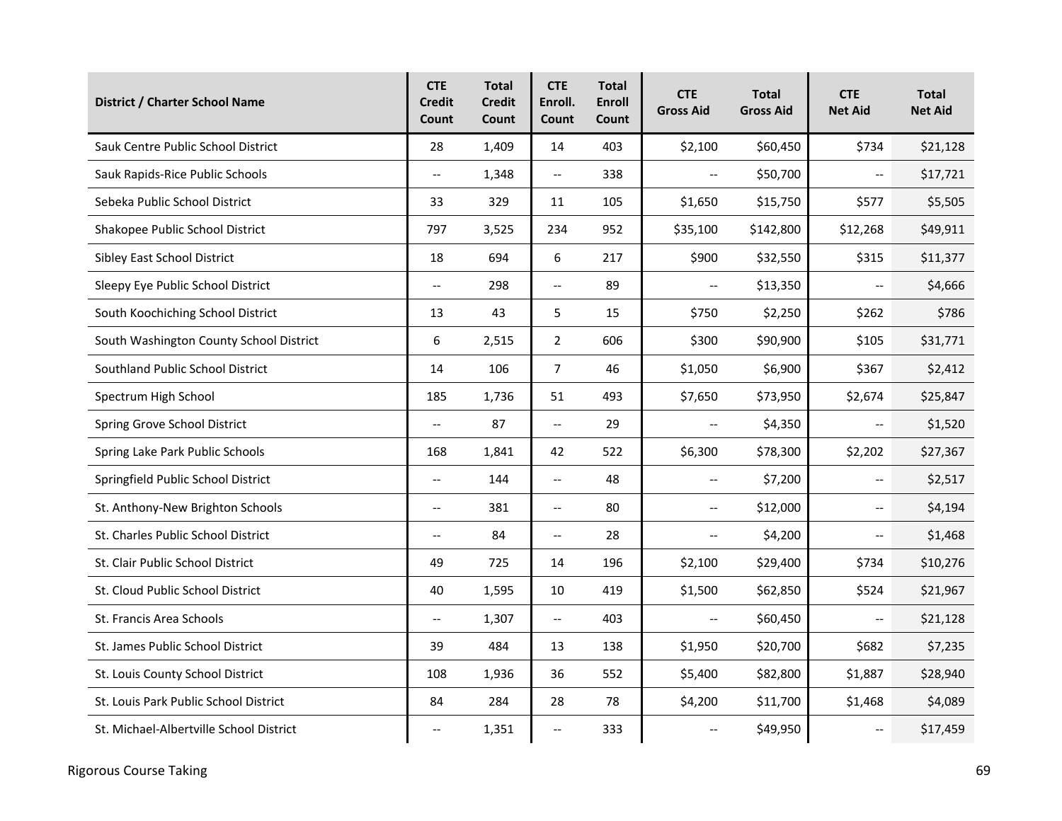| District / Charter School Name | CTE Credit Count | Total Credit Count | CTE Enroll. Count | Total Enroll Count | CTE Gross Aid | Total Gross Aid | CTE Net Aid | Total Net Aid |
|---|---|---|---|---|---|---|---|---|
| Sauk Centre Public School District | 28 | 1,409 | 14 | 403 | $2,100 | $60,450 | $734 | $21,128 |
| Sauk Rapids-Rice Public Schools | -- | 1,348 | -- | 338 | -- | $50,700 | -- | $17,721 |
| Sebeka Public School District | 33 | 329 | 11 | 105 | $1,650 | $15,750 | $577 | $5,505 |
| Shakopee Public School District | 797 | 3,525 | 234 | 952 | $35,100 | $142,800 | $12,268 | $49,911 |
| Sibley East School District | 18 | 694 | 6 | 217 | $900 | $32,550 | $315 | $11,377 |
| Sleepy Eye Public School District | -- | 298 | -- | 89 | -- | $13,350 | -- | $4,666 |
| South Koochiching School District | 13 | 43 | 5 | 15 | $750 | $2,250 | $262 | $786 |
| South Washington County School District | 6 | 2,515 | 2 | 606 | $300 | $90,900 | $105 | $31,771 |
| Southland Public School District | 14 | 106 | 7 | 46 | $1,050 | $6,900 | $367 | $2,412 |
| Spectrum High School | 185 | 1,736 | 51 | 493 | $7,650 | $73,950 | $2,674 | $25,847 |
| Spring Grove School District | -- | 87 | -- | 29 | -- | $4,350 | -- | $1,520 |
| Spring Lake Park Public Schools | 168 | 1,841 | 42 | 522 | $6,300 | $78,300 | $2,202 | $27,367 |
| Springfield Public School District | -- | 144 | -- | 48 | -- | $7,200 | -- | $2,517 |
| St. Anthony-New Brighton Schools | -- | 381 | -- | 80 | -- | $12,000 | -- | $4,194 |
| St. Charles Public School District | -- | 84 | -- | 28 | -- | $4,200 | -- | $1,468 |
| St. Clair Public School District | 49 | 725 | 14 | 196 | $2,100 | $29,400 | $734 | $10,276 |
| St. Cloud Public School District | 40 | 1,595 | 10 | 419 | $1,500 | $62,850 | $524 | $21,967 |
| St. Francis Area Schools | -- | 1,307 | -- | 403 | -- | $60,450 | -- | $21,128 |
| St. James Public School District | 39 | 484 | 13 | 138 | $1,950 | $20,700 | $682 | $7,235 |
| St. Louis County School District | 108 | 1,936 | 36 | 552 | $5,400 | $82,800 | $1,887 | $28,940 |
| St. Louis Park Public School District | 84 | 284 | 28 | 78 | $4,200 | $11,700 | $1,468 | $4,089 |
| St. Michael-Albertville School District | -- | 1,351 | -- | 333 | -- | $49,950 | -- | $17,459 |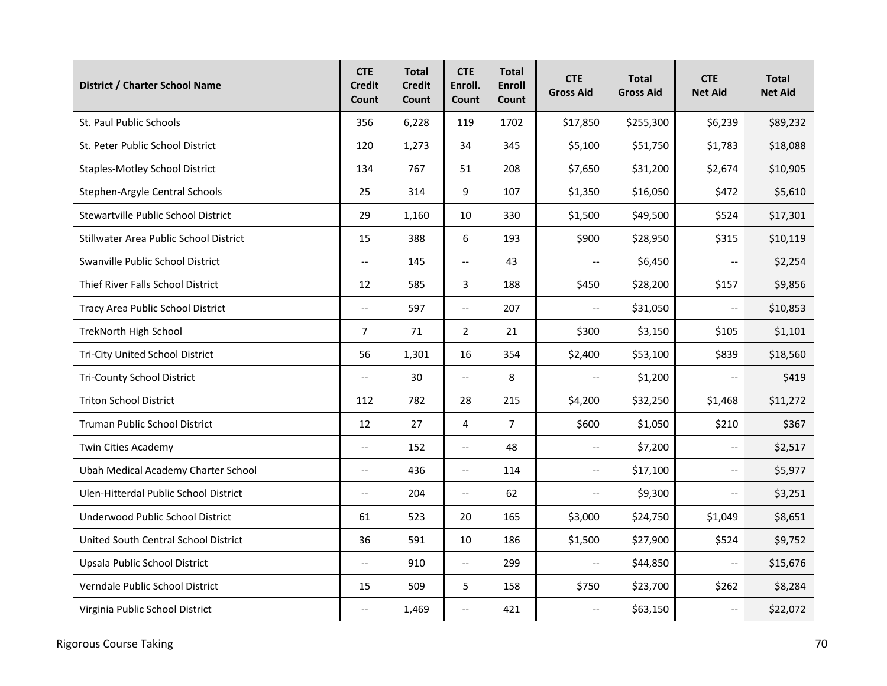| District / Charter School Name | CTE Credit Count | Total Credit Count | CTE Enroll. Count | Total Enroll Count | CTE Gross Aid | Total Gross Aid | CTE Net Aid | Total Net Aid |
|---|---|---|---|---|---|---|---|---|
| St. Paul Public Schools | 356 | 6,228 | 119 | 1702 | $17,850 | $255,300 | $6,239 | $89,232 |
| St. Peter Public School District | 120 | 1,273 | 34 | 345 | $5,100 | $51,750 | $1,783 | $18,088 |
| Staples-Motley School District | 134 | 767 | 51 | 208 | $7,650 | $31,200 | $2,674 | $10,905 |
| Stephen-Argyle Central Schools | 25 | 314 | 9 | 107 | $1,350 | $16,050 | $472 | $5,610 |
| Stewartville Public School District | 29 | 1,160 | 10 | 330 | $1,500 | $49,500 | $524 | $17,301 |
| Stillwater Area Public School District | 15 | 388 | 6 | 193 | $900 | $28,950 | $315 | $10,119 |
| Swanville Public School District | -- | 145 | -- | 43 | -- | $6,450 | -- | $2,254 |
| Thief River Falls School District | 12 | 585 | 3 | 188 | $450 | $28,200 | $157 | $9,856 |
| Tracy Area Public School District | -- | 597 | -- | 207 | -- | $31,050 | -- | $10,853 |
| TrekNorth High School | 7 | 71 | 2 | 21 | $300 | $3,150 | $105 | $1,101 |
| Tri-City United School District | 56 | 1,301 | 16 | 354 | $2,400 | $53,100 | $839 | $18,560 |
| Tri-County School District | -- | 30 | -- | 8 | -- | $1,200 | -- | $419 |
| Triton School District | 112 | 782 | 28 | 215 | $4,200 | $32,250 | $1,468 | $11,272 |
| Truman Public School District | 12 | 27 | 4 | 7 | $600 | $1,050 | $210 | $367 |
| Twin Cities Academy | -- | 152 | -- | 48 | -- | $7,200 | -- | $2,517 |
| Ubah Medical Academy Charter School | -- | 436 | -- | 114 | -- | $17,100 | -- | $5,977 |
| Ulen-Hitterdal Public School District | -- | 204 | -- | 62 | -- | $9,300 | -- | $3,251 |
| Underwood Public School District | 61 | 523 | 20 | 165 | $3,000 | $24,750 | $1,049 | $8,651 |
| United South Central School District | 36 | 591 | 10 | 186 | $1,500 | $27,900 | $524 | $9,752 |
| Upsala Public School District | -- | 910 | -- | 299 | -- | $44,850 | -- | $15,676 |
| Verndale Public School District | 15 | 509 | 5 | 158 | $750 | $23,700 | $262 | $8,284 |
| Virginia Public School District | -- | 1,469 | -- | 421 | -- | $63,150 | -- | $22,072 |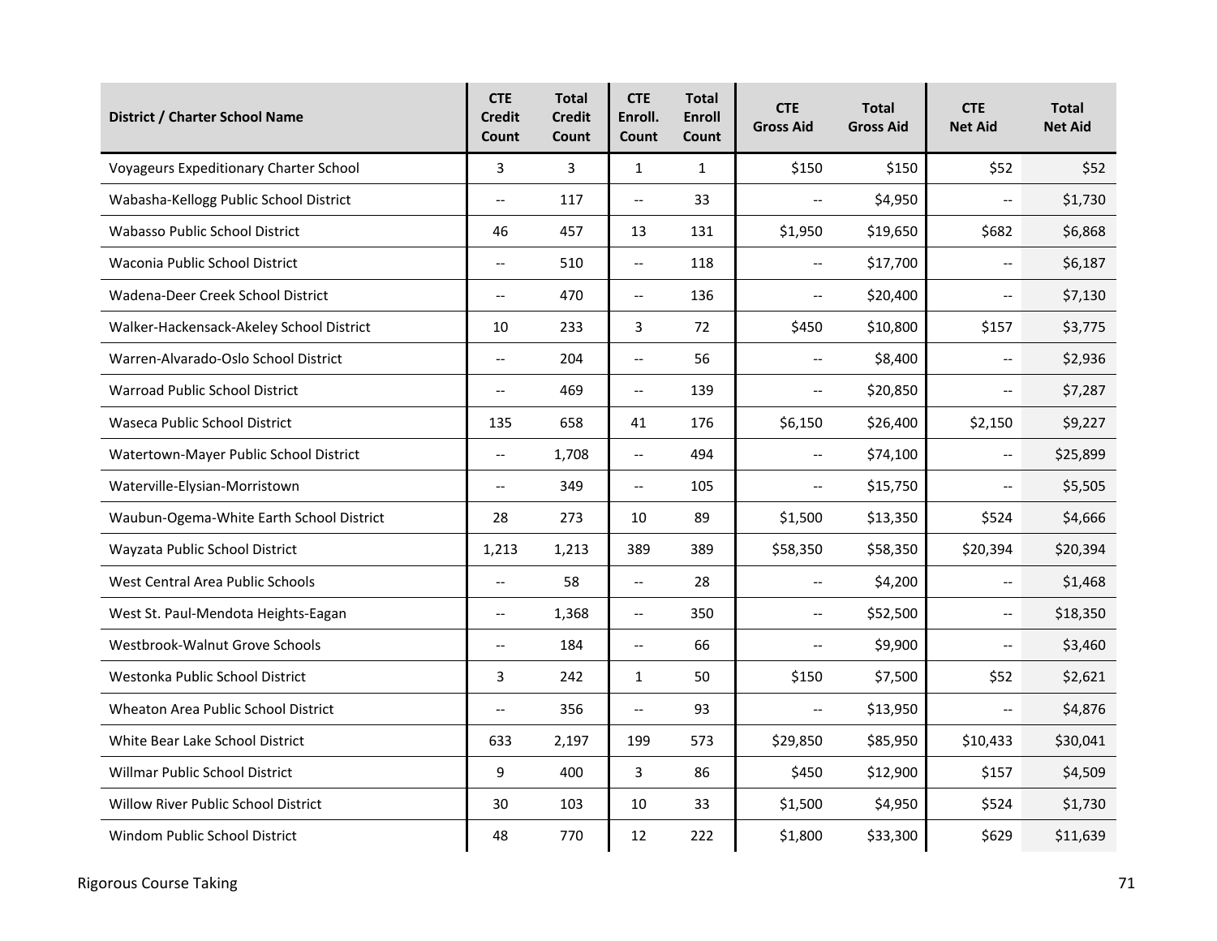| District / Charter School Name | CTE Credit Count | Total Credit Count | CTE Enroll. Count | Total Enroll Count | CTE Gross Aid | Total Gross Aid | CTE Net Aid | Total Net Aid |
|---|---|---|---|---|---|---|---|---|
| Voyageurs Expeditionary Charter School | 3 | 3 | 1 | 1 | $150 | $150 | $52 | $52 |
| Wabasha-Kellogg Public School District | -- | 117 | -- | 33 | -- | $4,950 | -- | $1,730 |
| Wabasso Public School District | 46 | 457 | 13 | 131 | $1,950 | $19,650 | $682 | $6,868 |
| Waconia Public School District | -- | 510 | -- | 118 | -- | $17,700 | -- | $6,187 |
| Wadena-Deer Creek School District | -- | 470 | -- | 136 | -- | $20,400 | -- | $7,130 |
| Walker-Hackensack-Akeley School District | 10 | 233 | 3 | 72 | $450 | $10,800 | $157 | $3,775 |
| Warren-Alvarado-Oslo School District | -- | 204 | -- | 56 | -- | $8,400 | -- | $2,936 |
| Warroad Public School District | -- | 469 | -- | 139 | -- | $20,850 | -- | $7,287 |
| Waseca Public School District | 135 | 658 | 41 | 176 | $6,150 | $26,400 | $2,150 | $9,227 |
| Watertown-Mayer Public School District | -- | 1,708 | -- | 494 | -- | $74,100 | -- | $25,899 |
| Waterville-Elysian-Morristown | -- | 349 | -- | 105 | -- | $15,750 | -- | $5,505 |
| Waubun-Ogema-White Earth School District | 28 | 273 | 10 | 89 | $1,500 | $13,350 | $524 | $4,666 |
| Wayzata Public School District | 1,213 | 1,213 | 389 | 389 | $58,350 | $58,350 | $20,394 | $20,394 |
| West Central Area Public Schools | -- | 58 | -- | 28 | -- | $4,200 | -- | $1,468 |
| West St. Paul-Mendota Heights-Eagan | -- | 1,368 | -- | 350 | -- | $52,500 | -- | $18,350 |
| Westbrook-Walnut Grove Schools | -- | 184 | -- | 66 | -- | $9,900 | -- | $3,460 |
| Westonka Public School District | 3 | 242 | 1 | 50 | $150 | $7,500 | $52 | $2,621 |
| Wheaton Area Public School District | -- | 356 | -- | 93 | -- | $13,950 | -- | $4,876 |
| White Bear Lake School District | 633 | 2,197 | 199 | 573 | $29,850 | $85,950 | $10,433 | $30,041 |
| Willmar Public School District | 9 | 400 | 3 | 86 | $450 | $12,900 | $157 | $4,509 |
| Willow River Public School District | 30 | 103 | 10 | 33 | $1,500 | $4,950 | $524 | $1,730 |
| Windom Public School District | 48 | 770 | 12 | 222 | $1,800 | $33,300 | $629 | $11,639 |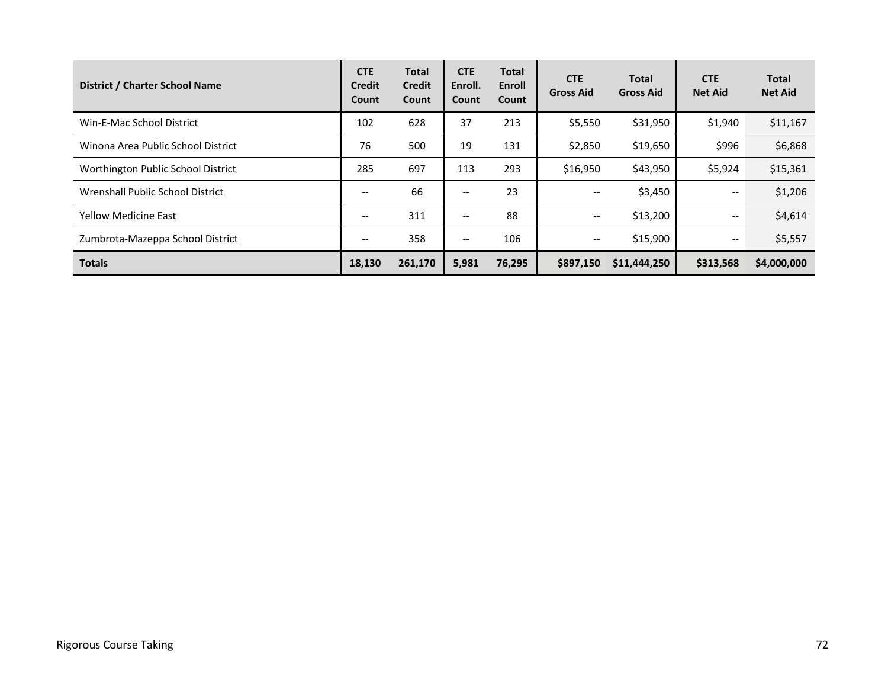| District / Charter School Name | CTE Credit Count | Total Credit Count | CTE Enroll. Count | Total Enroll Count | CTE Gross Aid | Total Gross Aid | CTE Net Aid | Total Net Aid |
|---|---|---|---|---|---|---|---|---|
| Win-E-Mac School District | 102 | 628 | 37 | 213 | $5,550 | $31,950 | $1,940 | $11,167 |
| Winona Area Public School District | 76 | 500 | 19 | 131 | $2,850 | $19,650 | $996 | $6,868 |
| Worthington Public School District | 285 | 697 | 113 | 293 | $16,950 | $43,950 | $5,924 | $15,361 |
| Wrenshall Public School District | -- | 66 | -- | 23 | -- | $3,450 | -- | $1,206 |
| Yellow Medicine East | -- | 311 | -- | 88 | -- | $13,200 | -- | $4,614 |
| Zumbrota-Mazeppa School District | -- | 358 | -- | 106 | -- | $15,900 | -- | $5,557 |
| **Totals** | **18,130** | **261,170** | **5,981** | **76,295** | **$897,150** | **$11,444,250** | **$313,568** | **$4,000,000** |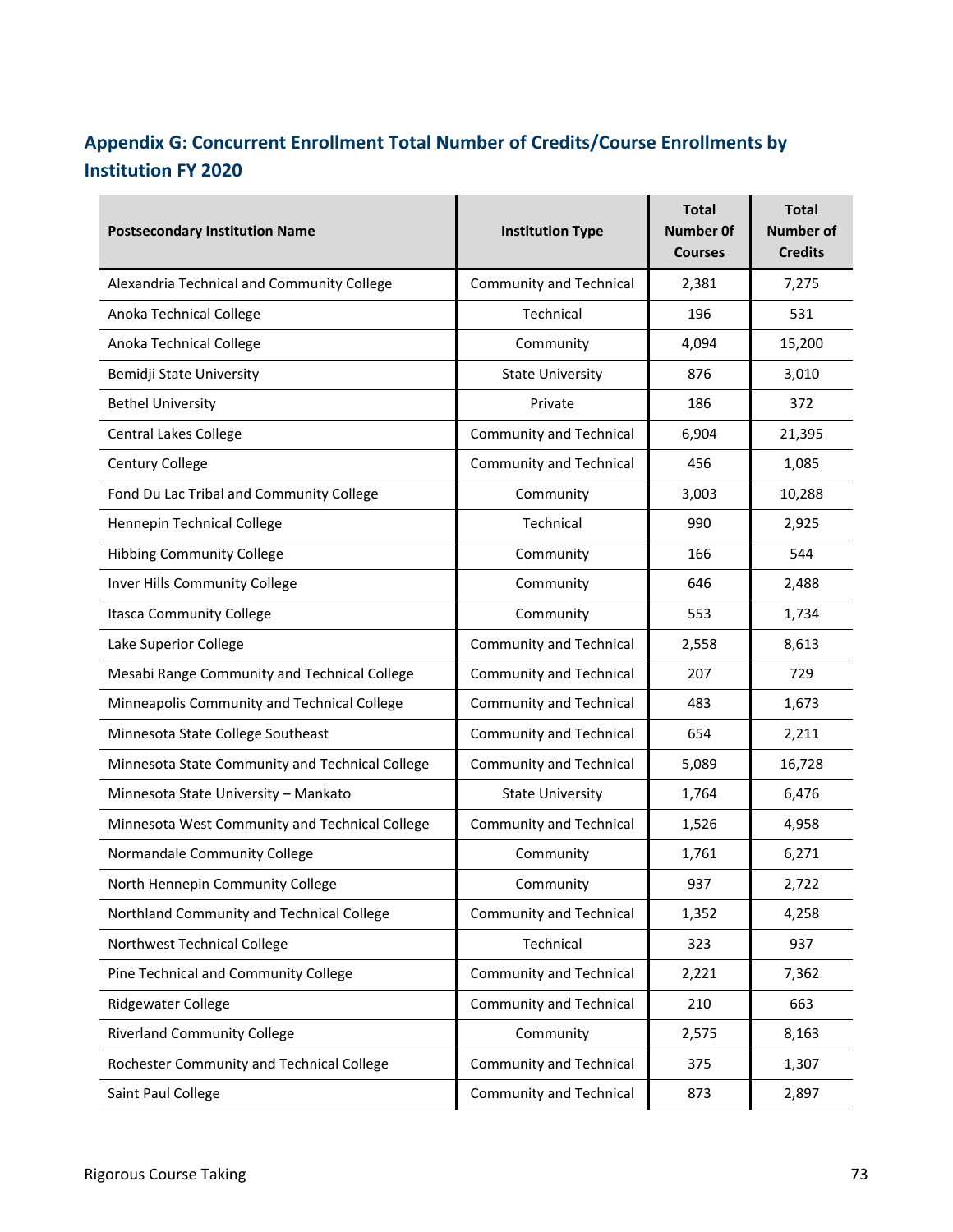## Appendix G: Concurrent Enrollment Total Number of Credits/Course Enrollments by Institution FY 2020

| Postsecondary Institution Name | Institution Type | Total Number 0f Courses | Total Number of Credits |
|---|---|---|---|
| Alexandria Technical and Community College | Community and Technical | 2,381 | 7,275 |
| Anoka Technical College | Technical | 196 | 531 |
| Anoka Technical College | Community | 4,094 | 15,200 |
| Bemidji State University | State University | 876 | 3,010 |
| Bethel University | Private | 186 | 372 |
| Central Lakes College | Community and Technical | 6,904 | 21,395 |
| Century College | Community and Technical | 456 | 1,085 |
| Fond Du Lac Tribal and Community College | Community | 3,003 | 10,288 |
| Hennepin Technical College | Technical | 990 | 2,925 |
| Hibbing Community College | Community | 166 | 544 |
| Inver Hills Community College | Community | 646 | 2,488 |
| Itasca Community College | Community | 553 | 1,734 |
| Lake Superior College | Community and Technical | 2,558 | 8,613 |
| Mesabi Range Community and Technical College | Community and Technical | 207 | 729 |
| Minneapolis Community and Technical College | Community and Technical | 483 | 1,673 |
| Minnesota State College Southeast | Community and Technical | 654 | 2,211 |
| Minnesota State Community and Technical College | Community and Technical | 5,089 | 16,728 |
| Minnesota State University – Mankato | State University | 1,764 | 6,476 |
| Minnesota West Community and Technical College | Community and Technical | 1,526 | 4,958 |
| Normandale Community College | Community | 1,761 | 6,271 |
| North Hennepin Community College | Community | 937 | 2,722 |
| Northland Community and Technical College | Community and Technical | 1,352 | 4,258 |
| Northwest Technical College | Technical | 323 | 937 |
| Pine Technical and Community College | Community and Technical | 2,221 | 7,362 |
| Ridgewater College | Community and Technical | 210 | 663 |
| Riverland Community College | Community | 2,575 | 8,163 |
| Rochester Community and Technical College | Community and Technical | 375 | 1,307 |
| Saint Paul College | Community and Technical | 873 | 2,897 |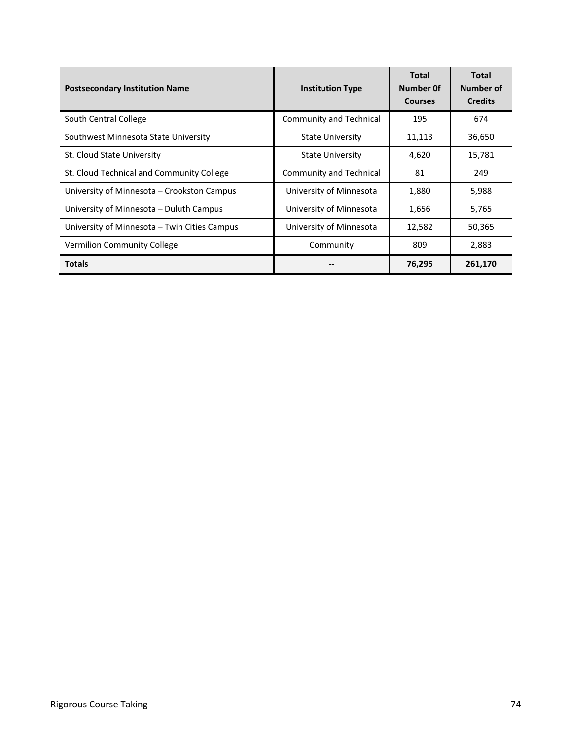| Postsecondary Institution Name | Institution Type | Total Number 0f Courses | Total Number of Credits |
|---|---|---|---|
| South Central College | Community and Technical | 195 | 674 |
| Southwest Minnesota State University | State University | 11,113 | 36,650 |
| St. Cloud State University | State University | 4,620 | 15,781 |
| St. Cloud Technical and Community College | Community and Technical | 81 | 249 |
| University of Minnesota – Crookston Campus | University of Minnesota | 1,880 | 5,988 |
| University of Minnesota – Duluth Campus | University of Minnesota | 1,656 | 5,765 |
| University of Minnesota – Twin Cities Campus | University of Minnesota | 12,582 | 50,365 |
| Vermilion Community College | Community | 809 | 2,883 |
| **Totals** | **--** | **76,295** | **261,170** |